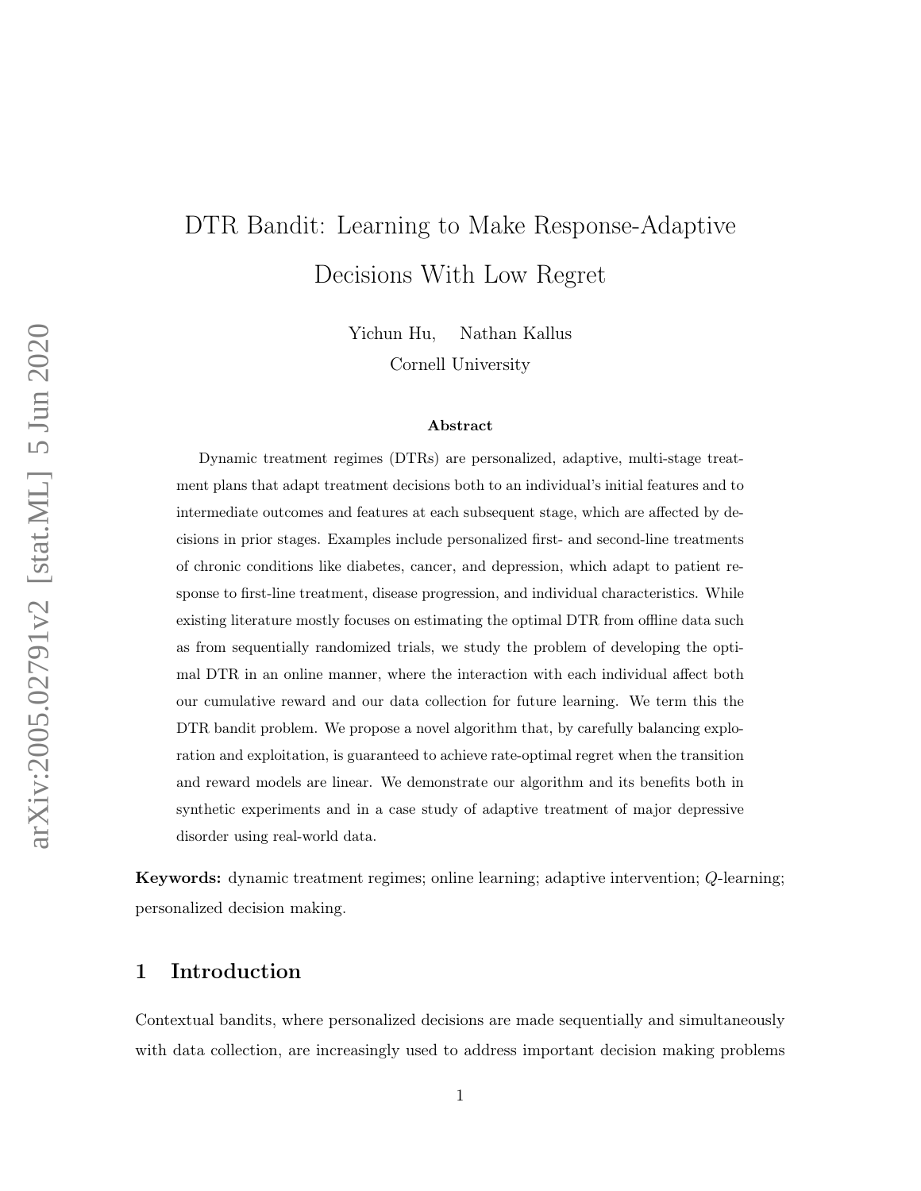# DTR Bandit: Learning to Make Response-Adaptive Decisions With Low Regret

Yichun Hu, Nathan Kallus

Cornell University

### Abstract

Dynamic treatment regimes (DTRs) are personalized, adaptive, multi-stage treatment plans that adapt treatment decisions both to an individual's initial features and to intermediate outcomes and features at each subsequent stage, which are affected by decisions in prior stages. Examples include personalized first- and second-line treatments of chronic conditions like diabetes, cancer, and depression, which adapt to patient response to first-line treatment, disease progression, and individual characteristics. While existing literature mostly focuses on estimating the optimal DTR from offline data such as from sequentially randomized trials, we study the problem of developing the optimal DTR in an online manner, where the interaction with each individual affect both our cumulative reward and our data collection for future learning. We term this the DTR bandit problem. We propose a novel algorithm that, by carefully balancing exploration and exploitation, is guaranteed to achieve rate-optimal regret when the transition and reward models are linear. We demonstrate our algorithm and its benefits both in synthetic experiments and in a case study of adaptive treatment of major depressive disorder using real-world data.

**Keywords:** dynamic treatment regimes; online learning; adaptive intervention; $Q$-learning; personalized decision making.

## 1 Introduction

Contextual bandits, where personalized decisions are made sequentially and simultaneously with data collection, are increasingly used to address important decision making problems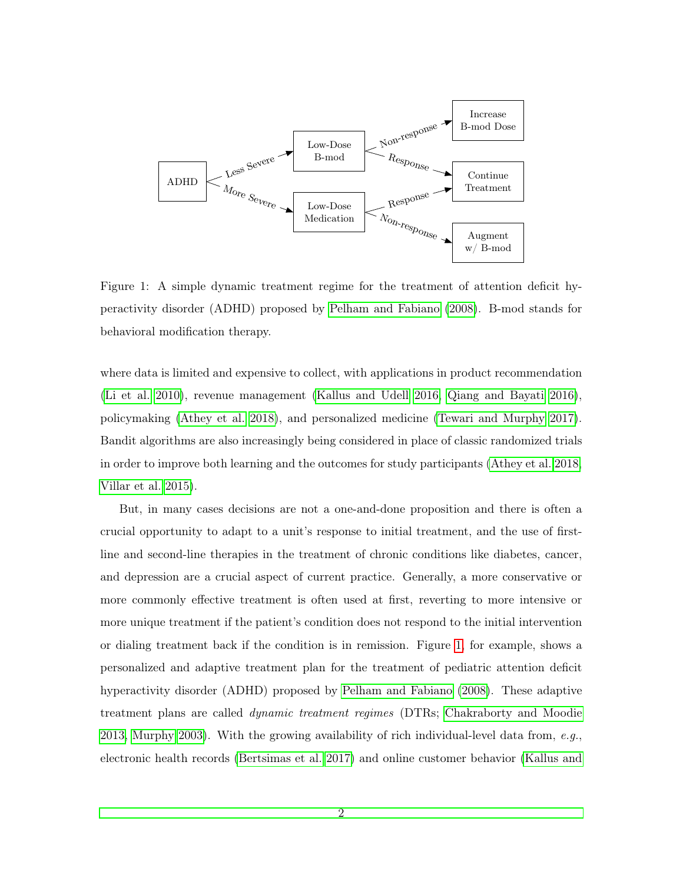Figure 1: A simple dynamic treatment regime for the treatment of attention deficit hyperactivity disorder (ADHD) proposed by Pelham and Fabiano (2008). B-mod stands for behavioral modification therapy.

where data is limited and expensive to collect, with applications in product recommendation (Li et al. 2010), revenue management (Kallus and Udell 2016, Qiang and Bayati 2016), policymaking (Athey et al. 2018), and personalized medicine (Tewari and Murphy 2017). Bandit algorithms are also increasingly being considered in place of classic randomized trials in order to improve both learning and the outcomes for study participants (Athey et al. 2018, Villar et al. 2015).

But, in many cases decisions are not a one-and-done proposition and there is often a crucial opportunity to adapt to a unit's response to initial treatment, and the use of first-line and second-line therapies in the treatment of chronic conditions like diabetes, cancer, and depression are a crucial aspect of current practice. Generally, a more conservative or more commonly effective treatment is often used at first, reverting to more intensive or more unique treatment if the patient's condition does not respond to the initial intervention or dialing treatment back if the condition is in remission. Figure 1, for example, shows a personalized and adaptive treatment plan for the treatment of pediatric attention deficit hyperactivity disorder (ADHD) proposed by Pelham and Fabiano (2008). These adaptive treatment plans are called *dynamic treatment regimes* (DTRs; Chakraborty and Moodie 2013, Murphy 2003). With the growing availability of rich individual-level data from, *e.g.*, electronic health records (Bertsimas et al. 2017) and online customer behavior (Kallus and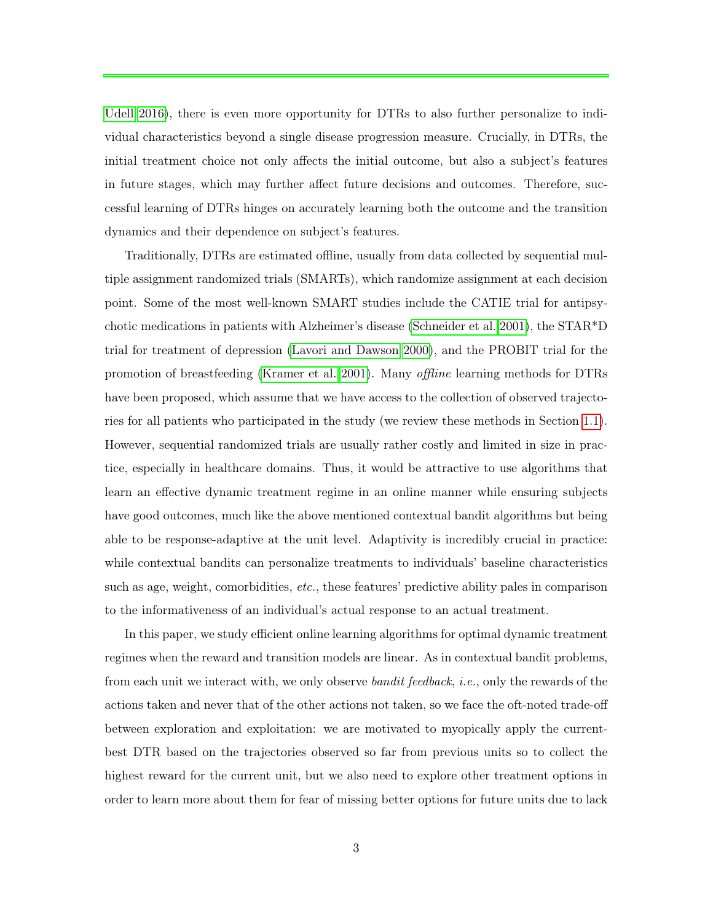Udell 2016), there is even more opportunity for DTRs to also further personalize to individual characteristics beyond a single disease progression measure. Crucially, in DTRs, the initial treatment choice not only affects the initial outcome, but also a subject's features in future stages, which may further affect future decisions and outcomes. Therefore, successful learning of DTRs hinges on accurately learning both the outcome and the transition dynamics and their dependence on subject's features.

Traditionally, DTRs are estimated offline, usually from data collected by sequential multiple assignment randomized trials (SMARTs), which randomize assignment at each decision point. Some of the most well-known SMART studies include the CATIE trial for antipsychotic medications in patients with Alzheimer's disease (Schneider et al. 2001), the STAR*D trial for treatment of depression (Lavori and Dawson 2000), and the PROBIT trial for the promotion of breastfeeding (Kramer et al. 2001). Many *offline* learning methods for DTRs have been proposed, which assume that we have access to the collection of observed trajectories for all patients who participated in the study (we review these methods in Section 1.1). However, sequential randomized trials are usually rather costly and limited in size in practice, especially in healthcare domains. Thus, it would be attractive to use algorithms that learn an effective dynamic treatment regime in an online manner while ensuring subjects have good outcomes, much like the above mentioned contextual bandit algorithms but being able to be response-adaptive at the unit level. Adaptivity is incredibly crucial in practice: while contextual bandits can personalize treatments to individuals' baseline characteristics such as age, weight, comorbidities, *etc.*, these features' predictive ability pales in comparison to the informativeness of an individual's actual response to an actual treatment.

In this paper, we study efficient online learning algorithms for optimal dynamic treatment regimes when the reward and transition models are linear. As in contextual bandit problems, from each unit we interact with, we only observe *bandit feedback*, *i.e.*, only the rewards of the actions taken and never that of the other actions not taken, so we face the oft-noted trade-off between exploration and exploitation: we are motivated to myopically apply the current-best DTR based on the trajectories observed so far from previous units so to collect the highest reward for the current unit, but we also need to explore other treatment options in order to learn more about them for fear of missing better options for future units due to lack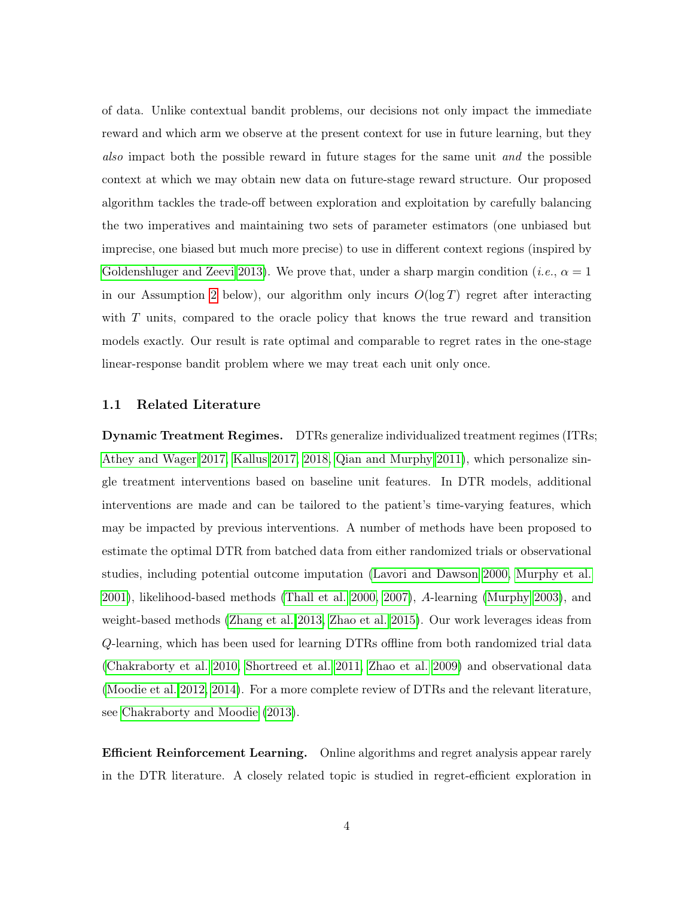of data. Unlike contextual bandit problems, our decisions not only impact the immediate reward and which arm we observe at the present context for use in future learning, but they *also* impact both the possible reward in future stages for the same unit *and* the possible context at which we may obtain new data on future-stage reward structure. Our proposed algorithm tackles the trade-off between exploration and exploitation by carefully balancing the two imperatives and maintaining two sets of parameter estimators (one unbiased but imprecise, one biased but much more precise) to use in different context regions (inspired by Goldenshluger and Zeevi 2013). We prove that, under a sharp margin condition (*i.e.*, $\alpha = 1$ in our Assumption 2 below), our algorithm only incurs $O(\log T)$ regret after interacting with $T$ units, compared to the oracle policy that knows the true reward and transition models exactly. Our result is rate optimal and comparable to regret rates in the one-stage linear-response bandit problem where we may treat each unit only once.

### 1.1 Related Literature

**Dynamic Treatment Regimes.** DTRs generalize individualized treatment regimes (ITRs; Athey and Wager 2017, Kallus 2017, 2018, Qian and Murphy 2011), which personalize single treatment interventions based on baseline unit features. In DTR models, additional interventions are made and can be tailored to the patient's time-varying features, which may be impacted by previous interventions. A number of methods have been proposed to estimate the optimal DTR from batched data from either randomized trials or observational studies, including potential outcome imputation (Lavori and Dawson 2000, Murphy et al. 2001), likelihood-based methods (Thall et al. 2000, 2007), *A*-learning (Murphy 2003), and weight-based methods (Zhang et al. 2013, Zhao et al. 2015). Our work leverages ideas from *Q*-learning, which has been used for learning DTRs offline from both randomized trial data (Chakraborty et al. 2010, Shortreed et al. 2011, Zhao et al. 2009) and observational data (Moodie et al. 2012, 2014). For a more complete review of DTRs and the relevant literature, see Chakraborty and Moodie (2013).

**Efficient Reinforcement Learning.** Online algorithms and regret analysis appear rarely in the DTR literature. A closely related topic is studied in regret-efficient exploration in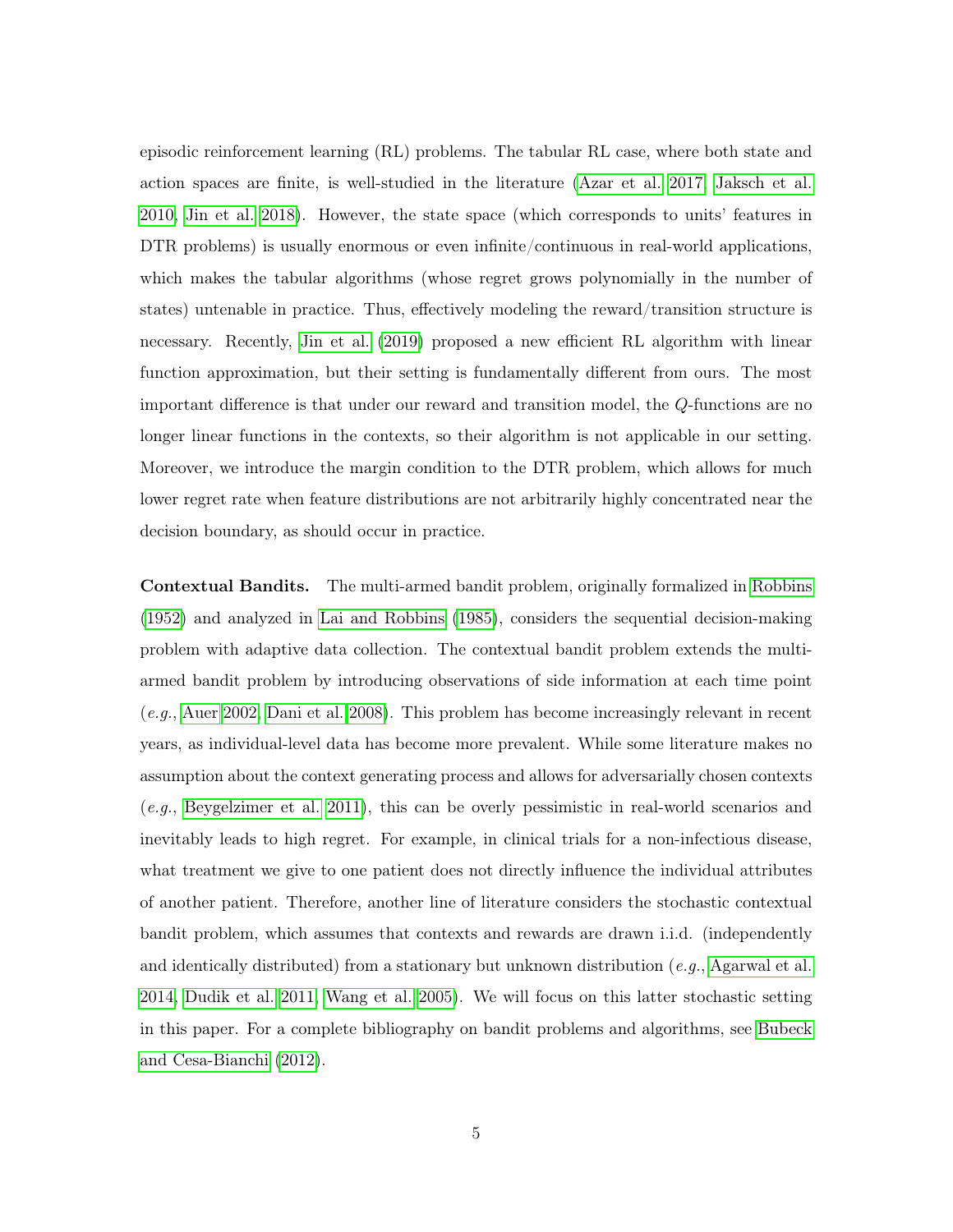episodic reinforcement learning (RL) problems. The tabular RL case, where both state and action spaces are finite, is well-studied in the literature (Azar et al. 2017, Jaksch et al. 2010, Jin et al. 2018). However, the state space (which corresponds to units' features in DTR problems) is usually enormous or even infinite/continuous in real-world applications, which makes the tabular algorithms (whose regret grows polynomially in the number of states) untenable in practice. Thus, effectively modeling the reward/transition structure is necessary. Recently, Jin et al. (2019) proposed a new efficient RL algorithm with linear function approximation, but their setting is fundamentally different from ours. The most important difference is that under our reward and transition model, the $Q$-functions are no longer linear functions in the contexts, so their algorithm is not applicable in our setting. Moreover, we introduce the margin condition to the DTR problem, which allows for much lower regret rate when feature distributions are not arbitrarily highly concentrated near the decision boundary, as should occur in practice.

**Contextual Bandits.** The multi-armed bandit problem, originally formalized in Robbins (1952) and analyzed in Lai and Robbins (1985), considers the sequential decision-making problem with adaptive data collection. The contextual bandit problem extends the multi-armed bandit problem by introducing observations of side information at each time point (*e.g.*, Auer 2002, Dani et al. 2008). This problem has become increasingly relevant in recent years, as individual-level data has become more prevalent. While some literature makes no assumption about the context generating process and allows for adversarially chosen contexts (*e.g.*, Beygelzimer et al. 2011), this can be overly pessimistic in real-world scenarios and inevitably leads to high regret. For example, in clinical trials for a non-infectious disease, what treatment we give to one patient does not directly influence the individual attributes of another patient. Therefore, another line of literature considers the stochastic contextual bandit problem, which assumes that contexts and rewards are drawn i.i.d. (independently and identically distributed) from a stationary but unknown distribution (*e.g.*, Agarwal et al. 2014, Dudik et al. 2011, Wang et al. 2005). We will focus on this latter stochastic setting in this paper. For a complete bibliography on bandit problems and algorithms, see Bubeck and Cesa-Bianchi (2012).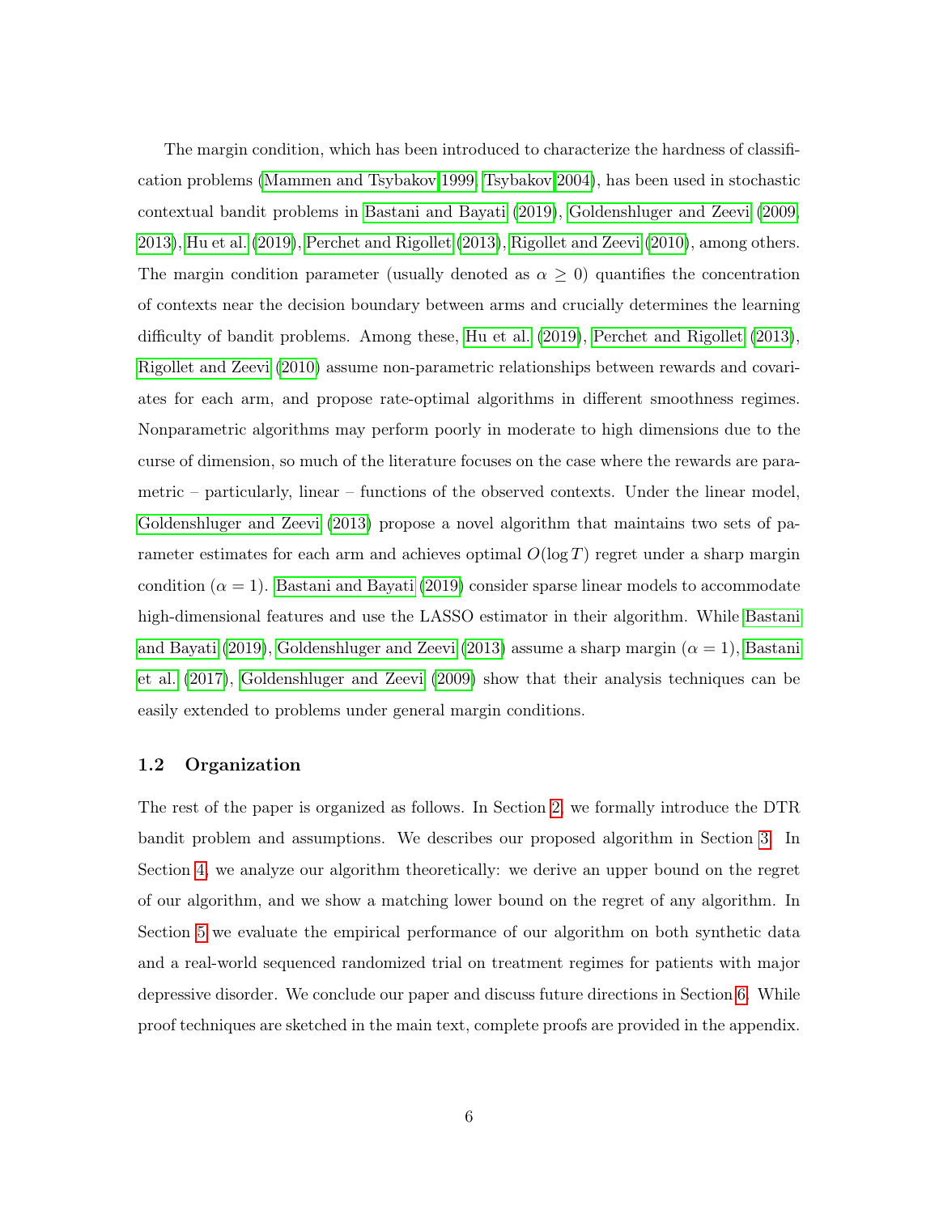The margin condition, which has been introduced to characterize the hardness of classification problems (Mammen and Tsybakov 1999; Tsybakov 2004), has been used in stochastic contextual bandit problems in Bastani and Bayati (2019), Goldenshluger and Zeevi (2009, 2013), Hu et al. (2019), Perchet and Rigollet (2013), Rigollet and Zeevi (2010), among others. The margin condition parameter (usually denoted as $\alpha \geq 0$) quantifies the concentration of contexts near the decision boundary between arms and crucially determines the learning difficulty of bandit problems. Among these, Hu et al. (2019), Perchet and Rigollet (2013), Rigollet and Zeevi (2010) assume non-parametric relationships between rewards and covariates for each arm, and propose rate-optimal algorithms in different smoothness regimes. Nonparametric algorithms may perform poorly in moderate to high dimensions due to the curse of dimension, so much of the literature focuses on the case where the rewards are parametric – particularly, linear – functions of the observed contexts. Under the linear model, Goldenshluger and Zeevi (2013) propose a novel algorithm that maintains two sets of parameter estimates for each arm and achieves optimal $O(\log T)$ regret under a sharp margin condition ($\alpha = 1$). Bastani and Bayati (2019) consider sparse linear models to accommodate high-dimensional features and use the LASSO estimator in their algorithm. While Bastani and Bayati (2019), Goldenshluger and Zeevi (2013) assume a sharp margin ($\alpha = 1$), Bastani et al. (2017), Goldenshluger and Zeevi (2009) show that their analysis techniques can be easily extended to problems under general margin conditions.

### 1.2 Organization

The rest of the paper is organized as follows. In Section 2, we formally introduce the DTR bandit problem and assumptions. We describes our proposed algorithm in Section 3. In Section 4, we analyze our algorithm theoretically: we derive an upper bound on the regret of our algorithm, and we show a matching lower bound on the regret of any algorithm. In Section 5 we evaluate the empirical performance of our algorithm on both synthetic data and a real-world sequenced randomized trial on treatment regimes for patients with major depressive disorder. We conclude our paper and discuss future directions in Section 6. While proof techniques are sketched in the main text, complete proofs are provided in the appendix.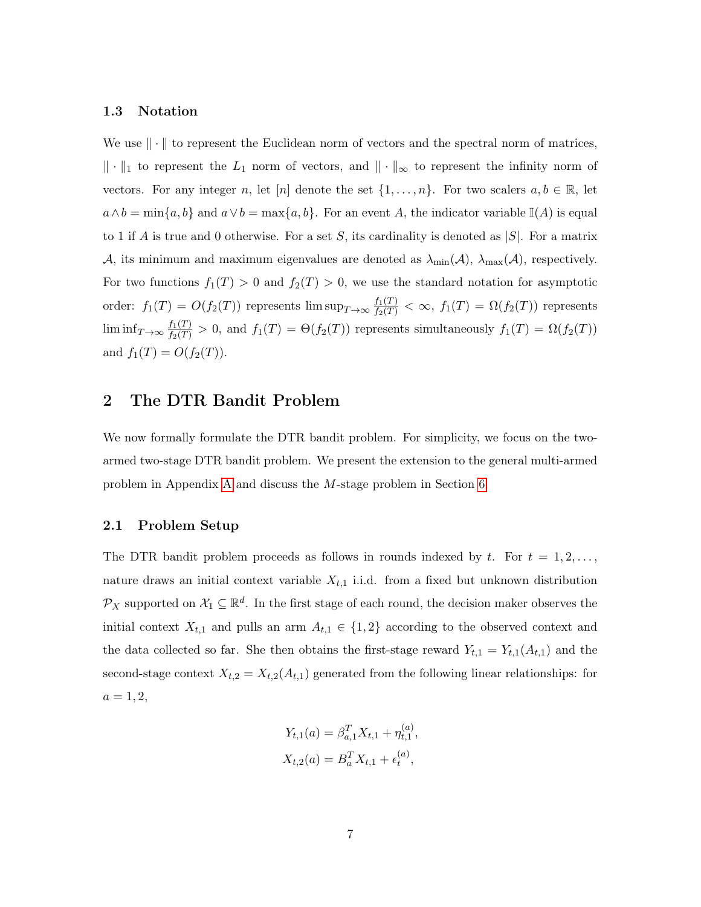### 1.3 Notation

We use $\|\cdot\|$ to represent the Euclidean norm of vectors and the spectral norm of matrices, $\|\cdot\|_1$ to represent the $L_1$ norm of vectors, and $\|\cdot\|_\infty$ to represent the infinity norm of vectors. For any integer $n$, let $[n]$ denote the set $\{1, \ldots, n\}$. For two scalers $a, b \in \mathbb{R}$, let $a \wedge b = \min\{a, b\}$ and $a \vee b = \max\{a, b\}$. For an event $A$, the indicator variable $\mathbb{I}(A)$ is equal to 1 if $A$ is true and 0 otherwise. For a set $S$, its cardinality is denoted as $|S|$. For a matrix $\mathcal{A}$, its minimum and maximum eigenvalues are denoted as $\lambda_{\min}(\mathcal{A})$, $\lambda_{\max}(\mathcal{A})$, respectively. For two functions $f_1(T) > 0$ and $f_2(T) > 0$, we use the standard notation for asymptotic order: $f_1(T) = O(f_2(T))$ represents $\limsup_{T\to\infty} \frac{f_1(T)}{f_2(T)} < \infty$, $f_1(T) = \Omega(f_2(T))$ represents $\liminf_{T\to\infty} \frac{f_1(T)}{f_2(T)} > 0$, and $f_1(T) = \Theta(f_2(T))$ represents simultaneously $f_1(T) = \Omega(f_2(T))$ and $f_1(T) = O(f_2(T))$.

## 2 The DTR Bandit Problem

We now formally formulate the DTR bandit problem. For simplicity, we focus on the two-armed two-stage DTR bandit problem. We present the extension to the general multi-armed problem in Appendix A and discuss the $M$-stage problem in Section 6.

### 2.1 Problem Setup

The DTR bandit problem proceeds as follows in rounds indexed by $t$. For $t = 1, 2, \ldots,$ nature draws an initial context variable $X_{t,1}$ i.i.d. from a fixed but unknown distribution $\mathcal{P}_X$ supported on $\mathcal{X}_1 \subseteq \mathbb{R}^d$. In the first stage of each round, the decision maker observes the initial context $X_{t,1}$ and pulls an arm $A_{t,1} \in \{1, 2\}$ according to the observed context and the data collected so far. She then obtains the first-stage reward $Y_{t,1} = Y_{t,1}(A_{t,1})$ and the second-stage context $X_{t,2} = X_{t,2}(A_{t,1})$ generated from the following linear relationships: for $a = 1, 2$,

$$
\begin{aligned}
Y_{t,1}(a) &= \beta_{a,1}^T X_{t,1} + \eta_{t,1}^{(a)}, \\
X_{t,2}(a) &= B_a^T X_{t,1} + \epsilon_t^{(a)},
\end{aligned}
$$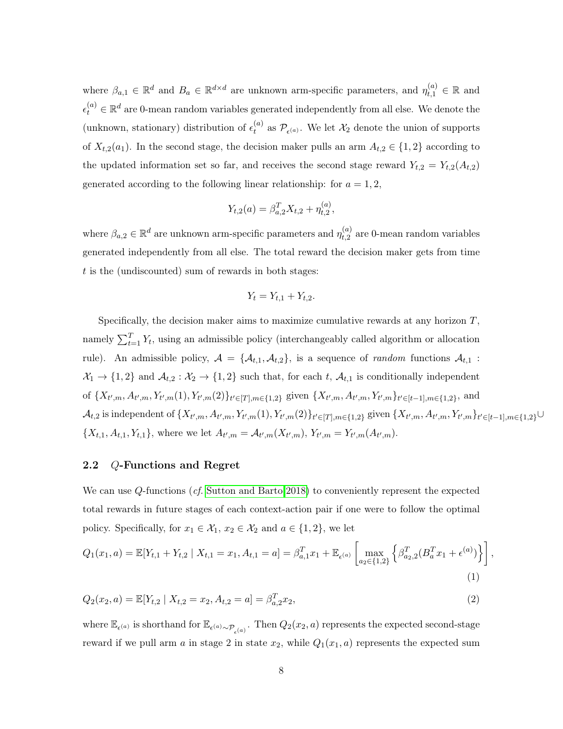where $\beta_{a,1} \in \mathbb{R}^d$ and $B_a \in \mathbb{R}^{d \times d}$ are unknown arm-specific parameters, and $\eta_{t,1}^{(a)} \in \mathbb{R}$ and $\epsilon_t^{(a)} \in \mathbb{R}^d$ are 0-mean random variables generated independently from all else. We denote the (unknown, stationary) distribution of $\epsilon_t^{(a)}$ as $\mathcal{P}_{\epsilon^{(a)}}$. We let $\mathcal{X}_2$ denote the union of supports of $X_{t,2}(a_1)$. In the second stage, the decision maker pulls an arm $A_{t,2} \in \{1,2\}$ according to the updated information set so far, and receives the second stage reward $Y_{t,2} = Y_{t,2}(A_{t,2})$ generated according to the following linear relationship: for $a = 1, 2$,

$$Y_{t,2}(a) = \beta_{a,2}^T X_{t,2} + \eta_{t,2}^{(a)},$$

where $\beta_{a,2} \in \mathbb{R}^d$ are unknown arm-specific parameters and $\eta_{t,2}^{(a)}$ are 0-mean random variables generated independently from all else. The total reward the decision maker gets from time $t$ is the (undiscounted) sum of rewards in both stages:

$$Y_t = Y_{t,1} + Y_{t,2}.$$

Specifically, the decision maker aims to maximize cumulative rewards at any horizon $T$, namely $\sum_{t=1}^{T} Y_t$, using an admissible policy (interchangeably called algorithm or allocation rule). An admissible policy, $\mathcal{A} = \{\mathcal{A}_{t,1}, \mathcal{A}_{t,2}\}$, is a sequence of *random* functions $\mathcal{A}_{t,1} : \mathcal{X}_1 \to \{1,2\}$ and $\mathcal{A}_{t,2} : \mathcal{X}_2 \to \{1,2\}$ such that, for each $t$, $\mathcal{A}_{t,1}$ is conditionally independent of $\{X_{t',m}, A_{t',m}, Y_{t',m}(1), Y_{t',m}(2)\}_{t' \in [T], m \in \{1,2\}}$ given $\{X_{t',m}, A_{t',m}, Y_{t',m}\}_{t' \in [t-1], m \in \{1,2\}}$, and $\mathcal{A}_{t,2}$ is independent of $\{X_{t',m}, A_{t',m}, Y_{t',m}(1), Y_{t',m}(2)\}_{t' \in [T], m \in \{1,2\}}$ given $\{X_{t',m}, A_{t',m}, Y_{t',m}\}_{t' \in [t-1], m \in \{1,2\}} \cup \{X_{t,1}, A_{t,1}, Y_{t,1}\}$, where we let $A_{t',m} = \mathcal{A}_{t',m}(X_{t',m})$, $Y_{t',m} = Y_{t',m}(A_{t',m})$.

## 2.2 $Q$-Functions and Regret

We can use $Q$-functions (*cf.* Sutton and Barto 2018) to conveniently represent the expected total rewards in future stages of each context-action pair if one were to follow the optimal policy. Specifically, for $x_1 \in \mathcal{X}_1$, $x_2 \in \mathcal{X}_2$ and $a \in \{1,2\}$, we let

$$Q_1(x_1, a) = \mathbb{E}[Y_{t,1} + Y_{t,2} \mid X_{t,1} = x_1, A_{t,1} = a] = \beta_{a,1}^T x_1 + \mathbb{E}_{\epsilon^{(a)}} \left[ \max_{a_2 \in \{1,2\}} \left\{ \beta_{a_2,2}^T (B_a^T x_1 + \epsilon^{(a)}) \right\} \right], \tag{1}$$

$$Q_2(x_2, a) = \mathbb{E}[Y_{t,2} \mid X_{t,2} = x_2, A_{t,2} = a] = \beta_{a,2}^T x_2, \tag{2}$$

where $\mathbb{E}_{\epsilon^{(a)}}$ is shorthand for $\mathbb{E}_{\epsilon^{(a)} \sim \mathcal{P}_{\epsilon^{(a)}}}$. Then $Q_2(x_2, a)$ represents the expected second-stage reward if we pull arm $a$ in stage 2 in state $x_2$, while $Q_1(x_1, a)$ represents the expected sum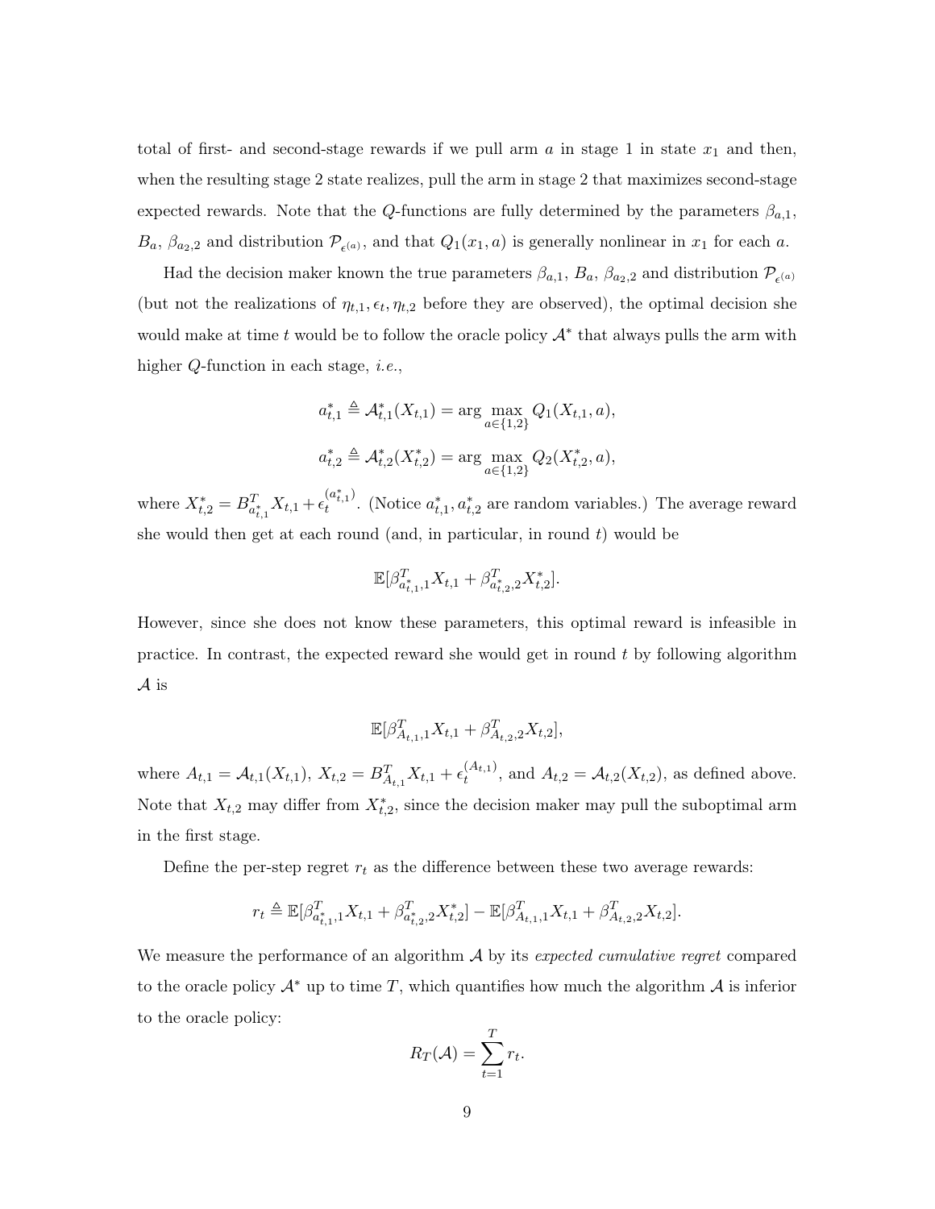total of first- and second-stage rewards if we pull arm $a$ in stage 1 in state $x_1$ and then, when the resulting stage 2 state realizes, pull the arm in stage 2 that maximizes second-stage expected rewards. Note that the $Q$-functions are fully determined by the parameters $\beta_{a,1}$, $B_a$, $\beta_{a_2,2}$ and distribution $\mathcal{P}_{\epsilon^{(a)}}$, and that $Q_1(x_1, a)$ is generally nonlinear in $x_1$ for each $a$.

Had the decision maker known the true parameters $\beta_{a,1}$, $B_a$, $\beta_{a_2,2}$ and distribution $\mathcal{P}_{\epsilon^{(a)}}$ (but not the realizations of $\eta_{t,1}, \epsilon_t, \eta_{t,2}$ before they are observed), the optimal decision she would make at time $t$ would be to follow the oracle policy $\mathcal{A}^*$ that always pulls the arm with higher $Q$-function in each stage, *i.e.*,

$$a_{t,1}^* \triangleq \mathcal{A}_{t,1}^*(X_{t,1}) = \arg\max_{a \in \{1,2\}} Q_1(X_{t,1}, a),$$

$$a_{t,2}^* \triangleq \mathcal{A}_{t,2}^*(X_{t,2}^*) = \arg\max_{a \in \{1,2\}} Q_2(X_{t,2}^*, a),$$

where $X_{t,2}^* = B_{a_{t,1}^*}^T X_{t,1} + \epsilon_t^{(a_{t,1}^*)}$. (Notice $a_{t,1}^*, a_{t,2}^*$ are random variables.) The average reward she would then get at each round (and, in particular, in round $t$) would be

$$\mathbb{E}[\beta_{a_{t,1}^*,1}^T X_{t,1} + \beta_{a_{t,2}^*,2}^T X_{t,2}^*].$$

However, since she does not know these parameters, this optimal reward is infeasible in practice. In contrast, the expected reward she would get in round $t$ by following algorithm $\mathcal{A}$ is

$$\mathbb{E}[\beta_{A_{t,1},1}^T X_{t,1} + \beta_{A_{t,2},2}^T X_{t,2}],$$

where $A_{t,1} = \mathcal{A}_{t,1}(X_{t,1})$, $X_{t,2} = B_{A_{t,1}}^T X_{t,1} + \epsilon_t^{(A_{t,1})}$, and $A_{t,2} = \mathcal{A}_{t,2}(X_{t,2})$, as defined above. Note that $X_{t,2}$ may differ from $X_{t,2}^*$, since the decision maker may pull the suboptimal arm in the first stage.

Define the per-step regret $r_t$ as the difference between these two average rewards:

$$r_t \triangleq \mathbb{E}[\beta_{a_{t,1}^*,1}^T X_{t,1} + \beta_{a_{t,2}^*,2}^T X_{t,2}^*] - \mathbb{E}[\beta_{A_{t,1},1}^T X_{t,1} + \beta_{A_{t,2},2}^T X_{t,2}].$$

We measure the performance of an algorithm $\mathcal{A}$ by its *expected cumulative regret* compared to the oracle policy $\mathcal{A}^*$ up to time $T$, which quantifies how much the algorithm $\mathcal{A}$ is inferior to the oracle policy:

$$R_T(\mathcal{A}) = \sum_{t=1}^{T} r_t.$$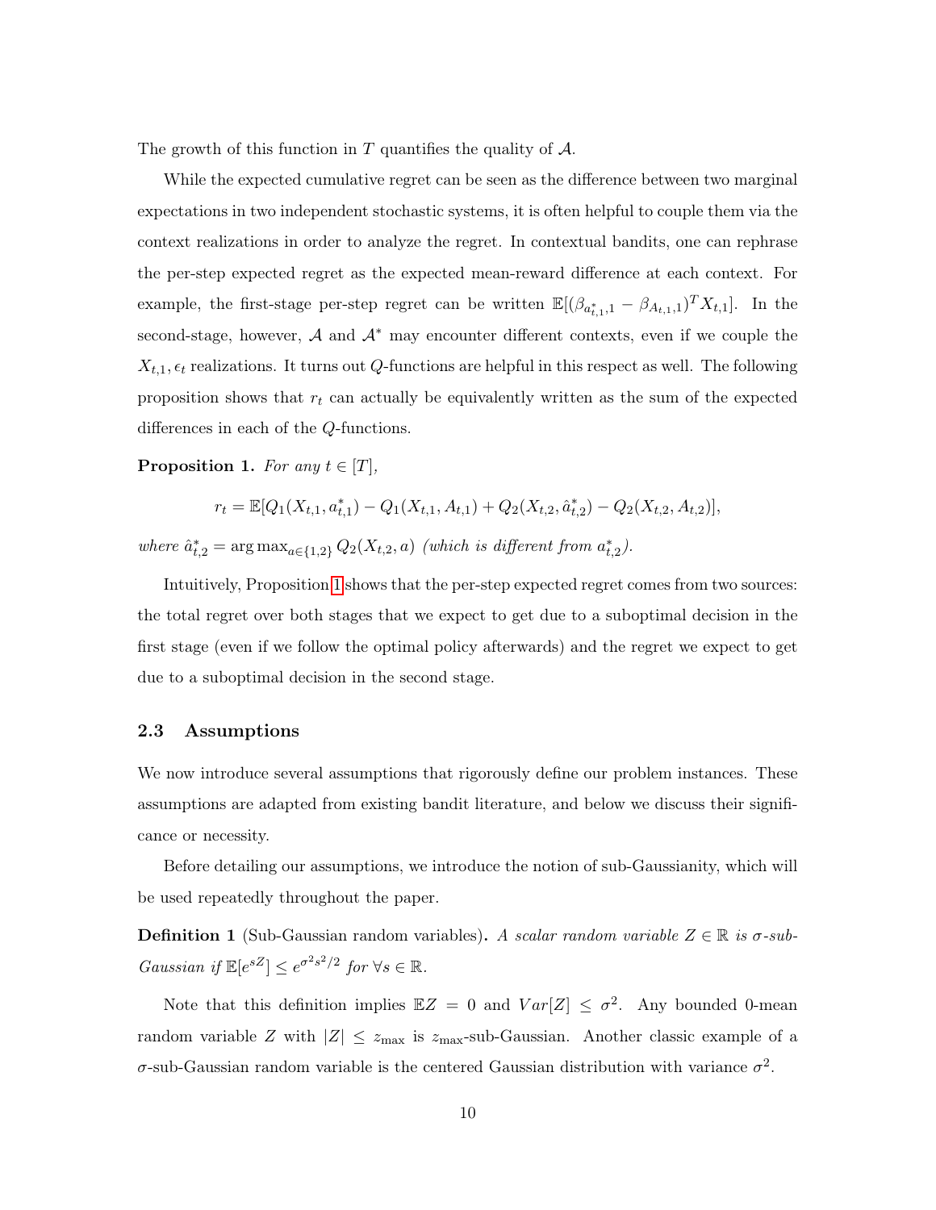The growth of this function in $T$ quantifies the quality of $\mathcal{A}$.

While the expected cumulative regret can be seen as the difference between two marginal expectations in two independent stochastic systems, it is often helpful to couple them via the context realizations in order to analyze the regret. In contextual bandits, one can rephrase the per-step expected regret as the expected mean-reward difference at each context. For example, the first-stage per-step regret can be written $\mathbb{E}[(\beta_{a^*_{t,1},1} - \beta_{A_{t,1},1})^T X_{t,1}]$. In the second-stage, however, $\mathcal{A}$ and $\mathcal{A}^*$ may encounter different contexts, even if we couple the $X_{t,1}, \epsilon_t$ realizations. It turns out $Q$-functions are helpful in this respect as well. The following proposition shows that $r_t$ can actually be equivalently written as the sum of the expected differences in each of the $Q$-functions.

**Proposition 1.** *For any $t \in [T]$,*

$$r_t = \mathbb{E}[Q_1(X_{t,1}, a^*_{t,1}) - Q_1(X_{t,1}, A_{t,1}) + Q_2(X_{t,2}, \hat{a}^*_{t,2}) - Q_2(X_{t,2}, A_{t,2})],$$

*where $\hat{a}^*_{t,2} = \arg\max_{a \in \{1,2\}} Q_2(X_{t,2}, a)$ (which is different from $a^*_{t,2}$).*

Intuitively, Proposition 1 shows that the per-step expected regret comes from two sources: the total regret over both stages that we expect to get due to a suboptimal decision in the first stage (even if we follow the optimal policy afterwards) and the regret we expect to get due to a suboptimal decision in the second stage.

### 2.3 Assumptions

We now introduce several assumptions that rigorously define our problem instances. These assumptions are adapted from existing bandit literature, and below we discuss their significance or necessity.

Before detailing our assumptions, we introduce the notion of sub-Gaussianity, which will be used repeatedly throughout the paper.

**Definition 1** (Sub-Gaussian random variables)**.** *A scalar random variable $Z \in \mathbb{R}$ is $\sigma$-sub-Gaussian if $\mathbb{E}[e^{sZ}] \leq e^{\sigma^2 s^2/2}$ for $\forall s \in \mathbb{R}$.*

Note that this definition implies $\mathbb{E}Z = 0$ and $Var[Z] \leq \sigma^2$. Any bounded 0-mean random variable $Z$ with $|Z| \leq z_{\max}$ is $z_{\max}$-sub-Gaussian. Another classic example of a $\sigma$-sub-Gaussian random variable is the centered Gaussian distribution with variance $\sigma^2$.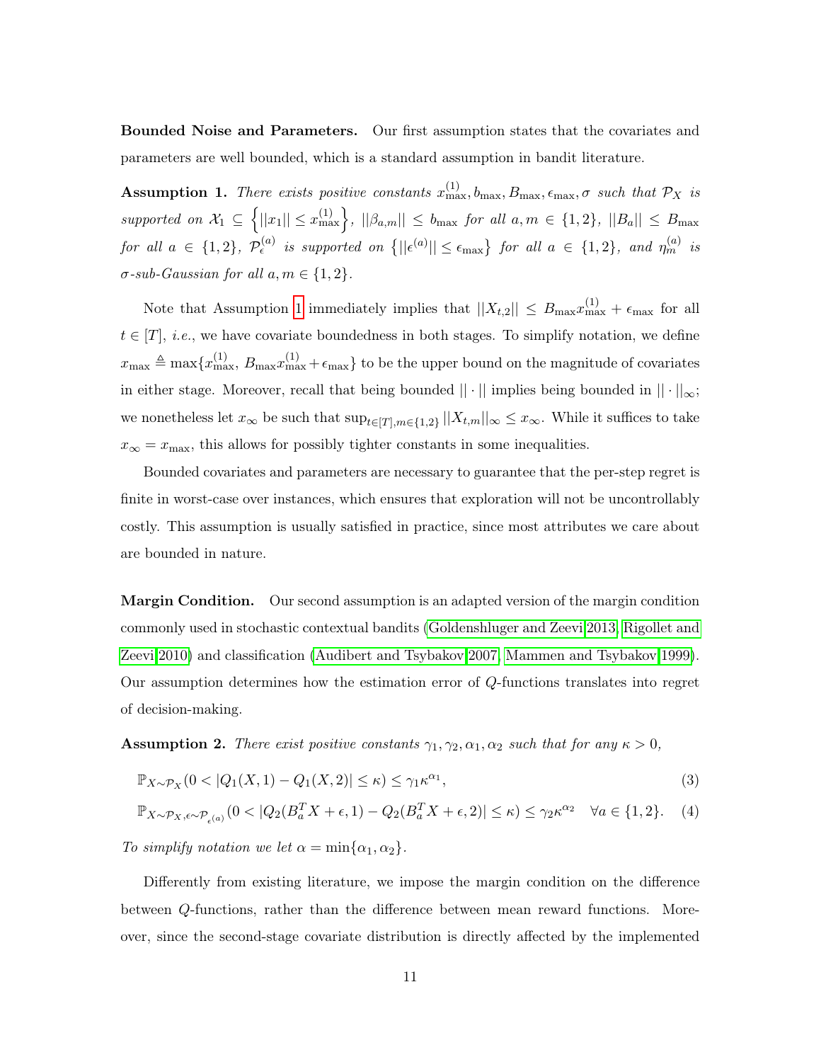**Bounded Noise and Parameters.** Our first assumption states that the covariates and parameters are well bounded, which is a standard assumption in bandit literature.

**Assumption 1.** *There exists positive constants $x^{(1)}_{\max}, b_{\max}, B_{\max}, \epsilon_{\max}, \sigma$ such that $\mathcal{P}_X$ is supported on $\mathcal{X}_1 \subseteq \left\{||x_1|| \leq x^{(1)}_{\max}\right\}$, $||\beta_{a,m}|| \leq b_{\max}$ for all $a, m \in \{1, 2\}$, $||B_a|| \leq B_{\max}$ for all $a \in \{1, 2\}$, $\mathcal{P}^{(a)}_\epsilon$ is supported on $\left\{||\epsilon^{(a)}|| \leq \epsilon_{\max}\right\}$ for all $a \in \{1, 2\}$, and $\eta^{(a)}_m$ is $\sigma$-sub-Gaussian for all $a, m \in \{1, 2\}$.*

Note that Assumption 1 immediately implies that $||X_{t,2}|| \leq B_{\max} x^{(1)}_{\max} + \epsilon_{\max}$ for all $t \in [T]$, *i.e.*, we have covariate boundedness in both stages. To simplify notation, we define $x_{\max} \triangleq \max\{x^{(1)}_{\max}, B_{\max} x^{(1)}_{\max} + \epsilon_{\max}\}$ to be the upper bound on the magnitude of covariates in either stage. Moreover, recall that being bounded $|| \cdot ||$ implies being bounded in $|| \cdot ||_\infty$; we nonetheless let $x_\infty$ be such that $\sup_{t \in [T], m \in \{1,2\}} ||X_{t,m}||_\infty \leq x_\infty$. While it suffices to take $x_\infty = x_{\max}$, this allows for possibly tighter constants in some inequalities.

Bounded covariates and parameters are necessary to guarantee that the per-step regret is finite in worst-case over instances, which ensures that exploration will not be uncontrollably costly. This assumption is usually satisfied in practice, since most attributes we care about are bounded in nature.

**Margin Condition.** Our second assumption is an adapted version of the margin condition commonly used in stochastic contextual bandits (Goldenshluger and Zeevi 2013, Rigollet and Zeevi 2010) and classification (Audibert and Tsybakov 2007, Mammen and Tsybakov 1999). Our assumption determines how the estimation error of $Q$-functions translates into regret of decision-making.

**Assumption 2.** *There exist positive constants $\gamma_1, \gamma_2, \alpha_1, \alpha_2$ such that for any $\kappa > 0$,*

$$\mathbb{P}_{X \sim \mathcal{P}_X}(0 < |Q_1(X, 1) - Q_1(X, 2)| \leq \kappa) \leq \gamma_1 \kappa^{\alpha_1}, \tag{3}$$

$$\mathbb{P}_{X \sim \mathcal{P}_X, \epsilon \sim \mathcal{P}_{\epsilon^{(a)}}}(0 < |Q_2(B_a^T X + \epsilon, 1) - Q_2(B_a^T X + \epsilon, 2)| \leq \kappa) \leq \gamma_2 \kappa^{\alpha_2} \quad \forall a \in \{1, 2\}. \tag{4}$$

*To simplify notation we let $\alpha = \min\{\alpha_1, \alpha_2\}$.*

Differently from existing literature, we impose the margin condition on the difference between $Q$-functions, rather than the difference between mean reward functions. Moreover, since the second-stage covariate distribution is directly affected by the implemented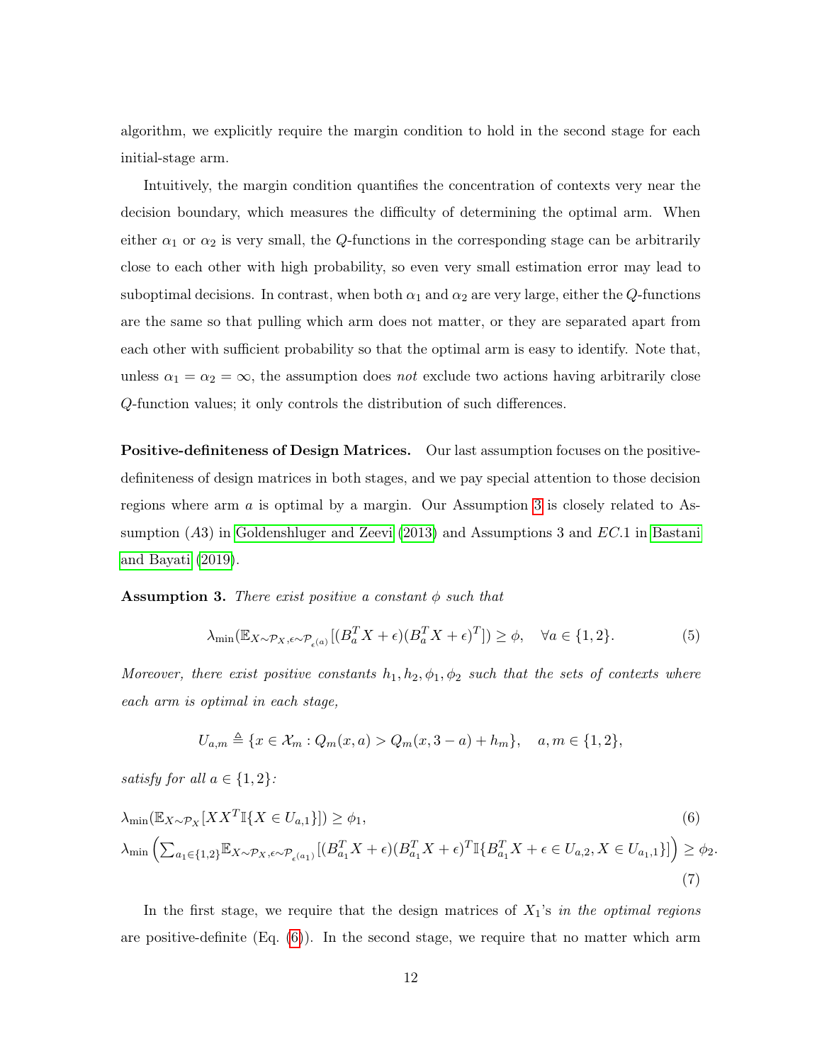algorithm, we explicitly require the margin condition to hold in the second stage for each initial-stage arm.

Intuitively, the margin condition quantifies the concentration of contexts very near the decision boundary, which measures the difficulty of determining the optimal arm. When either $\alpha_1$ or $\alpha_2$ is very small, the $Q$-functions in the corresponding stage can be arbitrarily close to each other with high probability, so even very small estimation error may lead to suboptimal decisions. In contrast, when both $\alpha_1$ and $\alpha_2$ are very large, either the $Q$-functions are the same so that pulling which arm does not matter, or they are separated apart from each other with sufficient probability so that the optimal arm is easy to identify. Note that, unless $\alpha_1 = \alpha_2 = \infty$, the assumption does *not* exclude two actions having arbitrarily close $Q$-function values; it only controls the distribution of such differences.

**Positive-definiteness of Design Matrices.** Our last assumption focuses on the positive-definiteness of design matrices in both stages, and we pay special attention to those decision regions where arm $a$ is optimal by a margin. Our Assumption 3 is closely related to Assumption $(A3)$ in Goldenshluger and Zeevi (2013) and Assumptions 3 and $EC.1$ in Bastani and Bayati (2019).

**Assumption 3.** *There exist positive a constant $\phi$ such that*

$$\lambda_{\min}(\mathbb{E}_{X\sim\mathcal{P}_X,\epsilon\sim\mathcal{P}_{\epsilon(a)}}[(B_a^T X+\epsilon)(B_a^T X+\epsilon)^T]) \geq \phi, \quad \forall a \in \{1,2\}. \tag{5}$$

*Moreover, there exist positive constants $h_1, h_2, \phi_1, \phi_2$ such that the sets of contexts where each arm is optimal in each stage,*

$$U_{a,m} \triangleq \{x \in \mathcal{X}_m : Q_m(x,a) > Q_m(x, 3-a) + h_m\}, \quad a, m \in \{1,2\},$$

*satisfy for all $a \in \{1,2\}$:*

$$\lambda_{\min}(\mathbb{E}_{X\sim\mathcal{P}_X}[XX^T\mathbb{I}\{X \in U_{a,1}\}]) \geq \phi_1, \tag{6}$$

$$\lambda_{\min}\left(\sum_{a_1\in\{1,2\}}\mathbb{E}_{X\sim\mathcal{P}_X,\epsilon\sim\mathcal{P}_{\epsilon(a_1)}}[(B_{a_1}^T X+\epsilon)(B_{a_1}^T X+\epsilon)^T\mathbb{I}\{B_{a_1}^T X+\epsilon \in U_{a,2}, X \in U_{a_1,1}\}]\right) \geq \phi_2. \tag{7}$$

In the first stage, we require that the design matrices of $X_1$'s *in the optimal regions* are positive-definite (Eq. (6)). In the second stage, we require that no matter which arm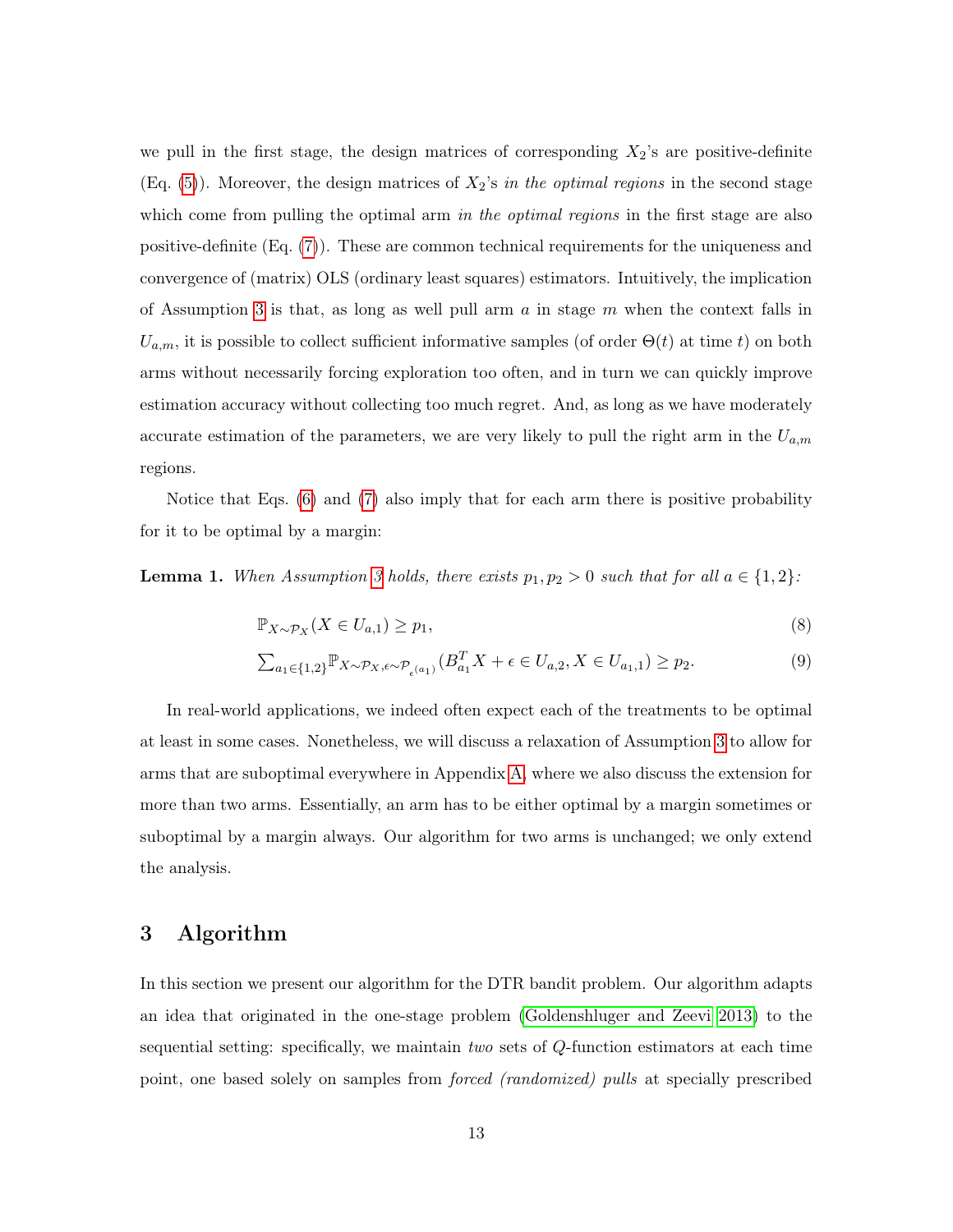we pull in the first stage, the design matrices of corresponding $X_2$'s are positive-definite (Eq. (5)). Moreover, the design matrices of $X_2$'s *in the optimal regions* in the second stage which come from pulling the optimal arm *in the optimal regions* in the first stage are also positive-definite (Eq. (7)). These are common technical requirements for the uniqueness and convergence of (matrix) OLS (ordinary least squares) estimators. Intuitively, the implication of Assumption 3 is that, as long as well pull arm $a$ in stage $m$ when the context falls in $U_{a,m}$, it is possible to collect sufficient informative samples (of order $\Theta(t)$ at time $t$) on both arms without necessarily forcing exploration too often, and in turn we can quickly improve estimation accuracy without collecting too much regret. And, as long as we have moderately accurate estimation of the parameters, we are very likely to pull the right arm in the $U_{a,m}$ regions.

Notice that Eqs. (6) and (7) also imply that for each arm there is positive probability for it to be optimal by a margin:

**Lemma 1.** *When Assumption 3 holds, there exists $p_1, p_2 > 0$ such that for all $a \in \{1,2\}$:*

$$\mathbb{P}_{X \sim \mathcal{P}_X}(X \in U_{a,1}) \geq p_1, \tag{8}$$

$$\textstyle\sum_{a_1 \in \{1,2\}} \mathbb{P}_{X \sim \mathcal{P}_X, \epsilon \sim \mathcal{P}_{\epsilon^{(a_1)}}}(B_{a_1}^T X + \epsilon \in U_{a,2}, X \in U_{a_1,1}) \geq p_2. \tag{9}$$

In real-world applications, we indeed often expect each of the treatments to be optimal at least in some cases. Nonetheless, we will discuss a relaxation of Assumption 3 to allow for arms that are suboptimal everywhere in Appendix A, where we also discuss the extension for more than two arms. Essentially, an arm has to be either optimal by a margin sometimes or suboptimal by a margin always. Our algorithm for two arms is unchanged; we only extend the analysis.

## 3 Algorithm

In this section we present our algorithm for the DTR bandit problem. Our algorithm adapts an idea that originated in the one-stage problem (Goldenshluger and Zeevi 2013) to the sequential setting: specifically, we maintain *two* sets of $Q$-function estimators at each time point, one based solely on samples from *forced (randomized) pulls* at specially prescribed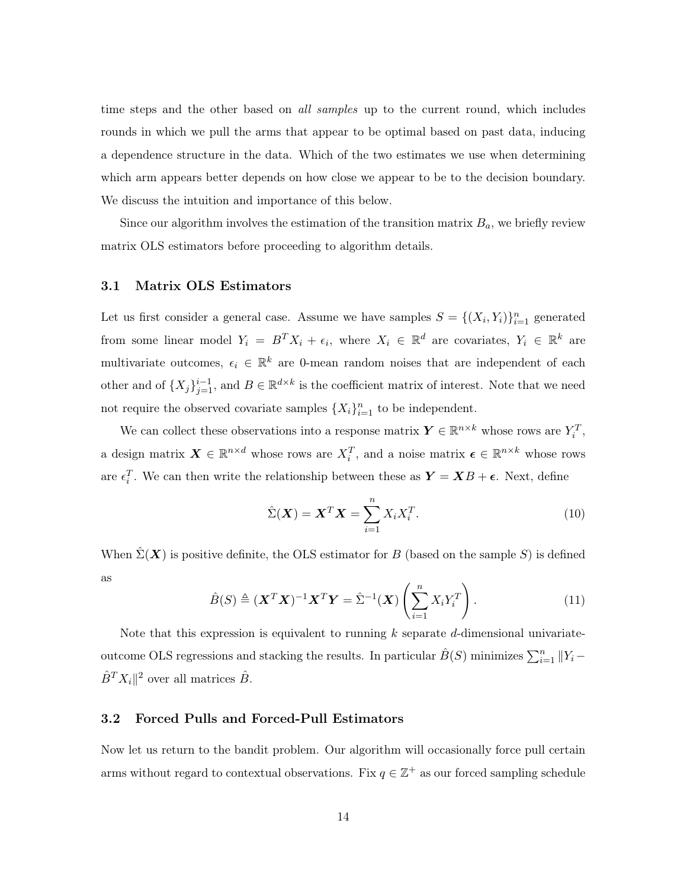time steps and the other based on *all samples* up to the current round, which includes rounds in which we pull the arms that appear to be optimal based on past data, inducing a dependence structure in the data. Which of the two estimates we use when determining which arm appears better depends on how close we appear to be to the decision boundary. We discuss the intuition and importance of this below.

Since our algorithm involves the estimation of the transition matrix $B_a$, we briefly review matrix OLS estimators before proceeding to algorithm details.

### 3.1 Matrix OLS Estimators

Let us first consider a general case. Assume we have samples $S = \{(X_i, Y_i)\}_{i=1}^n$ generated from some linear model $Y_i = B^T X_i + \epsilon_i$, where $X_i \in \mathbb{R}^d$ are covariates, $Y_i \in \mathbb{R}^k$ are multivariate outcomes, $\epsilon_i \in \mathbb{R}^k$ are 0-mean random noises that are independent of each other and of $\{X_j\}_{j=1}^{i-1}$, and $B \in \mathbb{R}^{d\times k}$ is the coefficient matrix of interest. Note that we need not require the observed covariate samples $\{X_i\}_{i=1}^n$ to be independent.

We can collect these observations into a response matrix $\boldsymbol{Y} \in \mathbb{R}^{n\times k}$ whose rows are $Y_i^T$, a design matrix $\boldsymbol{X} \in \mathbb{R}^{n\times d}$ whose rows are $X_i^T$, and a noise matrix $\boldsymbol{\epsilon} \in \mathbb{R}^{n\times k}$ whose rows are $\epsilon_i^T$. We can then write the relationship between these as $\boldsymbol{Y} = \boldsymbol{X}B + \boldsymbol{\epsilon}$. Next, define

$$\hat{\Sigma}(\boldsymbol{X}) = \boldsymbol{X}^T\boldsymbol{X} = \sum_{i=1}^n X_i X_i^T. \tag{10}$$

When $\hat{\Sigma}(\boldsymbol{X})$ is positive definite, the OLS estimator for $B$ (based on the sample $S$) is defined as

$$\hat{B}(S) \triangleq (\boldsymbol{X}^T\boldsymbol{X})^{-1}\boldsymbol{X}^T\boldsymbol{Y} = \hat{\Sigma}^{-1}(\boldsymbol{X})\left(\sum_{i=1}^n X_i Y_i^T\right). \tag{11}$$

Note that this expression is equivalent to running $k$ separate $d$-dimensional univariate-outcome OLS regressions and stacking the results. In particular $\hat{B}(S)$ minimizes $\sum_{i=1}^n \|Y_i - \hat{B}^T X_i\|^2$ over all matrices $\hat{B}$.

### 3.2 Forced Pulls and Forced-Pull Estimators

Now let us return to the bandit problem. Our algorithm will occasionally force pull certain arms without regard to contextual observations. Fix $q \in \mathbb{Z}^+$ as our forced sampling schedule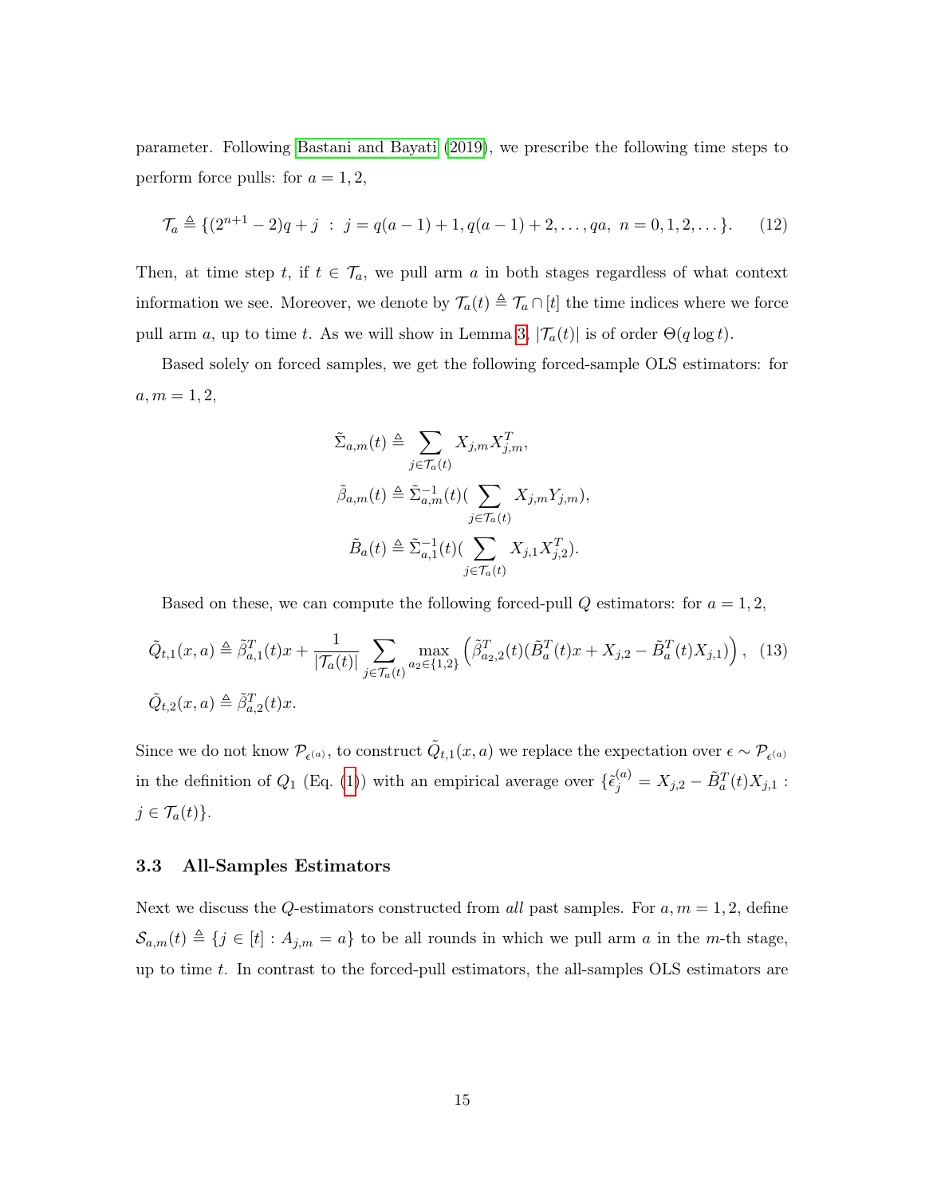parameter. Following Bastani and Bayati (2019), we prescribe the following time steps to perform force pulls: for $a = 1, 2$,

$$\mathcal{T}_a \triangleq \{(2^{n+1} - 2)q + j \; : \; j = q(a-1)+1, q(a-1)+2, \ldots, qa, \; n = 0, 1, 2, \ldots\}. \quad (12)$$

Then, at time step $t$, if $t \in \mathcal{T}_a$, we pull arm $a$ in both stages regardless of what context information we see. Moreover, we denote by $\mathcal{T}_a(t) \triangleq \mathcal{T}_a \cap [t]$ the time indices where we force pull arm $a$, up to time $t$. As we will show in Lemma 3, $|\mathcal{T}_a(t)|$ is of order $\Theta(q \log t)$.

Based solely on forced samples, we get the following forced-sample OLS estimators: for $a, m = 1, 2$,

$$\tilde{\Sigma}_{a,m}(t) \triangleq \sum_{j \in \mathcal{T}_a(t)} X_{j,m} X_{j,m}^T,$$

$$\tilde{\beta}_{a,m}(t) \triangleq \tilde{\Sigma}_{a,m}^{-1}(t) \Big( \sum_{j \in \mathcal{T}_a(t)} X_{j,m} Y_{j,m} \Big),$$

$$\tilde{B}_a(t) \triangleq \tilde{\Sigma}_{a,1}^{-1}(t) \Big( \sum_{j \in \mathcal{T}_a(t)} X_{j,1} X_{j,2}^T \Big).$$

Based on these, we can compute the following forced-pull $Q$ estimators: for $a = 1, 2$,

$$\tilde{Q}_{t,1}(x, a) \triangleq \tilde{\beta}_{a,1}^T(t) x + \frac{1}{|\mathcal{T}_a(t)|} \sum_{j \in \mathcal{T}_a(t)} \max_{a_2 \in \{1,2\}} \left( \tilde{\beta}_{a_2,2}^T(t) (\tilde{B}_a^T(t) x + X_{j,2} - \tilde{B}_a^T(t) X_{j,1}) \right), \quad (13)$$

$$\tilde{Q}_{t,2}(x, a) \triangleq \tilde{\beta}_{a,2}^T(t) x.$$

Since we do not know $\mathcal{P}_{\epsilon^{(a)}}$, to construct $\tilde{Q}_{t,1}(x, a)$ we replace the expectation over $\epsilon \sim \mathcal{P}_{\epsilon^{(a)}}$ in the definition of $Q_1$ (Eq. (1)) with an empirical average over $\{\tilde{\epsilon}_j^{(a)} = X_{j,2} - \tilde{B}_a^T(t) X_{j,1} : j \in \mathcal{T}_a(t)\}$.

### 3.3 All-Samples Estimators

Next we discuss the $Q$-estimators constructed from *all* past samples. For $a, m = 1, 2$, define $\mathcal{S}_{a,m}(t) \triangleq \{j \in [t] : A_{j,m} = a\}$ to be all rounds in which we pull arm $a$ in the $m$-th stage, up to time $t$. In contrast to the forced-pull estimators, the all-samples OLS estimators are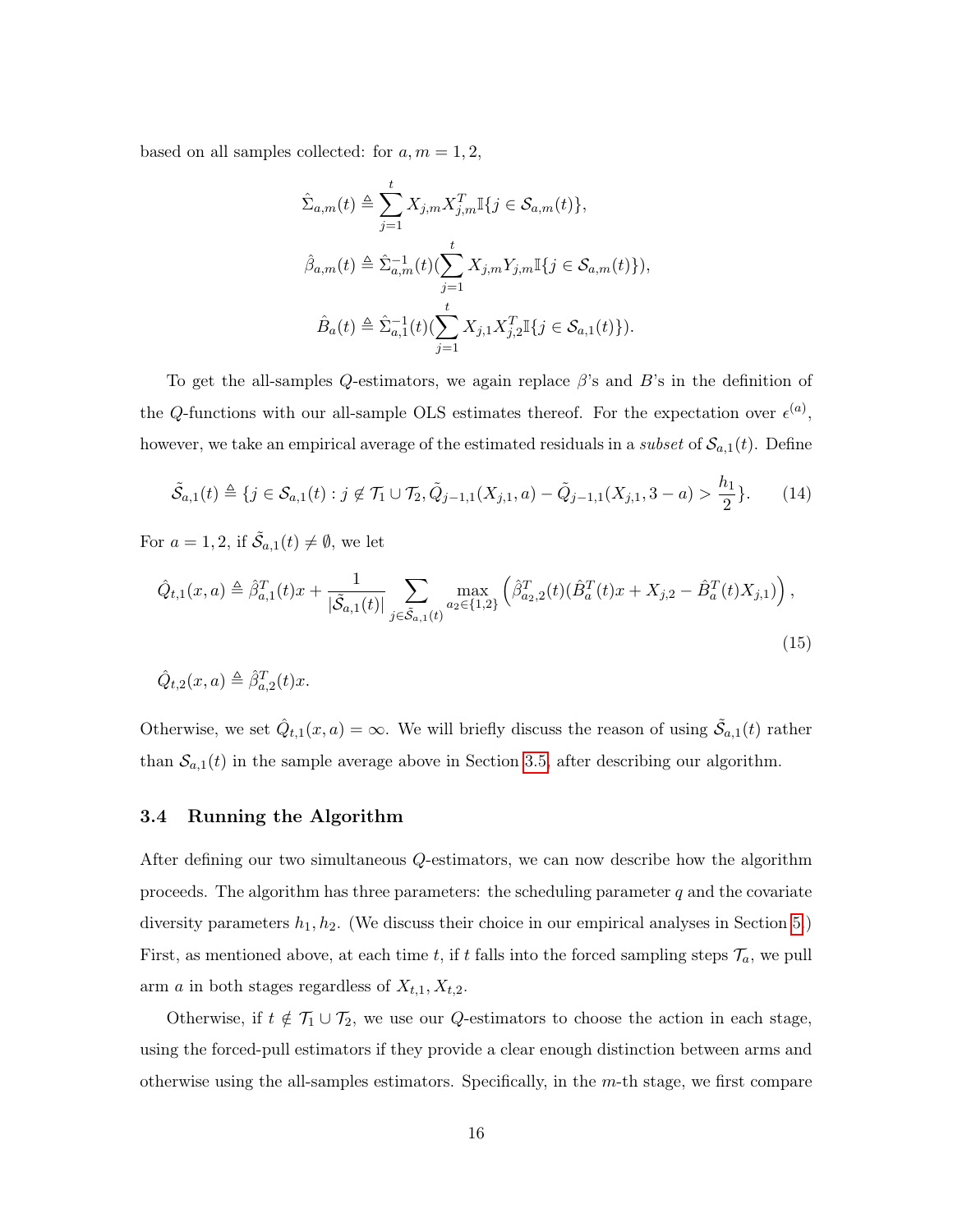based on all samples collected: for $a, m = 1, 2$,

$$\hat{\Sigma}_{a,m}(t) \triangleq \sum_{j=1}^{t} X_{j,m} X_{j,m}^T \mathbb{I}\{j \in \mathcal{S}_{a,m}(t)\},$$

$$\hat{\beta}_{a,m}(t) \triangleq \hat{\Sigma}_{a,m}^{-1}(t)(\sum_{j=1}^{t} X_{j,m} Y_{j,m} \mathbb{I}\{j \in \mathcal{S}_{a,m}(t)\}),$$

$$\hat{B}_{a}(t) \triangleq \hat{\Sigma}_{a,1}^{-1}(t)(\sum_{j=1}^{t} X_{j,1} X_{j,2}^T \mathbb{I}\{j \in \mathcal{S}_{a,1}(t)\}).$$

To get the all-samples $Q$-estimators, we again replace $\beta$'s and $B$'s in the definition of the $Q$-functions with our all-sample OLS estimates thereof. For the expectation over $\epsilon^{(a)}$, however, we take an empirical average of the estimated residuals in a *subset* of $\mathcal{S}_{a,1}(t)$. Define

$$\tilde{\mathcal{S}}_{a,1}(t) \triangleq \{j \in \mathcal{S}_{a,1}(t) : j \notin \mathcal{T}_1 \cup \mathcal{T}_2, \tilde{Q}_{j-1,1}(X_{j,1}, a) - \tilde{Q}_{j-1,1}(X_{j,1}, 3-a) > \frac{h_1}{2}\}. \tag{14}$$

For $a = 1, 2$, if $\tilde{\mathcal{S}}_{a,1}(t) \neq \emptyset$, we let

$$\hat{Q}_{t,1}(x, a) \triangleq \hat{\beta}_{a,1}^T(t) x + \frac{1}{|\tilde{\mathcal{S}}_{a,1}(t)|} \sum_{j \in \tilde{\mathcal{S}}_{a,1}(t)} \max_{a_2 \in \{1,2\}} \left( \hat{\beta}_{a_2,2}^T(t) (\hat{B}_a^T(t) x + X_{j,2} - \hat{B}_a^T(t) X_{j,1}) \right), \tag{15}$$

$$\hat{Q}_{t,2}(x, a) \triangleq \hat{\beta}_{a,2}^T(t) x.$$

Otherwise, we set $\hat{Q}_{t,1}(x, a) = \infty$. We will briefly discuss the reason of using $\tilde{\mathcal{S}}_{a,1}(t)$ rather than $\mathcal{S}_{a,1}(t)$ in the sample average above in Section 3.5, after describing our algorithm.

### 3.4 Running the Algorithm

After defining our two simultaneous $Q$-estimators, we can now describe how the algorithm proceeds. The algorithm has three parameters: the scheduling parameter $q$ and the covariate diversity parameters $h_1, h_2$. (We discuss their choice in our empirical analyses in Section 5.) First, as mentioned above, at each time $t$, if $t$ falls into the forced sampling steps $\mathcal{T}_a$, we pull arm $a$ in both stages regardless of $X_{t,1}, X_{t,2}$.

Otherwise, if $t \notin \mathcal{T}_1 \cup \mathcal{T}_2$, we use our $Q$-estimators to choose the action in each stage, using the forced-pull estimators if they provide a clear enough distinction between arms and otherwise using the all-samples estimators. Specifically, in the $m$-th stage, we first compare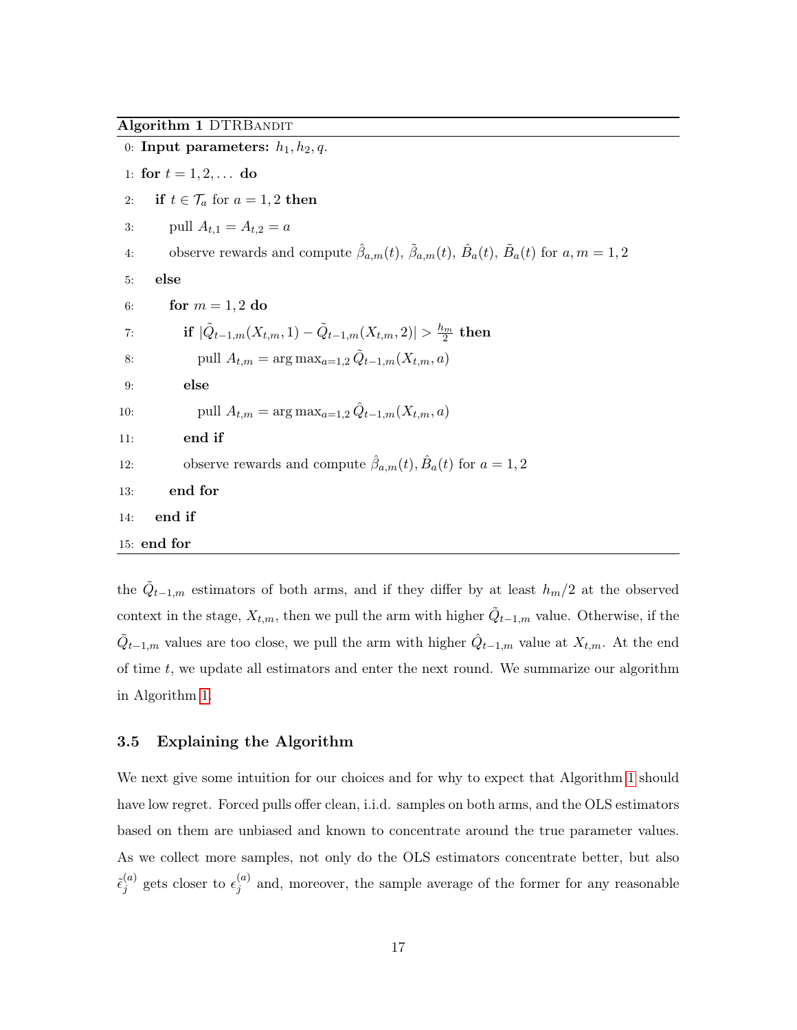**Algorithm 1** DTRBandit

```
0: Input parameters: h_1, h_2, q.
1: for t = 1, 2, ... do
2:   if t ∈ T_a for a = 1, 2 then
3:     pull A_{t,1} = A_{t,2} = a
4:     observe rewards and compute β̂_{a,m}(t), β̃_{a,m}(t), B̂_a(t), B̃_a(t) for a, m = 1, 2
5:   else
6:     for m = 1, 2 do
7:       if |Q̃_{t-1,m}(X_{t,m}, 1) − Q̃_{t-1,m}(X_{t,m}, 2)| > h_m/2 then
8:         pull A_{t,m} = arg max_{a=1,2} Q̃_{t-1,m}(X_{t,m}, a)
9:       else
10:        pull A_{t,m} = arg max_{a=1,2} Q̂_{t-1,m}(X_{t,m}, a)
11:      end if
12:      observe rewards and compute β̂_{a,m}(t), B̂_a(t) for a = 1, 2
13:    end for
14:  end if
15: end for
```

the $\tilde{Q}_{t-1,m}$ estimators of both arms, and if they differ by at least $h_m/2$ at the observed context in the stage, $X_{t,m}$, then we pull the arm with higher $\tilde{Q}_{t-1,m}$ value. Otherwise, if the $\tilde{Q}_{t-1,m}$ values are too close, we pull the arm with higher $\hat{Q}_{t-1,m}$ value at $X_{t,m}$. At the end of time $t$, we update all estimators and enter the next round. We summarize our algorithm in Algorithm 1.

### 3.5 Explaining the Algorithm

We next give some intuition for our choices and for why to expect that Algorithm 1 should have low regret. Forced pulls offer clean, i.i.d. samples on both arms, and the OLS estimators based on them are unbiased and known to concentrate around the true parameter values. As we collect more samples, not only do the OLS estimators concentrate better, but also $\tilde{\epsilon}_j^{(a)}$ gets closer to $\epsilon_j^{(a)}$ and, moreover, the sample average of the former for any reasonable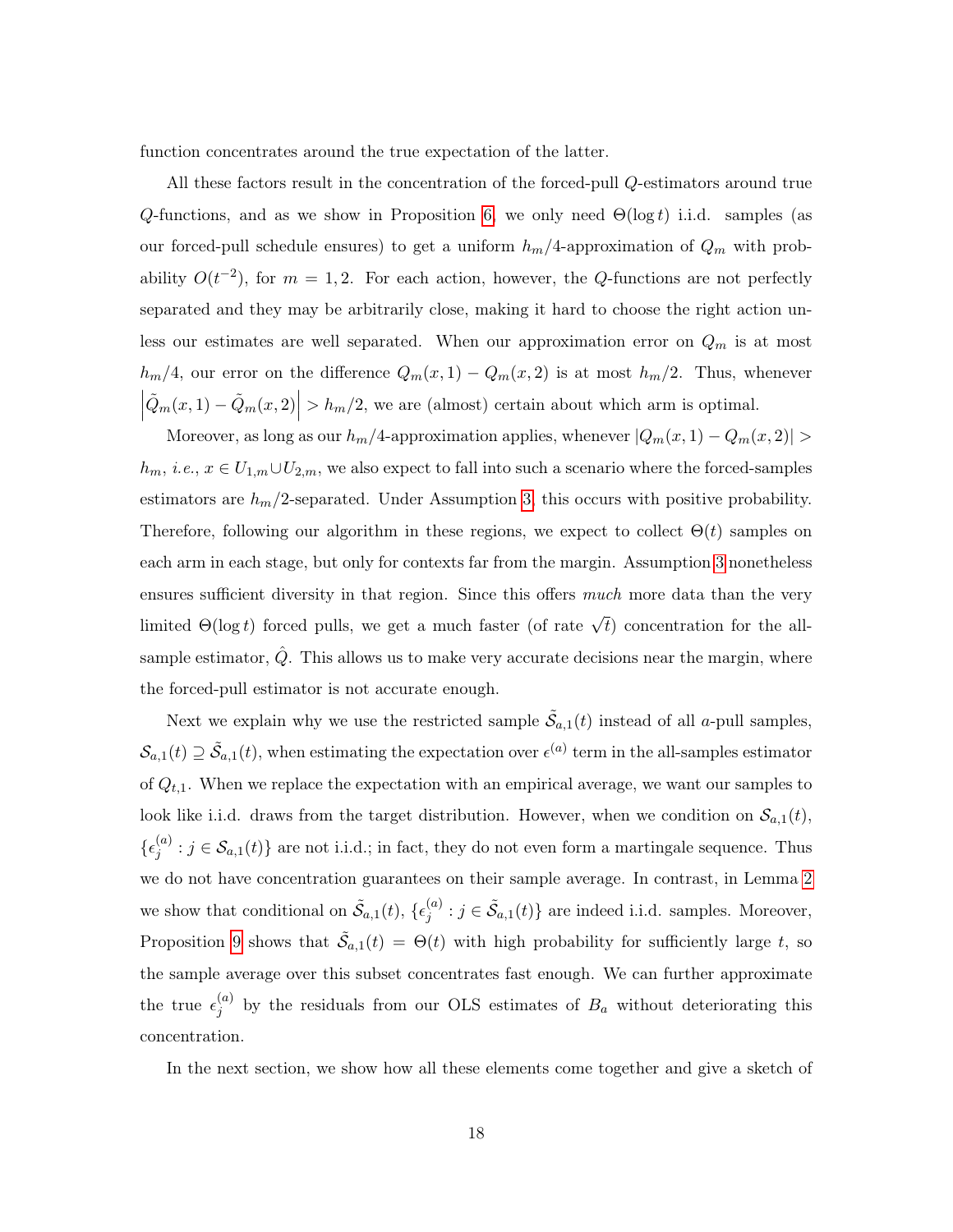function concentrates around the true expectation of the latter.

All these factors result in the concentration of the forced-pull $Q$-estimators around true $Q$-functions, and as we show in Proposition 6, we only need $\Theta(\log t)$ i.i.d. samples (as our forced-pull schedule ensures) to get a uniform $h_m/4$-approximation of $Q_m$ with probability $O(t^{-2})$, for $m = 1, 2$. For each action, however, the $Q$-functions are not perfectly separated and they may be arbitrarily close, making it hard to choose the right action unless our estimates are well separated. When our approximation error on $Q_m$ is at most $h_m/4$, our error on the difference $Q_m(x, 1) - Q_m(x, 2)$ is at most $h_m/2$. Thus, whenever $\left|\tilde{Q}_m(x, 1) - \tilde{Q}_m(x, 2)\right| > h_m/2$, we are (almost) certain about which arm is optimal.

Moreover, as long as our $h_m/4$-approximation applies, whenever $|Q_m(x, 1) - Q_m(x, 2)| > h_m$, *i.e.*, $x \in U_{1,m} \cup U_{2,m}$, we also expect to fall into such a scenario where the forced-samples estimators are $h_m/2$-separated. Under Assumption 3, this occurs with positive probability. Therefore, following our algorithm in these regions, we expect to collect $\Theta(t)$ samples on each arm in each stage, but only for contexts far from the margin. Assumption 3 nonetheless ensures sufficient diversity in that region. Since this offers *much* more data than the very limited $\Theta(\log t)$ forced pulls, we get a much faster (of rate $\sqrt{t}$) concentration for the all-sample estimator, $\hat{Q}$. This allows us to make very accurate decisions near the margin, where the forced-pull estimator is not accurate enough.

Next we explain why we use the restricted sample $\tilde{\mathcal{S}}_{a,1}(t)$ instead of all $a$-pull samples, $\mathcal{S}_{a,1}(t) \supseteq \tilde{\mathcal{S}}_{a,1}(t)$, when estimating the expectation over $\epsilon^{(a)}$ term in the all-samples estimator of $Q_{t,1}$. When we replace the expectation with an empirical average, we want our samples to look like i.i.d. draws from the target distribution. However, when we condition on $\mathcal{S}_{a,1}(t)$, $\{\epsilon_j^{(a)} : j \in \mathcal{S}_{a,1}(t)\}$ are not i.i.d.; in fact, they do not even form a martingale sequence. Thus we do not have concentration guarantees on their sample average. In contrast, in Lemma 2 we show that conditional on $\tilde{\mathcal{S}}_{a,1}(t)$, $\{\epsilon_j^{(a)} : j \in \tilde{\mathcal{S}}_{a,1}(t)\}$ are indeed i.i.d. samples. Moreover, Proposition 9 shows that $\tilde{\mathcal{S}}_{a,1}(t) = \Theta(t)$ with high probability for sufficiently large $t$, so the sample average over this subset concentrates fast enough. We can further approximate the true $\epsilon_j^{(a)}$ by the residuals from our OLS estimates of $B_a$ without deteriorating this concentration.

In the next section, we show how all these elements come together and give a sketch of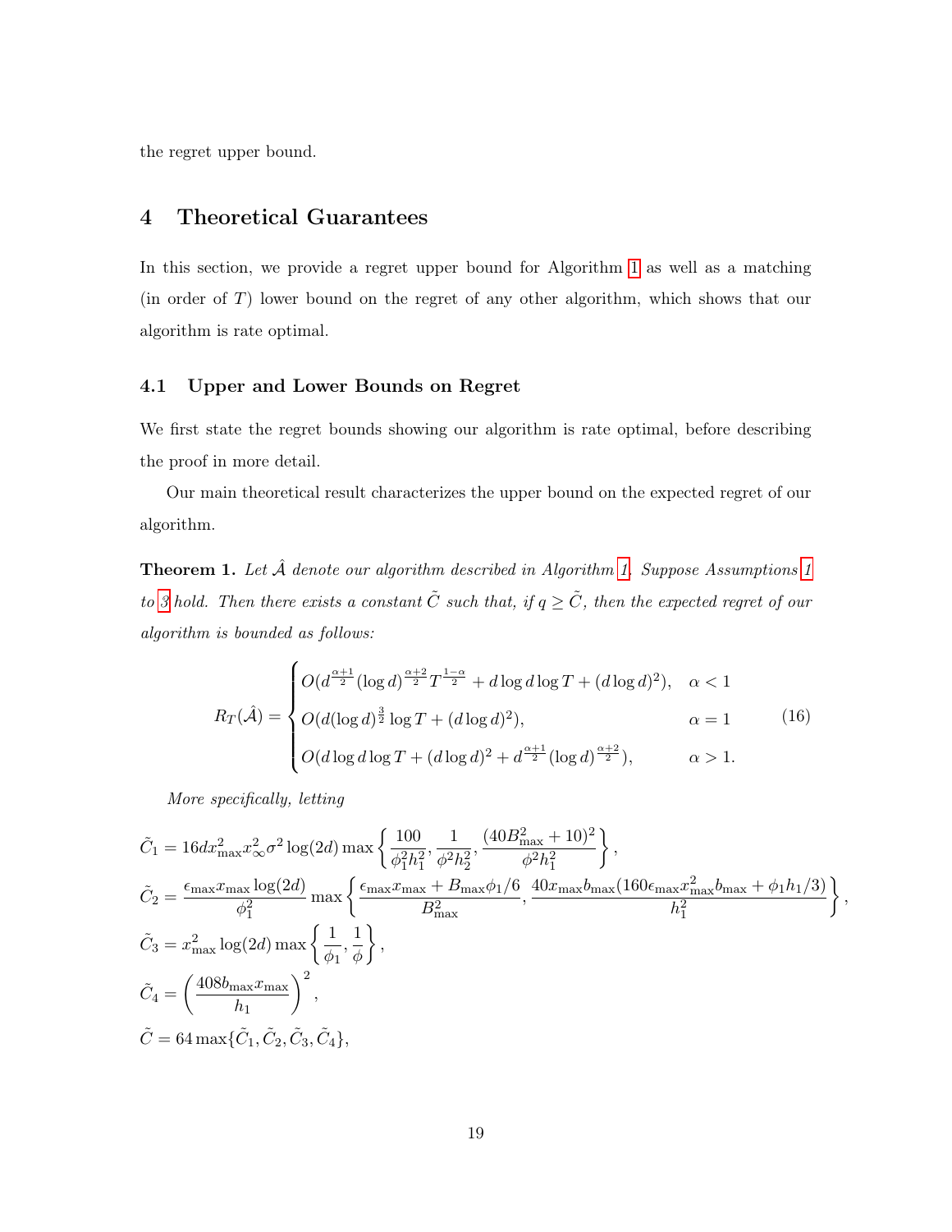the regret upper bound.

## 4 Theoretical Guarantees

In this section, we provide a regret upper bound for Algorithm 1 as well as a matching (in order of $T$) lower bound on the regret of any other algorithm, which shows that our algorithm is rate optimal.

### 4.1 Upper and Lower Bounds on Regret

We first state the regret bounds showing our algorithm is rate optimal, before describing the proof in more detail.

Our main theoretical result characterizes the upper bound on the expected regret of our algorithm.

**Theorem 1.** *Let $\hat{\mathcal{A}}$ denote our algorithm described in Algorithm 1. Suppose Assumptions 1 to 3 hold. Then there exists a constant $\tilde{C}$ such that, if $q \geq \tilde{C}$, then the expected regret of our algorithm is bounded as follows:*

$$R_T(\hat{\mathcal{A}}) = \begin{cases} O(d^{\frac{\alpha+1}{2}}(\log d)^{\frac{\alpha+2}{2}} T^{\frac{1-\alpha}{2}} + d \log d \log T + (d \log d)^2), & \alpha < 1 \\ O(d (\log d)^{\frac{3}{2}} \log T + (d \log d)^2), & \alpha = 1 \\ O(d \log d \log T + (d \log d)^2 + d^{\frac{\alpha+1}{2}} (\log d)^{\frac{\alpha+2}{2}}), & \alpha > 1. \end{cases} \tag{16}$$

*More specifically, letting*

$$\tilde{C}_1 = 16 d x_{\max}^2 x_\infty^2 \sigma^2 \log(2d) \max\left\{ \frac{100}{\phi_1^2 h_1^2}, \frac{1}{\phi^2 h_2^2}, \frac{(40 B_{\max}^2 + 10)^2}{\phi^2 h_1^2} \right\},$$

$$\tilde{C}_2 = \frac{\epsilon_{\max} x_{\max} \log(2d)}{\phi_1^2} \max\left\{ \frac{\epsilon_{\max} x_{\max} + B_{\max}\phi_1/6}{B_{\max}^2}, \frac{40 x_{\max} b_{\max} (160 \epsilon_{\max} x_{\max}^2 b_{\max} + \phi_1 h_1/3)}{h_1^2} \right\},$$

$$\tilde{C}_3 = x_{\max}^2 \log(2d) \max\left\{ \frac{1}{\phi_1}, \frac{1}{\phi} \right\},$$

$$\tilde{C}_4 = \left( \frac{408 b_{\max} x_{\max}}{h_1} \right)^2,$$

$$\tilde{C} = 64 \max\{\tilde{C}_1, \tilde{C}_2, \tilde{C}_3, \tilde{C}_4\},$$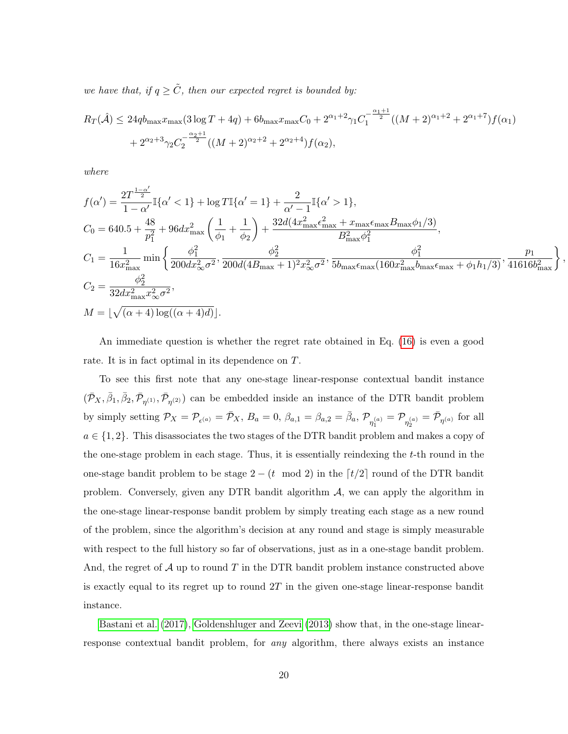*we have that, if $q \geq \tilde{C}$, then our expected regret is bounded by:*

$$
\begin{aligned}
R_T(\hat{\mathcal{A}}) \leq\ & 24 q b_{\max} x_{\max}(3 \log T + 4q) + 6 b_{\max} x_{\max} C_0 + 2^{\alpha_1+2} \gamma_1 C_1^{-\frac{\alpha_1+1}{2}}((M+2)^{\alpha_1+2} + 2^{\alpha_1+7}) f(\alpha_1) \\
& + 2^{\alpha_2+3} \gamma_2 C_2^{-\frac{\alpha_2+1}{2}}((M+2)^{\alpha_2+2} + 2^{\alpha_2+4}) f(\alpha_2),
\end{aligned}
$$

*where*

$$
\begin{aligned}
f(\alpha') &= \frac{2T^{\frac{1-\alpha'}{2}}}{1-\alpha'} \mathbb{I}\{\alpha' < 1\} + \log T \mathbb{I}\{\alpha' = 1\} + \frac{2}{\alpha'-1} \mathbb{I}\{\alpha' > 1\}, \\
C_0 &= 640.5 + \frac{48}{p_1^2} + 96 d x_{\max}^2 \left( \frac{1}{\phi_1} + \frac{1}{\phi_2} \right) + \frac{32 d (4 x_{\max}^2 \epsilon_{\max}^2 + x_{\max} \epsilon_{\max} B_{\max} \phi_1 / 3)}{B_{\max}^2 \phi_1^2}, \\
C_1 &= \frac{1}{16 x_{\max}^2} \min \left\{ \frac{\phi_1^2}{200 d x_\infty^2 \sigma^2}, \frac{\phi_2^2}{200 d (4 B_{\max}+1)^2 x_\infty^2 \sigma^2}, \frac{\phi_1^2}{5 b_{\max} \epsilon_{\max}(160 x_{\max}^2 b_{\max} \epsilon_{\max} + \phi_1 h_1 / 3)}, \frac{p_1}{41616 b_{\max}^2} \right\}, \\
C_2 &= \frac{\phi_2^2}{32 d x_{\max}^2 x_\infty^2 \sigma^2}, \\
M &= \lfloor \sqrt{(\alpha+4) \log((\alpha+4) d)} \rfloor.
\end{aligned}
$$

An immediate question is whether the regret rate obtained in Eq. (16) is even a good rate. It is in fact optimal in its dependence on $T$.

To see this first note that any one-stage linear-response contextual bandit instance $(\bar{\mathcal{P}}_X, \bar{\beta}_1, \bar{\beta}_2, \bar{\mathcal{P}}_{\eta^{(1)}}, \bar{\mathcal{P}}_{\eta^{(2)}})$ can be embedded inside an instance of the DTR bandit problem by simply setting $\mathcal{P}_X = \mathcal{P}_{\epsilon^{(a)}} = \bar{\mathcal{P}}_X$, $B_a = 0$, $\beta_{a,1} = \beta_{a,2} = \bar{\beta}_a$, $\mathcal{P}_{\eta_1^{(a)}} = \mathcal{P}_{\eta_2^{(a)}} = \bar{\mathcal{P}}_{\eta^{(a)}}$ for all $a \in \{1, 2\}$. This disassociates the two stages of the DTR bandit problem and makes a copy of the one-stage problem in each stage. Thus, it is essentially reindexing the $t$-th round in the one-stage bandit problem to be stage $2 - (t \mod 2)$ in the $\lceil t/2 \rceil$ round of the DTR bandit problem. Conversely, given any DTR bandit algorithm $\mathcal{A}$, we can apply the algorithm in the one-stage linear-response bandit problem by simply treating each stage as a new round of the problem, since the algorithm's decision at any round and stage is simply measurable with respect to the full history so far of observations, just as in a one-stage bandit problem. And, the regret of $\mathcal{A}$ up to round $T$ in the DTR bandit problem instance constructed above is exactly equal to its regret up to round $2T$ in the given one-stage linear-response bandit instance.

Bastani et al. (2017), Goldenshluger and Zeevi (2013) show that, in the one-stage linear-response contextual bandit problem, for *any* algorithm, there always exists an instance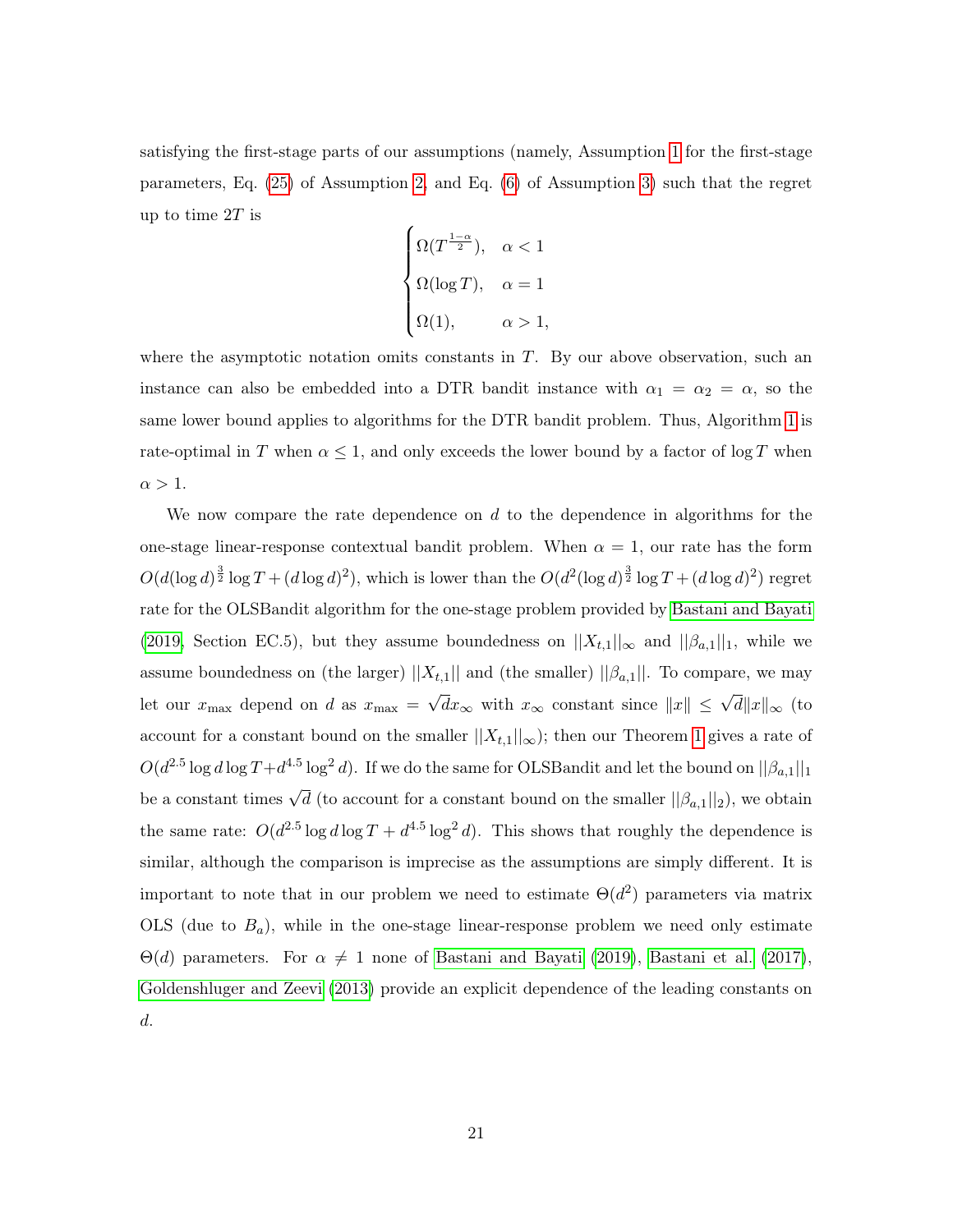satisfying the first-stage parts of our assumptions (namely, Assumption 1 for the first-stage parameters, Eq. (25) of Assumption 2, and Eq. (6) of Assumption 3) such that the regret up to time $2T$ is

$$
\begin{cases}
\Omega(T^{\frac{1-\alpha}{2}}), & \alpha < 1 \\
\Omega(\log T), & \alpha = 1 \\
\Omega(1), & \alpha > 1,
\end{cases}
$$

where the asymptotic notation omits constants in $T$. By our above observation, such an instance can also be embedded into a DTR bandit instance with $\alpha_1 = \alpha_2 = \alpha$, so the same lower bound applies to algorithms for the DTR bandit problem. Thus, Algorithm 1 is rate-optimal in $T$ when $\alpha \leq 1$, and only exceeds the lower bound by a factor of $\log T$ when $\alpha > 1$.

We now compare the rate dependence on $d$ to the dependence in algorithms for the one-stage linear-response contextual bandit problem. When $\alpha = 1$, our rate has the form $O(d(\log d)^{\frac{3}{2}} \log T + (d \log d)^2)$, which is lower than the $O(d^2(\log d)^{\frac{3}{2}} \log T + (d \log d)^2)$ regret rate for the OLSBandit algorithm for the one-stage problem provided by Bastani and Bayati (2019, Section EC.5), but they assume boundedness on $||X_{t,1}||_\infty$ and $||\beta_{a,1}||_1$, while we assume boundedness on (the larger) $||X_{t,1}||$ and (the smaller) $||\beta_{a,1}||$. To compare, we may let our $x_{\max}$ depend on $d$ as $x_{\max} = \sqrt{d} x_\infty$ with $x_\infty$ constant since $\|x\| \leq \sqrt{d}\|x\|_\infty$ (to account for a constant bound on the smaller $||X_{t,1}||_\infty$); then our Theorem 1 gives a rate of $O(d^{2.5} \log d \log T + d^{4.5} \log^2 d)$. If we do the same for OLSBandit and let the bound on $||\beta_{a,1}||_1$ be a constant times $\sqrt{d}$ (to account for a constant bound on the smaller $||\beta_{a,1}||_2$), we obtain the same rate: $O(d^{2.5} \log d \log T + d^{4.5} \log^2 d)$. This shows that roughly the dependence is similar, although the comparison is imprecise as the assumptions are simply different. It is important to note that in our problem we need to estimate $\Theta(d^2)$ parameters via matrix OLS (due to $B_a$), while in the one-stage linear-response problem we need only estimate $\Theta(d)$ parameters. For $\alpha \neq 1$ none of Bastani and Bayati (2019), Bastani et al. (2017), Goldenshluger and Zeevi (2013) provide an explicit dependence of the leading constants on $d$.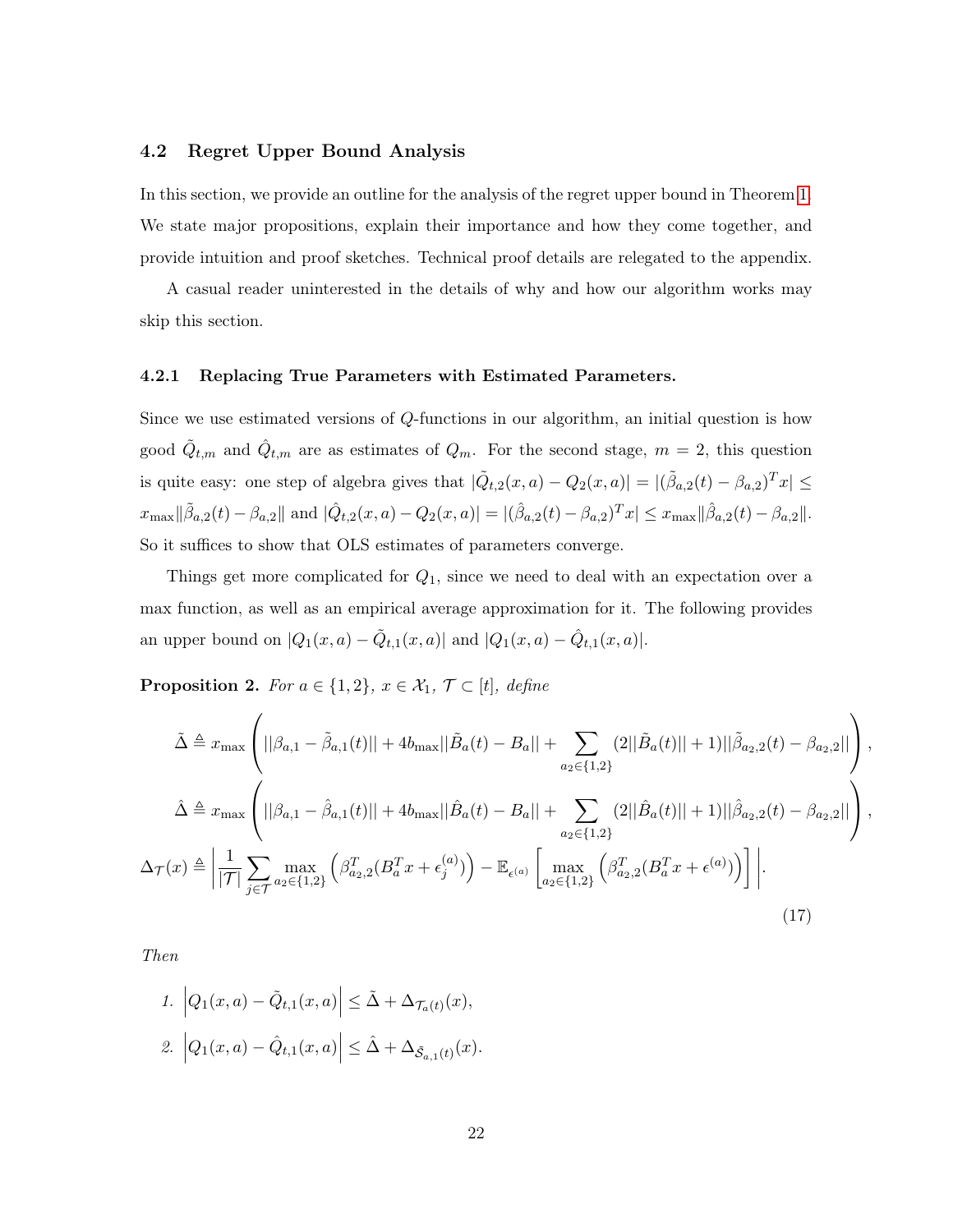### 4.2 Regret Upper Bound Analysis

In this section, we provide an outline for the analysis of the regret upper bound in Theorem 1. We state major propositions, explain their importance and how they come together, and provide intuition and proof sketches. Technical proof details are relegated to the appendix.

A casual reader uninterested in the details of why and how our algorithm works may skip this section.

#### 4.2.1 Replacing True Parameters with Estimated Parameters.

Since we use estimated versions of $Q$-functions in our algorithm, an initial question is how good $\tilde{Q}_{t,m}$ and $\hat{Q}_{t,m}$ are as estimates of $Q_m$. For the second stage, $m = 2$, this question is quite easy: one step of algebra gives that $|\tilde{Q}_{t,2}(x,a) - Q_2(x,a)| = |(\tilde{\beta}_{a,2}(t) - \beta_{a,2})^T x| \leq x_{\max}\|\tilde{\beta}_{a,2}(t) - \beta_{a,2}\|$ and $|\hat{Q}_{t,2}(x,a) - Q_2(x,a)| = |(\hat{\beta}_{a,2}(t) - \beta_{a,2})^T x| \leq x_{\max}\|\hat{\beta}_{a,2}(t) - \beta_{a,2}\|$. So it suffices to show that OLS estimates of parameters converge.

Things get more complicated for $Q_1$, since we need to deal with an expectation over a max function, as well as an empirical average approximation for it. The following provides an upper bound on $|Q_1(x,a) - \tilde{Q}_{t,1}(x,a)|$ and $|Q_1(x,a) - \hat{Q}_{t,1}(x,a)|$.

**Proposition 2.** *For $a \in \{1,2\}$, $x \in \mathcal{X}_1$, $\mathcal{T} \subset [t]$, define*

$$
\begin{aligned}
\tilde{\Delta} &\triangleq x_{\max}\left( ||\beta_{a,1} - \tilde{\beta}_{a,1}(t)|| + 4b_{\max}||\tilde{B}_a(t) - B_a|| + \sum_{a_2 \in \{1,2\}} (2||\tilde{B}_a(t)|| + 1)||\tilde{\beta}_{a_2,2}(t) - \beta_{a_2,2}|| \right), \\
\hat{\Delta} &\triangleq x_{\max}\left( ||\beta_{a,1} - \hat{\beta}_{a,1}(t)|| + 4b_{\max}||\hat{B}_a(t) - B_a|| + \sum_{a_2 \in \{1,2\}} (2||\hat{B}_a(t)|| + 1)||\hat{\beta}_{a_2,2}(t) - \beta_{a_2,2}|| \right), \\
\Delta_{\mathcal{T}}(x) &\triangleq \left| \frac{1}{|\mathcal{T}|} \sum_{j \in \mathcal{T}} \max_{a_2 \in \{1,2\}} \left( \beta_{a_2,2}^T (B_a^T x + \epsilon_j^{(a)}) \right) - \mathbb{E}_{\epsilon^{(a)}} \left[ \max_{a_2 \in \{1,2\}} \left( \beta_{a_2,2}^T (B_a^T x + \epsilon^{(a)}) \right) \right] \right|.
\end{aligned}
\tag{17}
$$

*Then*

1. $\left|Q_1(x,a) - \tilde{Q}_{t,1}(x,a)\right| \leq \tilde{\Delta} + \Delta_{\mathcal{T}_a(t)}(x)$,
2. $\left|Q_1(x,a) - \hat{Q}_{t,1}(x,a)\right| \leq \hat{\Delta} + \Delta_{\tilde{\mathcal{S}}_{a,1}(t)}(x)$.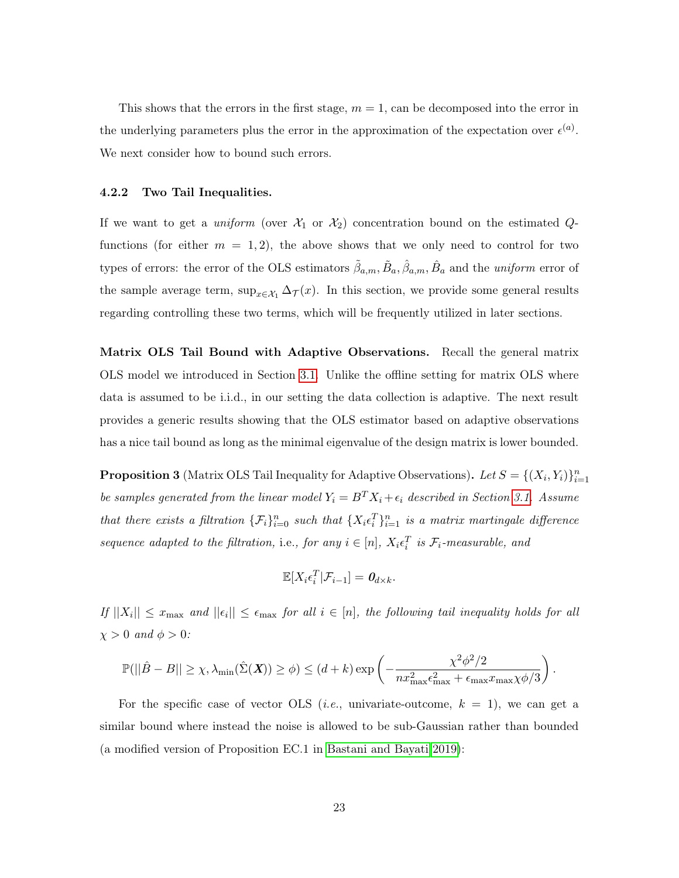This shows that the errors in the first stage, $m = 1$, can be decomposed into the error in the underlying parameters plus the error in the approximation of the expectation over $\epsilon^{(a)}$. We next consider how to bound such errors.

### 4.2.2 Two Tail Inequalities.

If we want to get a *uniform* (over $\mathcal{X}_1$ or $\mathcal{X}_2$) concentration bound on the estimated $Q$-functions (for either $m = 1, 2$), the above shows that we only need to control for two types of errors: the error of the OLS estimators $\tilde{\beta}_{a,m}, \tilde{B}_a, \hat{\beta}_{a,m}, \hat{B}_a$ and the *uniform* error of the sample average term, $\sup_{x \in \mathcal{X}_1} \Delta_{\mathcal{T}}(x)$. In this section, we provide some general results regarding controlling these two terms, which will be frequently utilized in later sections.

**Matrix OLS Tail Bound with Adaptive Observations.** Recall the general matrix OLS model we introduced in Section 3.1. Unlike the offline setting for matrix OLS where data is assumed to be i.i.d., in our setting the data collection is adaptive. The next result provides a generic results showing that the OLS estimator based on adaptive observations has a nice tail bound as long as the minimal eigenvalue of the design matrix is lower bounded.

**Proposition 3** (Matrix OLS Tail Inequality for Adaptive Observations)**.** *Let $S = \{(X_i, Y_i)\}_{i=1}^n$ be samples generated from the linear model $Y_i = B^T X_i + \epsilon_i$ described in Section 3.1. Assume that there exists a filtration $\{\mathcal{F}_i\}_{i=0}^n$ such that $\{X_i \epsilon_i^T\}_{i=1}^n$ is a matrix martingale difference sequence adapted to the filtration,* i.e.*, for any $i \in [n]$, $X_i \epsilon_i^T$ is $\mathcal{F}_i$-measurable, and*

$$\mathbb{E}[X_i \epsilon_i^T | \mathcal{F}_{i-1}] = \boldsymbol{0}_{d \times k}.$$

*If $||X_i|| \leq x_{\max}$ and $||\epsilon_i|| \leq \epsilon_{\max}$ for all $i \in [n]$, the following tail inequality holds for all $\chi > 0$ and $\phi > 0$:*

$$\mathbb{P}(||\hat{B} - B|| \geq \chi, \lambda_{\min}(\hat{\Sigma}(\boldsymbol{X})) \geq \phi) \leq (d + k) \exp\left( -\frac{\chi^2 \phi^2 / 2}{n x_{\max}^2 \epsilon_{\max}^2 + \epsilon_{\max} x_{\max} \chi \phi / 3} \right).$$

For the specific case of vector OLS (*i.e.*, univariate-outcome, $k = 1$), we can get a similar bound where instead the noise is allowed to be sub-Gaussian rather than bounded (a modified version of Proposition EC.1 in Bastani and Bayati 2019):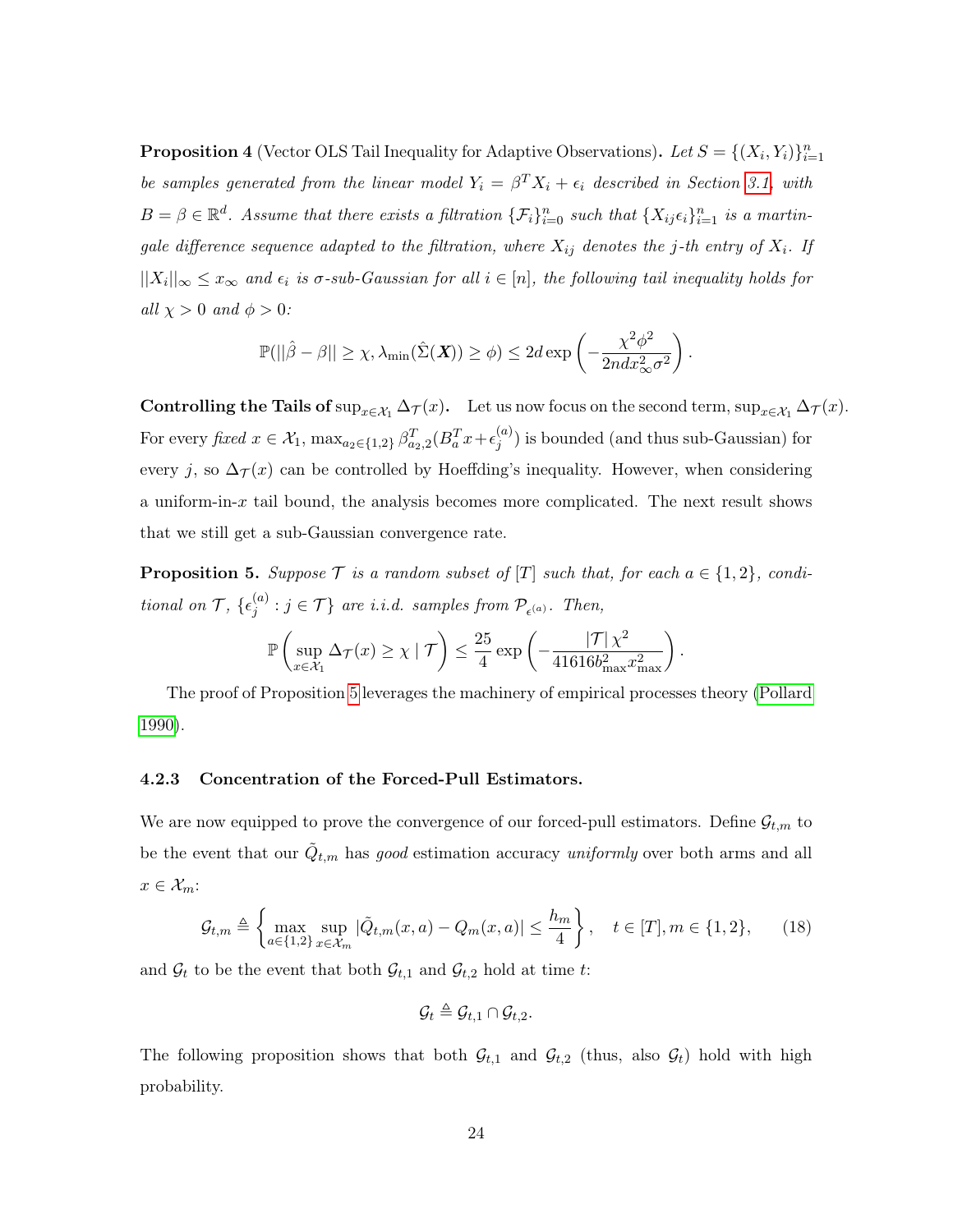**Proposition 4** (Vector OLS Tail Inequality for Adaptive Observations)**.** *Let $S = \{(X_i, Y_i)\}_{i=1}^n$ be samples generated from the linear model $Y_i = \beta^T X_i + \epsilon_i$ described in Section 3.1, with $B = \beta \in \mathbb{R}^d$. Assume that there exists a filtration $\{\mathcal{F}_i\}_{i=0}^n$ such that $\{X_{ij}\epsilon_i\}_{i=1}^n$ is a martingale difference sequence adapted to the filtration, where $X_{ij}$ denotes the $j$-th entry of $X_i$. If $||X_i||_\infty \leq x_\infty$ and $\epsilon_i$ is $\sigma$-sub-Gaussian for all $i \in [n]$, the following tail inequality holds for all $\chi > 0$ and $\phi > 0$:*

$$\mathbb{P}(||\hat{\beta} - \beta|| \geq \chi, \lambda_{\min}(\hat{\Sigma}(\boldsymbol{X})) \geq \phi) \leq 2d \exp\left(-\frac{\chi^2\phi^2}{2ndx_\infty^2\sigma^2}\right).$$

**Controlling the Tails of** $\sup_{x\in\mathcal{X}_1} \Delta_{\mathcal{T}}(x)$**.** Let us now focus on the second term, $\sup_{x\in\mathcal{X}_1} \Delta_{\mathcal{T}}(x)$. For every *fixed* $x \in \mathcal{X}_1$, $\max_{a_2\in\{1,2\}} \beta_{a_2,2}^T(B_a^T x + \epsilon_j^{(a)})$ is bounded (and thus sub-Gaussian) for every $j$, so $\Delta_{\mathcal{T}}(x)$ can be controlled by Hoeffding's inequality. However, when considering a uniform-in-$x$ tail bound, the analysis becomes more complicated. The next result shows that we still get a sub-Gaussian convergence rate.

**Proposition 5.** *Suppose $\mathcal{T}$ is a random subset of $[T]$ such that, for each $a \in \{1,2\}$, conditional on $\mathcal{T}$, $\{\epsilon_j^{(a)} : j \in \mathcal{T}\}$ are i.i.d. samples from $\mathcal{P}_{\epsilon^{(a)}}$. Then,*

$$\mathbb{P}\left(\sup_{x\in\mathcal{X}_1} \Delta_{\mathcal{T}}(x) \geq \chi \mid \mathcal{T}\right) \leq \frac{25}{4} \exp\left(-\frac{|\mathcal{T}|\,\chi^2}{41616 b_{\max}^2 x_{\max}^2}\right).$$

The proof of Proposition 5 leverages the machinery of empirical processes theory (Pollard 1990).

### 4.2.3 Concentration of the Forced-Pull Estimators.

We are now equipped to prove the convergence of our forced-pull estimators. Define $\mathcal{G}_{t,m}$ to be the event that our $\tilde{Q}_{t,m}$ has *good* estimation accuracy *uniformly* over both arms and all $x \in \mathcal{X}_m$:

$$\mathcal{G}_{t,m} \triangleq \left\{\max_{a\in\{1,2\}} \sup_{x\in\mathcal{X}_m} |\tilde{Q}_{t,m}(x,a) - Q_m(x,a)| \leq \frac{h_m}{4}\right\}, \quad t \in [T], m \in \{1,2\}, \tag{18}$$

and $\mathcal{G}_t$ to be the event that both $\mathcal{G}_{t,1}$ and $\mathcal{G}_{t,2}$ hold at time $t$:

$$\mathcal{G}_t \triangleq \mathcal{G}_{t,1} \cap \mathcal{G}_{t,2}.$$

The following proposition shows that both $\mathcal{G}_{t,1}$ and $\mathcal{G}_{t,2}$ (thus, also $\mathcal{G}_t$) hold with high probability.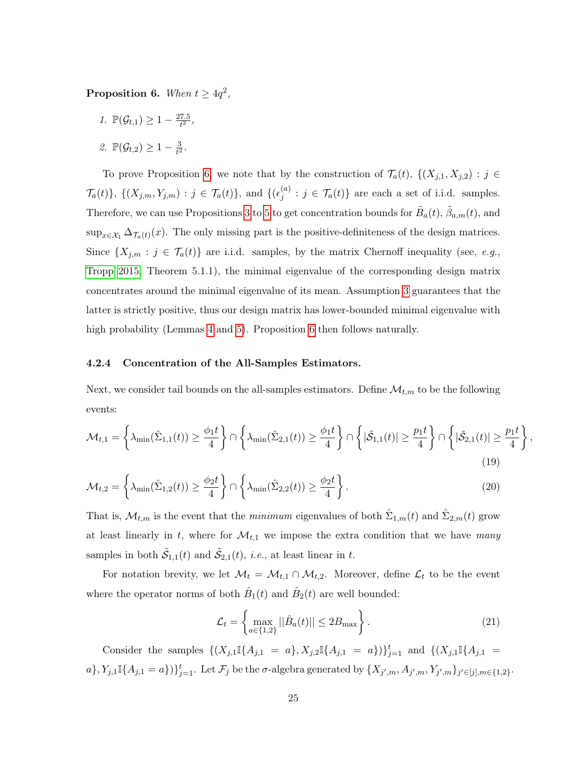**Proposition 6.** *When $t \geq 4q^2$,*

1. $\mathbb{P}(\mathcal{G}_{t,1}) \geq 1 - \frac{27.5}{t^2}$,
2. $\mathbb{P}(\mathcal{G}_{t,2}) \geq 1 - \frac{3}{t^2}$.

To prove Proposition 6, we note that by the construction of $\mathcal{T}_a(t)$, $\{(X_{j,1}, X_{j,2}) : j \in \mathcal{T}_a(t)\}$, $\{(X_{j,m}, Y_{j,m}) : j \in \mathcal{T}_a(t)\}$, and $\{(\epsilon_j^{(a)} : j \in \mathcal{T}_a(t)\}$ are each a set of i.i.d. samples. Therefore, we can use Propositions 3 to 5 to get concentration bounds for $\tilde{B}_a(t)$, $\tilde{\beta}_{a,m}(t)$, and $\sup_{x \in \mathcal{X}_1} \Delta_{\mathcal{T}_a(t)}(x)$. The only missing part is the positive-definiteness of the design matrices. Since $\{X_{j,m} : j \in \mathcal{T}_a(t)\}$ are i.i.d. samples, by the matrix Chernoff inequality (see, *e.g.*, Tropp 2015, Theorem 5.1.1), the minimal eigenvalue of the corresponding design matrix concentrates around the minimal eigenvalue of its mean. Assumption 3 guarantees that the latter is strictly positive, thus our design matrix has lower-bounded minimal eigenvalue with high probability (Lemmas 4 and 5). Proposition 6 then follows naturally.

#### 4.2.4 Concentration of the All-Samples Estimators.

Next, we consider tail bounds on the all-samples estimators. Define $\mathcal{M}_{t,m}$ to be the following events:

$$\mathcal{M}_{t,1} = \left\{ \lambda_{\min}(\hat{\Sigma}_{1,1}(t)) \geq \frac{\phi_1 t}{4} \right\} \cap \left\{ \lambda_{\min}(\hat{\Sigma}_{2,1}(t)) \geq \frac{\phi_1 t}{4} \right\} \cap \left\{ |\tilde{\mathcal{S}}_{1,1}(t)| \geq \frac{p_1 t}{4} \right\} \cap \left\{ |\tilde{\mathcal{S}}_{2,1}(t)| \geq \frac{p_1 t}{4} \right\}, \tag{19}$$

$$\mathcal{M}_{t,2} = \left\{ \lambda_{\min}(\hat{\Sigma}_{1,2}(t)) \geq \frac{\phi_2 t}{4} \right\} \cap \left\{ \lambda_{\min}(\hat{\Sigma}_{2,2}(t)) \geq \frac{\phi_2 t}{4} \right\}. \tag{20}$$

That is, $\mathcal{M}_{t,m}$ is the event that the *minimum* eigenvalues of both $\hat{\Sigma}_{1,m}(t)$ and $\hat{\Sigma}_{2,m}(t)$ grow at least linearly in $t$, where for $\mathcal{M}_{t,1}$ we impose the extra condition that we have *many* samples in both $\tilde{\mathcal{S}}_{1,1}(t)$ and $\tilde{\mathcal{S}}_{2,1}(t)$, *i.e.*, at least linear in $t$.

For notation brevity, we let $\mathcal{M}_t = \mathcal{M}_{t,1} \cap \mathcal{M}_{t,2}$. Moreover, define $\mathcal{L}_t$ to be the event where the operator norms of both $\hat{B}_1(t)$ and $\hat{B}_2(t)$ are well bounded:

$$\mathcal{L}_t = \left\{ \max_{a \in \{1,2\}} ||\hat{B}_a(t)|| \leq 2B_{\max} \right\}. \tag{21}$$

Consider the samples $\{(X_{j,1}\mathbb{I}\{A_{j,1} = a\}, X_{j,2}\mathbb{I}\{A_{j,1} = a\})\}_{j=1}^t$ and $\{(X_{j,1}\mathbb{I}\{A_{j,1} = a\}, Y_{j,1}\mathbb{I}\{A_{j,1} = a\})\}_{j=1}^t$. Let $\mathcal{F}_j$ be the $\sigma$-algebra generated by $\{X_{j',m}, A_{j',m}, Y_{j',m}\}_{j' \in [j], m \in \{1,2\}}$.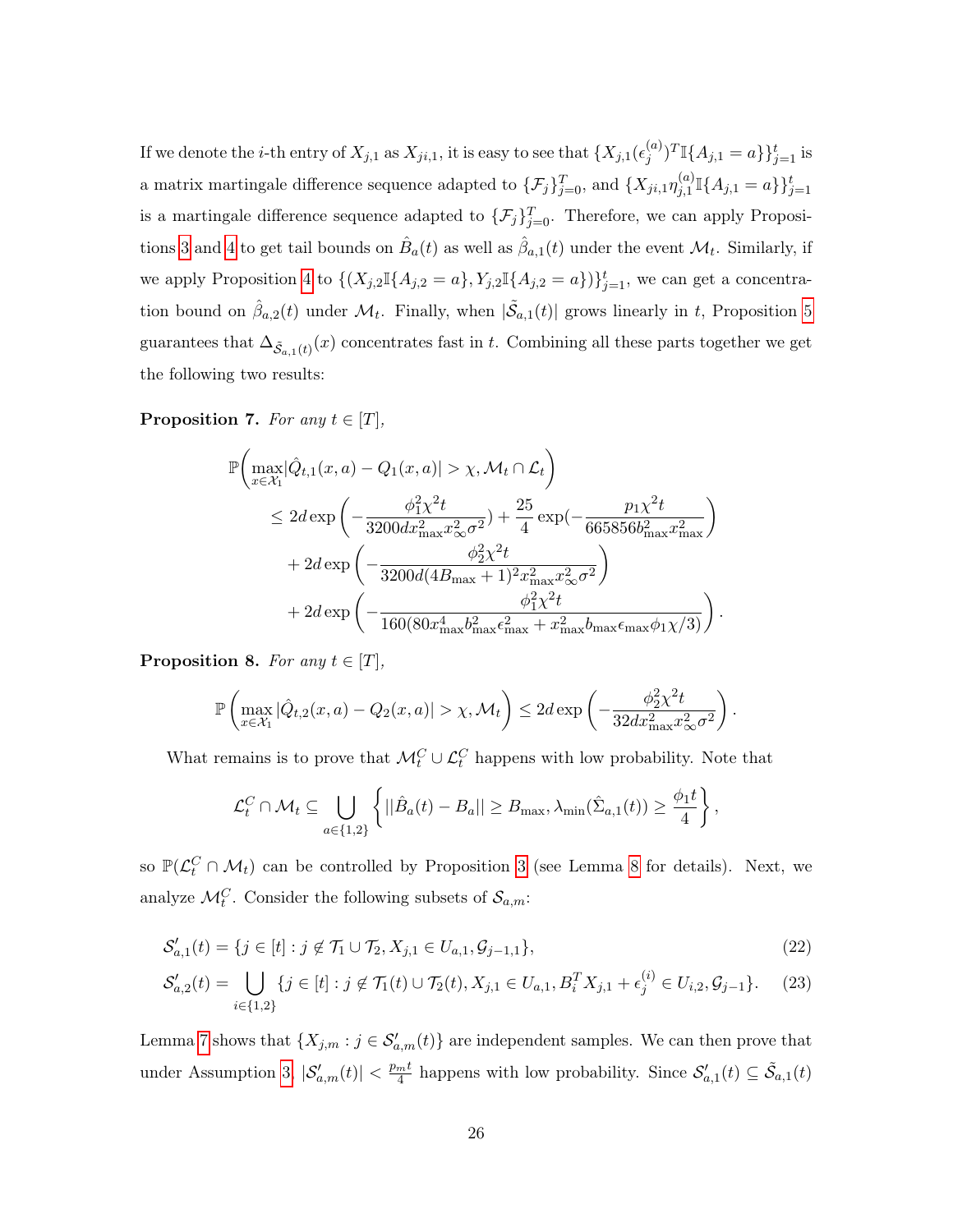If we denote the $i$-th entry of $X_{j,1}$ as $X_{ji,1}$, it is easy to see that $\{X_{j,1}(\epsilon_j^{(a)})^T\mathbb{I}\{A_{j,1}=a\}\}_{j=1}^t$ is a matrix martingale difference sequence adapted to $\{\mathcal{F}_j\}_{j=0}^T$, and $\{X_{ji,1}\eta_{j,1}^{(a)}\mathbb{I}\{A_{j,1}=a\}\}_{j=1}^t$ is a martingale difference sequence adapted to $\{\mathcal{F}_j\}_{j=0}^T$. Therefore, we can apply Propositions 3 and 4 to get tail bounds on $\hat{B}_a(t)$ as well as $\hat{\beta}_{a,1}(t)$ under the event $\mathcal{M}_t$. Similarly, if we apply Proposition 4 to $\{(X_{j,2}\mathbb{I}\{A_{j,2}=a\}, Y_{j,2}\mathbb{I}\{A_{j,2}=a\})\}_{j=1}^t$, we can get a concentration bound on $\hat{\beta}_{a,2}(t)$ under $\mathcal{M}_t$. Finally, when $|\tilde{\mathcal{S}}_{a,1}(t)|$ grows linearly in $t$, Proposition 5 guarantees that $\Delta_{\tilde{\mathcal{S}}_{a,1}(t)}(x)$ concentrates fast in $t$. Combining all these parts together we get the following two results:

**Proposition 7.** *For any $t\in[T]$,*

$$
\begin{aligned}
\mathbb{P}\bigg(\max_{x\in\mathcal{X}_1}&|\hat{Q}_{t,1}(x,a)-Q_1(x,a)|>\chi, \mathcal{M}_t\cap\mathcal{L}_t\bigg)\\
&\le 2d\exp\left(-\frac{\phi_1^2\chi^2 t}{3200dx_{\max}^2x_\infty^2\sigma^2}\right)+\frac{25}{4}\exp\left(-\frac{p_1\chi^2 t}{665856b_{\max}^2x_{\max}^2}\right)\\
&\quad+2d\exp\left(-\frac{\phi_2^2\chi^2 t}{3200d(4B_{\max}+1)^2x_{\max}^2x_\infty^2\sigma^2}\right)\\
&\quad+2d\exp\left(-\frac{\phi_1^2\chi^2 t}{160(80x_{\max}^4b_{\max}^2\epsilon_{\max}^2+x_{\max}^2b_{\max}\epsilon_{\max}\phi_1\chi/3)}\right).
\end{aligned}
$$

**Proposition 8.** *For any $t\in[T]$,*

$$
\mathbb{P}\left(\max_{x\in\mathcal{X}_1}|\hat{Q}_{t,2}(x,a)-Q_2(x,a)|>\chi,\mathcal{M}_t\right)\le 2d\exp\left(-\frac{\phi_2^2\chi^2 t}{32dx_{\max}^2x_\infty^2\sigma^2}\right).
$$

What remains is to prove that $\mathcal{M}_t^C\cup\mathcal{L}_t^C$ happens with low probability. Note that

$$
\mathcal{L}_t^C\cap\mathcal{M}_t\subseteq\bigcup_{a\in\{1,2\}}\left\{||\hat{B}_a(t)-B_a||\ge B_{\max}, \lambda_{\min}(\hat{\Sigma}_{a,1}(t))\ge\frac{\phi_1 t}{4}\right\},
$$

so $\mathbb{P}(\mathcal{L}_t^C\cap\mathcal{M}_t)$ can be controlled by Proposition 3 (see Lemma 8 for details). Next, we analyze $\mathcal{M}_t^C$. Consider the following subsets of $\mathcal{S}_{a,m}$:

$$
\mathcal{S}'_{a,1}(t)=\{j\in[t]: j\notin\mathcal{T}_1\cup\mathcal{T}_2, X_{j,1}\in U_{a,1}, \mathcal{G}_{j-1,1}\}, \tag{22}
$$

$$
\mathcal{S}'_{a,2}(t)=\bigcup_{i\in\{1,2\}}\{j\in[t]: j\notin\mathcal{T}_1(t)\cup\mathcal{T}_2(t), X_{j,1}\in U_{a,1}, B_i^TX_{j,1}+\epsilon_j^{(i)}\in U_{i,2},\mathcal{G}_{j-1}\}. \tag{23}
$$

Lemma 7 shows that $\{X_{j,m}: j\in\mathcal{S}'_{a,m}(t)\}$ are independent samples. We can then prove that under Assumption 3, $|\mathcal{S}'_{a,m}(t)|<\frac{p_m t}{4}$ happens with low probability. Since $\mathcal{S}'_{a,1}(t)\subseteq\tilde{\mathcal{S}}_{a,1}(t)$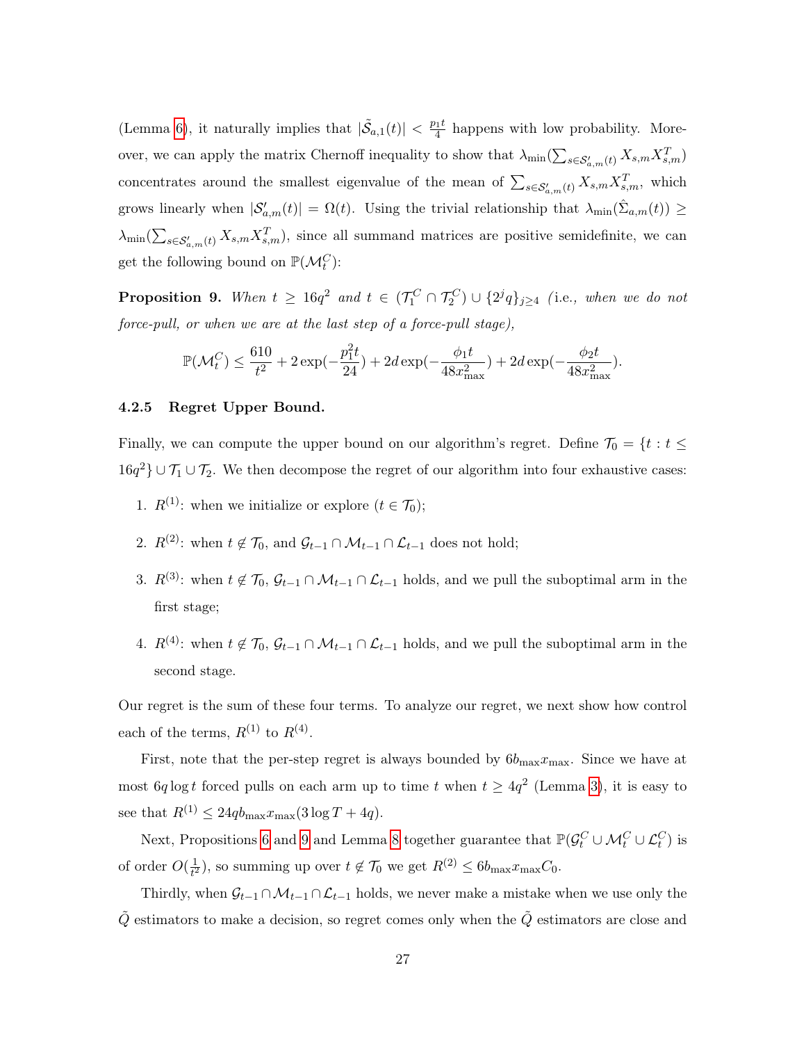(Lemma 6), it naturally implies that $|\tilde{\mathcal{S}}_{a,1}(t)| < \frac{p_1 t}{4}$ happens with low probability. Moreover, we can apply the matrix Chernoff inequality to show that $\lambda_{\min}(\sum_{s \in \mathcal{S}'_{a,m}(t)} X_{s,m} X_{s,m}^T)$ concentrates around the smallest eigenvalue of the mean of $\sum_{s \in \mathcal{S}'_{a,m}(t)} X_{s,m} X_{s,m}^T$, which grows linearly when $|\mathcal{S}'_{a,m}(t)| = \Omega(t)$. Using the trivial relationship that $\lambda_{\min}(\hat{\Sigma}_{a,m}(t)) \geq \lambda_{\min}(\sum_{s \in \mathcal{S}'_{a,m}(t)} X_{s,m} X_{s,m}^T)$, since all summand matrices are positive semidefinite, we can get the following bound on $\mathbb{P}(\mathcal{M}_t^C)$:

**Proposition 9.** *When $t \geq 16q^2$ and $t \in (\mathcal{T}_1^C \cap \mathcal{T}_2^C) \cup \{2^j q\}_{j \geq 4}$ (i.e., when we do not force-pull, or when we are at the last step of a force-pull stage),*

$$\mathbb{P}(\mathcal{M}_t^C) \leq \frac{610}{t^2} + 2\exp(-\frac{p_1^2 t}{24}) + 2d\exp(-\frac{\phi_1 t}{48 x_{\max}^2}) + 2d\exp(-\frac{\phi_2 t}{48 x_{\max}^2}).$$

#### 4.2.5 Regret Upper Bound.

Finally, we can compute the upper bound on our algorithm's regret. Define $\mathcal{T}_0 = \{t : t \leq 16q^2\} \cup \mathcal{T}_1 \cup \mathcal{T}_2$. We then decompose the regret of our algorithm into four exhaustive cases:

1. $R^{(1)}$: when we initialize or explore ($t \in \mathcal{T}_0$);
2. $R^{(2)}$: when $t \notin \mathcal{T}_0$, and $\mathcal{G}_{t-1} \cap \mathcal{M}_{t-1} \cap \mathcal{L}_{t-1}$ does not hold;
3. $R^{(3)}$: when $t \notin \mathcal{T}_0$, $\mathcal{G}_{t-1} \cap \mathcal{M}_{t-1} \cap \mathcal{L}_{t-1}$ holds, and we pull the suboptimal arm in the first stage;
4. $R^{(4)}$: when $t \notin \mathcal{T}_0$, $\mathcal{G}_{t-1} \cap \mathcal{M}_{t-1} \cap \mathcal{L}_{t-1}$ holds, and we pull the suboptimal arm in the second stage.

Our regret is the sum of these four terms. To analyze our regret, we next show how control each of the terms, $R^{(1)}$ to $R^{(4)}$.

First, note that the per-step regret is always bounded by $6 b_{\max} x_{\max}$. Since we have at most $6q \log t$ forced pulls on each arm up to time $t$ when $t \geq 4q^2$ (Lemma 3), it is easy to see that $R^{(1)} \leq 24 q b_{\max} x_{\max} (3 \log T + 4q)$.

Next, Propositions 6 and 9 and Lemma 8 together guarantee that $\mathbb{P}(\mathcal{G}_t^C \cup \mathcal{M}_t^C \cup \mathcal{L}_t^C)$ is of order $O(\frac{1}{t^2})$, so summing up over $t \notin \mathcal{T}_0$ we get $R^{(2)} \leq 6 b_{\max} x_{\max} C_0$.

Thirdly, when $\mathcal{G}_{t-1} \cap \mathcal{M}_{t-1} \cap \mathcal{L}_{t-1}$ holds, we never make a mistake when we use only the $\tilde{Q}$ estimators to make a decision, so regret comes only when the $\tilde{Q}$ estimators are close and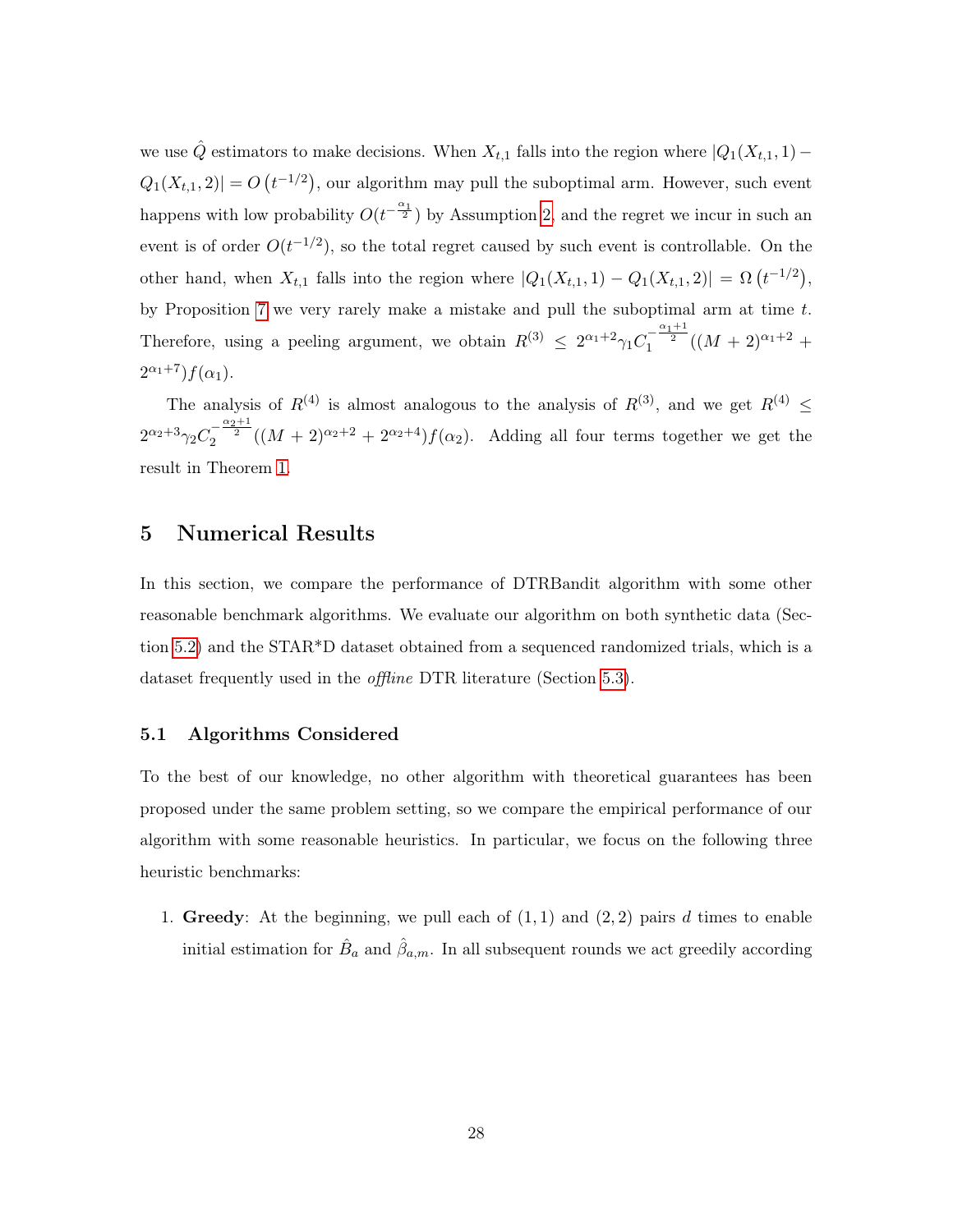we use $\hat{Q}$ estimators to make decisions. When $X_{t,1}$ falls into the region where $|Q_1(X_{t,1}, 1) - Q_1(X_{t,1}, 2)| = O\left(t^{-1/2}\right)$, our algorithm may pull the suboptimal arm. However, such event happens with low probability $O(t^{-\frac{\alpha_1}{2}})$ by Assumption 2, and the regret we incur in such an event is of order $O(t^{-1/2})$, so the total regret caused by such event is controllable. On the other hand, when $X_{t,1}$ falls into the region where $|Q_1(X_{t,1}, 1) - Q_1(X_{t,1}, 2)| = \Omega\left(t^{-1/2}\right)$, by Proposition 7 we very rarely make a mistake and pull the suboptimal arm at time $t$. Therefore, using a peeling argument, we obtain $R^{(3)} \leq 2^{\alpha_1+2}\gamma_1 C_1^{-\frac{\alpha_1+1}{2}}((M+2)^{\alpha_1+2} + 2^{\alpha_1+7})f(\alpha_1)$.

The analysis of $R^{(4)}$ is almost analogous to the analysis of $R^{(3)}$, and we get $R^{(4)} \leq 2^{\alpha_2+3}\gamma_2 C_2^{-\frac{\alpha_2+1}{2}}((M+2)^{\alpha_2+2} + 2^{\alpha_2+4})f(\alpha_2)$. Adding all four terms together we get the result in Theorem 1.

# 5 Numerical Results

In this section, we compare the performance of DTRBandit algorithm with some other reasonable benchmark algorithms. We evaluate our algorithm on both synthetic data (Section 5.2) and the STAR*D dataset obtained from a sequenced randomized trials, which is a dataset frequently used in the *offline* DTR literature (Section 5.3).

## 5.1 Algorithms Considered

To the best of our knowledge, no other algorithm with theoretical guarantees has been proposed under the same problem setting, so we compare the empirical performance of our algorithm with some reasonable heuristics. In particular, we focus on the following three heuristic benchmarks:

1. **Greedy**: At the beginning, we pull each of $(1, 1)$ and $(2, 2)$ pairs $d$ times to enable initial estimation for $\hat{B}_a$ and $\hat{\beta}_{a,m}$. In all subsequent rounds we act greedily according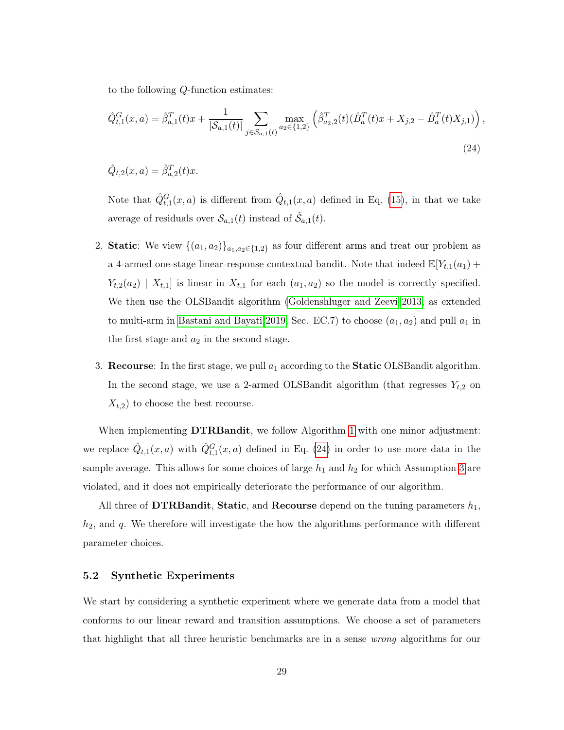to the following $Q$-function estimates:

$$\hat{Q}^G_{t,1}(x,a) = \hat{\beta}^T_{a,1}(t)x + \frac{1}{|\mathcal{S}_{a,1}(t)|}\sum_{j\in\mathcal{S}_{a,1}(t)} \max_{a_2\in\{1,2\}} \left(\hat{\beta}^T_{a_2,2}(t)(\hat{B}^T_a(t)x + X_{j,2} - \hat{B}^T_a(t)X_{j,1})\right), \tag{24}$$

$$\hat{Q}_{t,2}(x,a) = \hat{\beta}^T_{a,2}(t)x.$$

Note that $\hat{Q}^G_{t,1}(x,a)$ is different from $\hat{Q}_{t,1}(x,a)$ defined in Eq. (15), in that we take average of residuals over $\mathcal{S}_{a,1}(t)$ instead of $\tilde{\mathcal{S}}_{a,1}(t)$.

2. **Static**: We view $\{(a_1,a_2)\}_{a_1,a_2\in\{1,2\}}$ as four different arms and treat our problem as a 4-armed one-stage linear-response contextual bandit. Note that indeed $\mathbb{E}[Y_{t,1}(a_1) + Y_{t,2}(a_2) \mid X_{t,1}]$ is linear in $X_{t,1}$ for each $(a_1,a_2)$ so the model is correctly specified. We then use the OLSBandit algorithm (Goldenshluger and Zeevi 2013, as extended to multi-arm in Bastani and Bayati 2019, Sec. EC.7) to choose $(a_1,a_2)$ and pull $a_1$ in the first stage and $a_2$ in the second stage.

3. **Recourse**: In the first stage, we pull $a_1$ according to the **Static** OLSBandit algorithm. In the second stage, we use a 2-armed OLSBandit algorithm (that regresses $Y_{t,2}$ on $X_{t,2}$) to choose the best recourse.

When implementing **DTRBandit**, we follow Algorithm 1 with one minor adjustment: we replace $\hat{Q}_{t,1}(x,a)$ with $\hat{Q}^G_{t,1}(x,a)$ defined in Eq. (24) in order to use more data in the sample average. This allows for some choices of large $h_1$ and $h_2$ for which Assumption 3 are violated, and it does not empirically deteriorate the performance of our algorithm.

All three of **DTRBandit**, **Static**, and **Recourse** depend on the tuning parameters $h_1$, $h_2$, and $q$. We therefore will investigate the how the algorithms performance with different parameter choices.

### 5.2 Synthetic Experiments

We start by considering a synthetic experiment where we generate data from a model that conforms to our linear reward and transition assumptions. We choose a set of parameters that highlight that all three heuristic benchmarks are in a sense *wrong* algorithms for our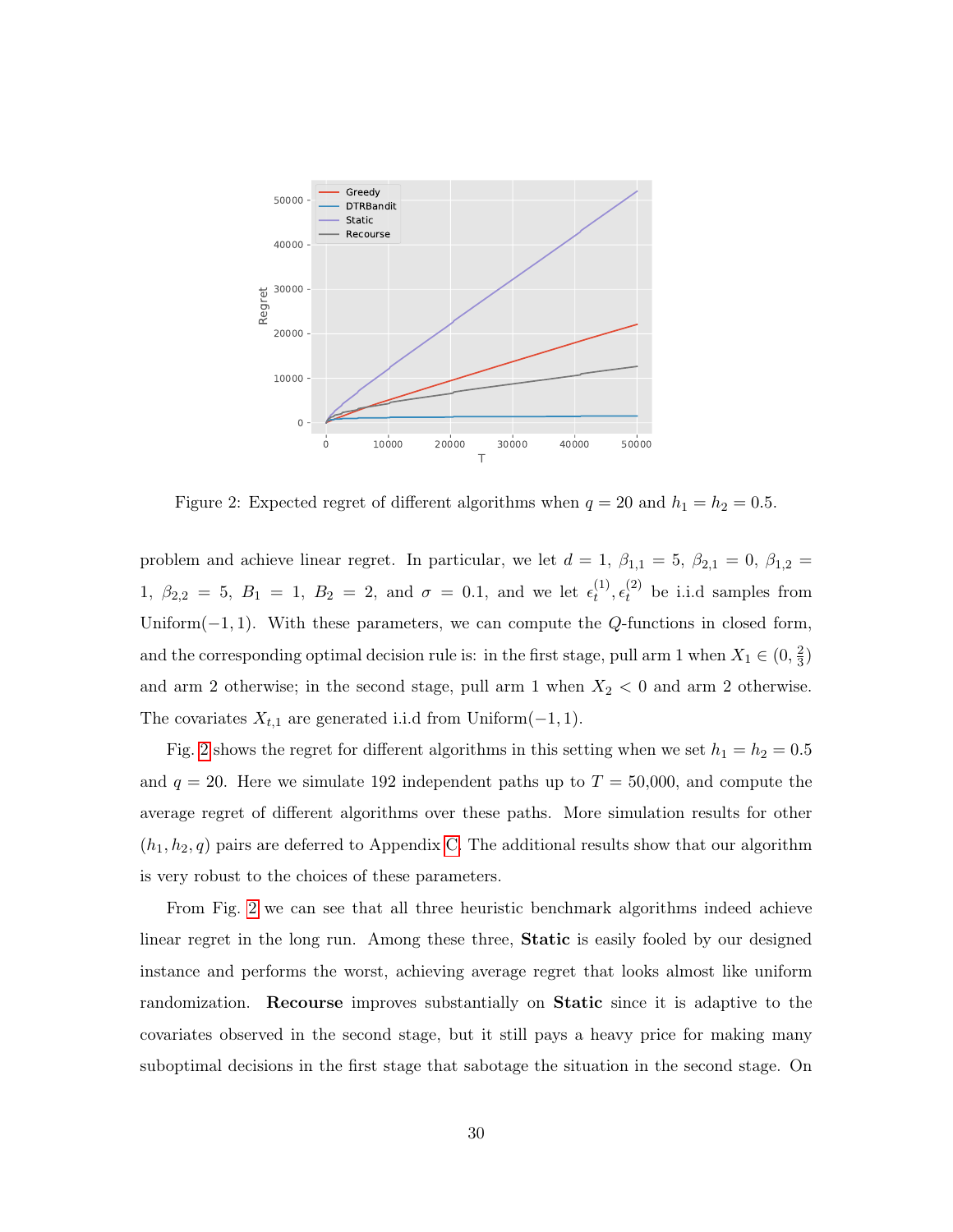Figure 2: Expected regret of different algorithms when $q = 20$ and $h_1 = h_2 = 0.5$.

problem and achieve linear regret. In particular, we let $d = 1$, $\beta_{1,1} = 5$, $\beta_{2,1} = 0$, $\beta_{1,2} = 1$, $\beta_{2,2} = 5$, $B_1 = 1$, $B_2 = 2$, and $\sigma = 0.1$, and we let $\epsilon_t^{(1)}, \epsilon_t^{(2)}$ be i.i.d samples from Uniform$(-1, 1)$. With these parameters, we can compute the $Q$-functions in closed form, and the corresponding optimal decision rule is: in the first stage, pull arm 1 when $X_1 \in (0, \frac{2}{3})$ and arm 2 otherwise; in the second stage, pull arm 1 when $X_2 < 0$ and arm 2 otherwise. The covariates $X_{t,1}$ are generated i.i.d from Uniform$(-1, 1)$.

Fig. 2 shows the regret for different algorithms in this setting when we set $h_1 = h_2 = 0.5$ and $q = 20$. Here we simulate 192 independent paths up to $T = 50{,}000$, and compute the average regret of different algorithms over these paths. More simulation results for other $(h_1, h_2, q)$ pairs are deferred to Appendix C. The additional results show that our algorithm is very robust to the choices of these parameters.

From Fig. 2 we can see that all three heuristic benchmark algorithms indeed achieve linear regret in the long run. Among these three, **Static** is easily fooled by our designed instance and performs the worst, achieving average regret that looks almost like uniform randomization. **Recourse** improves substantially on **Static** since it is adaptive to the covariates observed in the second stage, but it still pays a heavy price for making many suboptimal decisions in the first stage that sabotage the situation in the second stage. On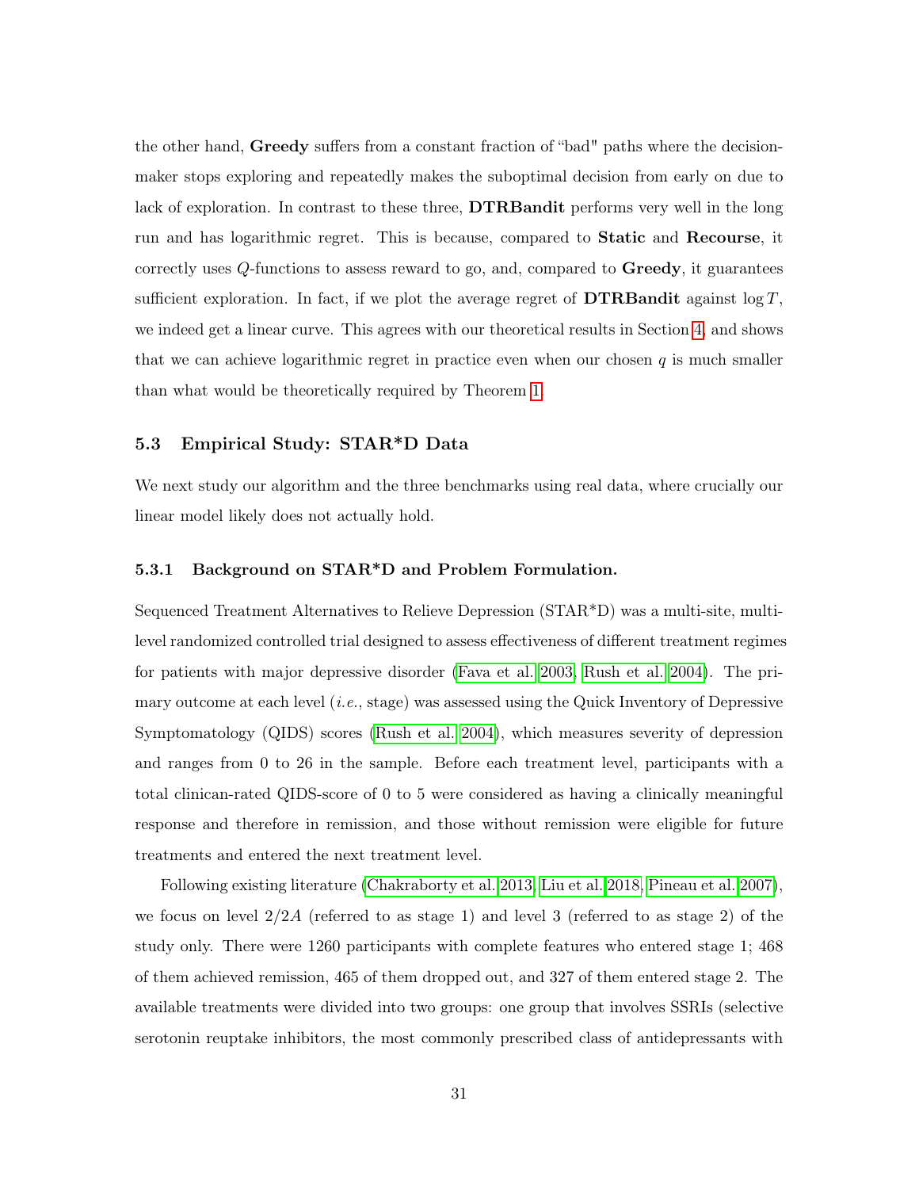the other hand, **Greedy** suffers from a constant fraction of "bad" paths where the decision-maker stops exploring and repeatedly makes the suboptimal decision from early on due to lack of exploration. In contrast to these three, **DTRBandit** performs very well in the long run and has logarithmic regret. This is because, compared to **Static** and **Recourse**, it correctly uses $Q$-functions to assess reward to go, and, compared to **Greedy**, it guarantees sufficient exploration. In fact, if we plot the average regret of **DTRBandit** against $\log T$, we indeed get a linear curve. This agrees with our theoretical results in Section 4, and shows that we can achieve logarithmic regret in practice even when our chosen $q$ is much smaller than what would be theoretically required by Theorem 1.

### 5.3 Empirical Study: STAR*D Data

We next study our algorithm and the three benchmarks using real data, where crucially our linear model likely does not actually hold.

#### 5.3.1 Background on STAR*D and Problem Formulation.

Sequenced Treatment Alternatives to Relieve Depression (STAR*D) was a multi-site, multi-level randomized controlled trial designed to assess effectiveness of different treatment regimes for patients with major depressive disorder (Fava et al. 2003, Rush et al. 2004). The primary outcome at each level (*i.e.*, stage) was assessed using the Quick Inventory of Depressive Symptomatology (QIDS) scores (Rush et al. 2004), which measures severity of depression and ranges from 0 to 26 in the sample. Before each treatment level, participants with a total clinican-rated QIDS-score of 0 to 5 were considered as having a clinically meaningful response and therefore in remission, and those without remission were eligible for future treatments and entered the next treatment level.

Following existing literature (Chakraborty et al. 2013, Liu et al. 2018, Pineau et al. 2007), we focus on level $2/2A$ (referred to as stage 1) and level 3 (referred to as stage 2) of the study only. There were 1260 participants with complete features who entered stage 1; 468 of them achieved remission, 465 of them dropped out, and 327 of them entered stage 2. The available treatments were divided into two groups: one group that involves SSRIs (selective serotonin reuptake inhibitors, the most commonly prescribed class of antidepressants with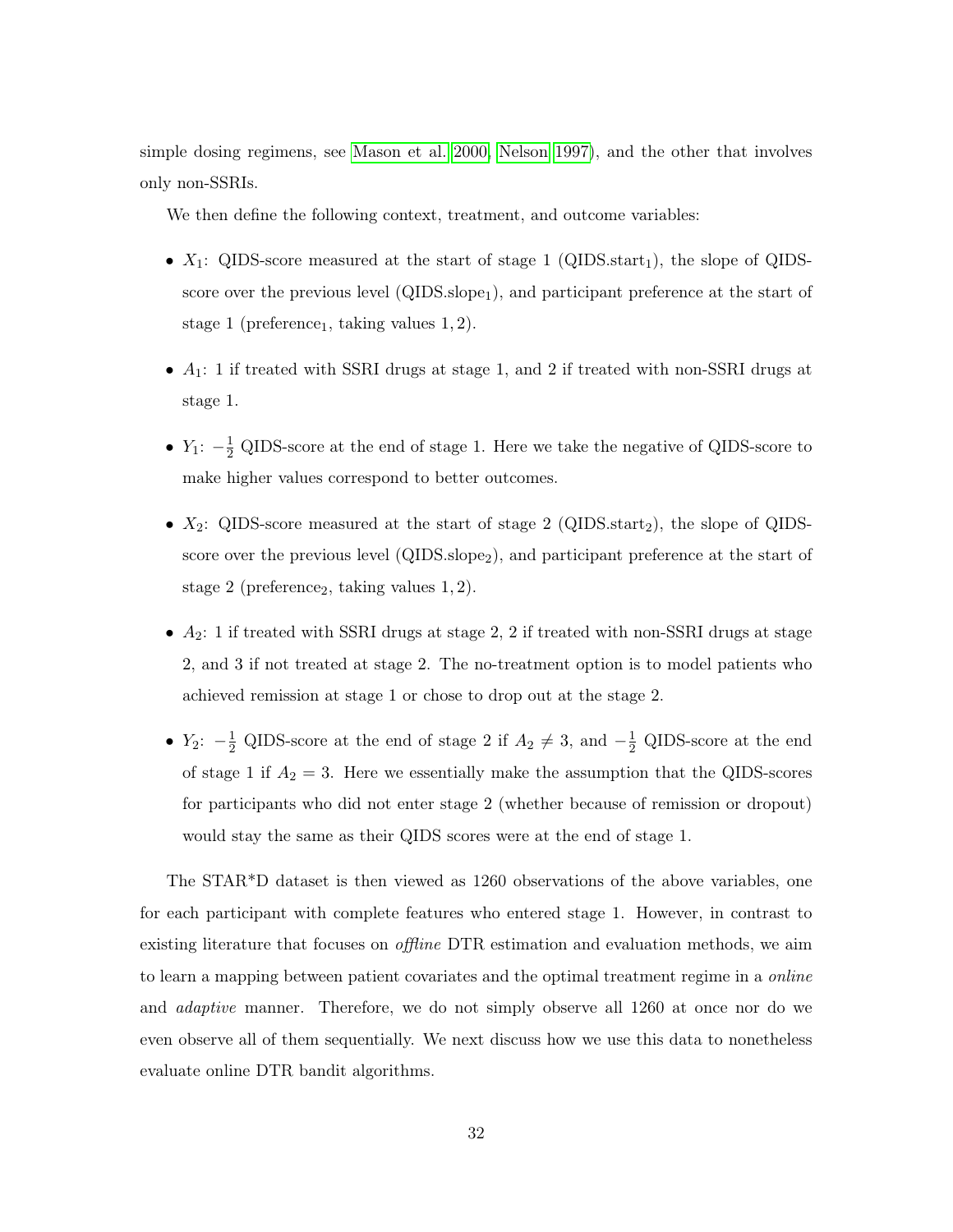simple dosing regimens, see Mason et al. 2000, Nelson 1997), and the other that involves only non-SSRIs.

We then define the following context, treatment, and outcome variables:

- $X_1$: QIDS-score measured at the start of stage 1 (QIDS.start$_1$), the slope of QIDS-score over the previous level (QIDS.slope$_1$), and participant preference at the start of stage 1 (preference$_1$, taking values $1, 2$).

- $A_1$: 1 if treated with SSRI drugs at stage 1, and 2 if treated with non-SSRI drugs at stage 1.

- $Y_1$: $-\frac{1}{2}$ QIDS-score at the end of stage 1. Here we take the negative of QIDS-score to make higher values correspond to better outcomes.

- $X_2$: QIDS-score measured at the start of stage 2 (QIDS.start$_2$), the slope of QIDS-score over the previous level (QIDS.slope$_2$), and participant preference at the start of stage 2 (preference$_2$, taking values $1, 2$).

- $A_2$: 1 if treated with SSRI drugs at stage 2, 2 if treated with non-SSRI drugs at stage 2, and 3 if not treated at stage 2. The no-treatment option is to model patients who achieved remission at stage 1 or chose to drop out at the stage 2.

- $Y_2$: $-\frac{1}{2}$ QIDS-score at the end of stage 2 if $A_2 \neq 3$, and $-\frac{1}{2}$ QIDS-score at the end of stage 1 if $A_2 = 3$. Here we essentially make the assumption that the QIDS-scores for participants who did not enter stage 2 (whether because of remission or dropout) would stay the same as their QIDS scores were at the end of stage 1.

The STAR*D dataset is then viewed as 1260 observations of the above variables, one for each participant with complete features who entered stage 1. However, in contrast to existing literature that focuses on *offline* DTR estimation and evaluation methods, we aim to learn a mapping between patient covariates and the optimal treatment regime in a *online* and *adaptive* manner. Therefore, we do not simply observe all 1260 at once nor do we even observe all of them sequentially. We next discuss how we use this data to nonetheless evaluate online DTR bandit algorithms.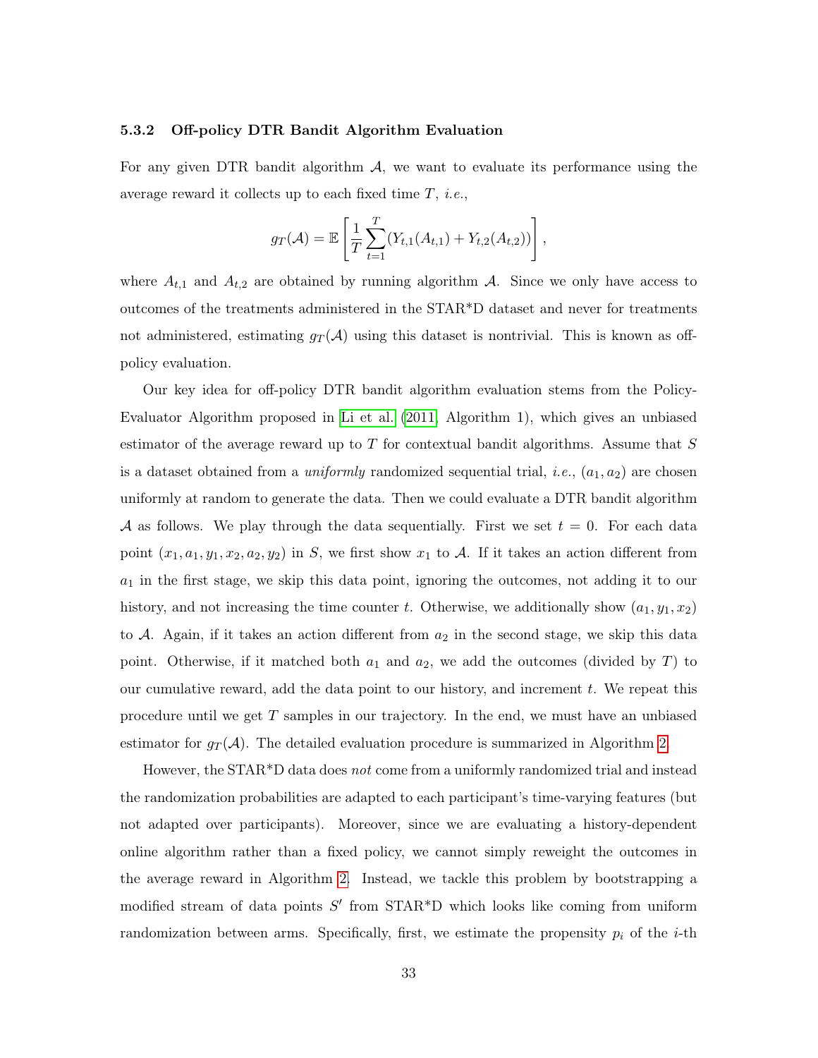### 5.3.2 Off-policy DTR Bandit Algorithm Evaluation

For any given DTR bandit algorithm $\mathcal{A}$, we want to evaluate its performance using the average reward it collects up to each fixed time $T$, *i.e.*,

$$g_T(\mathcal{A}) = \mathbb{E}\left[\frac{1}{T}\sum_{t=1}^{T}(Y_{t,1}(A_{t,1}) + Y_{t,2}(A_{t,2}))\right],$$

where $A_{t,1}$ and $A_{t,2}$ are obtained by running algorithm $\mathcal{A}$. Since we only have access to outcomes of the treatments administered in the STAR*D dataset and never for treatments not administered, estimating $g_T(\mathcal{A})$ using this dataset is nontrivial. This is known as off-policy evaluation.

Our key idea for off-policy DTR bandit algorithm evaluation stems from the Policy-Evaluator Algorithm proposed in Li et al. (2011, Algorithm 1), which gives an unbiased estimator of the average reward up to $T$ for contextual bandit algorithms. Assume that $S$ is a dataset obtained from a *uniformly* randomized sequential trial, *i.e.*, $(a_1, a_2)$ are chosen uniformly at random to generate the data. Then we could evaluate a DTR bandit algorithm $\mathcal{A}$ as follows. We play through the data sequentially. First we set $t = 0$. For each data point $(x_1, a_1, y_1, x_2, a_2, y_2)$ in $S$, we first show $x_1$ to $\mathcal{A}$. If it takes an action different from $a_1$ in the first stage, we skip this data point, ignoring the outcomes, not adding it to our history, and not increasing the time counter $t$. Otherwise, we additionally show $(a_1, y_1, x_2)$ to $\mathcal{A}$. Again, if it takes an action different from $a_2$ in the second stage, we skip this data point. Otherwise, if it matched both $a_1$ and $a_2$, we add the outcomes (divided by $T$) to our cumulative reward, add the data point to our history, and increment $t$. We repeat this procedure until we get $T$ samples in our trajectory. In the end, we must have an unbiased estimator for $g_T(\mathcal{A})$. The detailed evaluation procedure is summarized in Algorithm 2.

However, the STAR*D data does *not* come from a uniformly randomized trial and instead the randomization probabilities are adapted to each participant's time-varying features (but not adapted over participants). Moreover, since we are evaluating a history-dependent online algorithm rather than a fixed policy, we cannot simply reweight the outcomes in the average reward in Algorithm 2. Instead, we tackle this problem by bootstrapping a modified stream of data points $S'$ from STAR*D which looks like coming from uniform randomization between arms. Specifically, first, we estimate the propensity $p_i$ of the $i$-th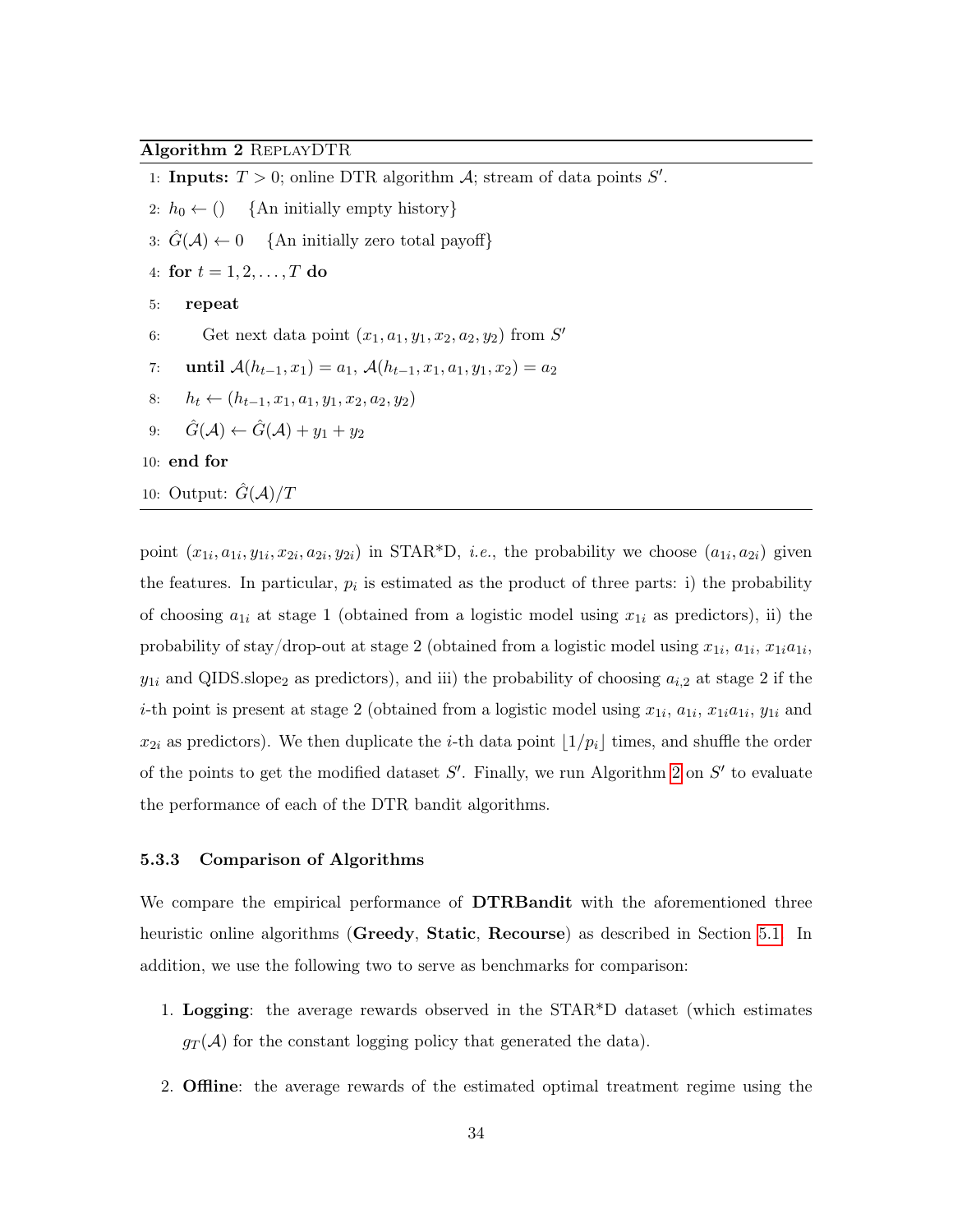**Algorithm 2** ReplayDTR

```
1: Inputs: T > 0; online DTR algorithm 𝒜; stream of data points S'.
2: h_0 ← ()    {An initially empty history}
3: Ĝ(𝒜) ← 0    {An initially zero total payoff}
4: for t = 1, 2, ..., T do
5:    repeat
6:       Get next data point (x_1, a_1, y_1, x_2, a_2, y_2) from S'
7:    until 𝒜(h_{t-1}, x_1) = a_1, 𝒜(h_{t-1}, x_1, a_1, y_1, x_2) = a_2
8:    h_t ← (h_{t-1}, x_1, a_1, y_1, x_2, a_2, y_2)
9:    Ĝ(𝒜) ← Ĝ(𝒜) + y_1 + y_2
10: end for
10: Output: Ĝ(𝒜)/T
```

point $(x_{1i}, a_{1i}, y_{1i}, x_{2i}, a_{2i}, y_{2i})$ in STAR*D, *i.e.*, the probability we choose $(a_{1i}, a_{2i})$ given the features. In particular, $p_i$ is estimated as the product of three parts: i) the probability of choosing $a_{1i}$ at stage 1 (obtained from a logistic model using $x_{1i}$ as predictors), ii) the probability of stay/drop-out at stage 2 (obtained from a logistic model using $x_{1i}$, $a_{1i}$, $x_{1i}a_{1i}$, $y_{1i}$ and QIDS.slope$_2$ as predictors), and iii) the probability of choosing $a_{i,2}$ at stage 2 if the $i$-th point is present at stage 2 (obtained from a logistic model using $x_{1i}$, $a_{1i}$, $x_{1i}a_{1i}$, $y_{1i}$ and $x_{2i}$ as predictors). We then duplicate the $i$-th data point $\lfloor 1/p_i \rfloor$ times, and shuffle the order of the points to get the modified dataset $S'$. Finally, we run Algorithm 2 on $S'$ to evaluate the performance of each of the DTR bandit algorithms.

### 5.3.3 Comparison of Algorithms

We compare the empirical performance of **DTRBandit** with the aforementioned three heuristic online algorithms (**Greedy**, **Static**, **Recourse**) as described in Section 5.1. In addition, we use the following two to serve as benchmarks for comparison:

1. **Logging**: the average rewards observed in the STAR*D dataset (which estimates $g_T(\mathcal{A})$ for the constant logging policy that generated the data).

2. **Offline**: the average rewards of the estimated optimal treatment regime using the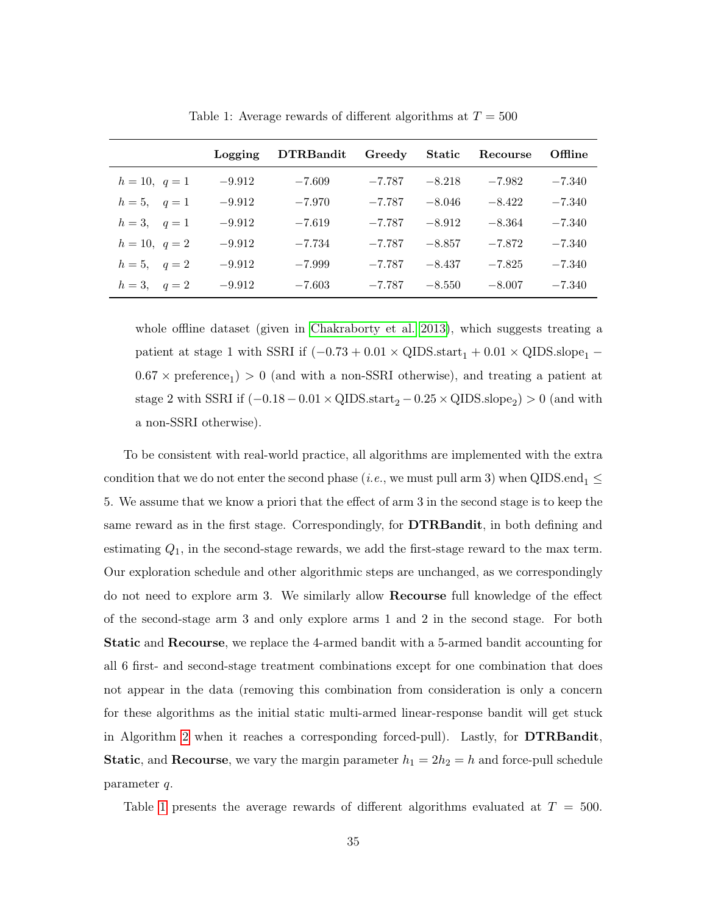Table 1: Average rewards of different algorithms at $T = 500$

| | **Logging** | **DTRBandit** | **Greedy** | **Static** | **Recourse** | **Offline** |
|---|---|---|---|---|---|---|
| $h = 10, \ q = 1$ | $-9.912$ | $-7.609$ | $-7.787$ | $-8.218$ | $-7.982$ | $-7.340$ |
| $h = 5, \ \ q = 1$ | $-9.912$ | $-7.970$ | $-7.787$ | $-8.046$ | $-8.422$ | $-7.340$ |
| $h = 3, \ \ q = 1$ | $-9.912$ | $-7.619$ | $-7.787$ | $-8.912$ | $-8.364$ | $-7.340$ |
| $h = 10, \ q = 2$ | $-9.912$ | $-7.734$ | $-7.787$ | $-8.857$ | $-7.872$ | $-7.340$ |
| $h = 5, \ \ q = 2$ | $-9.912$ | $-7.999$ | $-7.787$ | $-8.437$ | $-7.825$ | $-7.340$ |
| $h = 3, \ \ q = 2$ | $-9.912$ | $-7.603$ | $-7.787$ | $-8.550$ | $-8.007$ | $-7.340$ |

whole offline dataset (given in Chakraborty et al. 2013), which suggests treating a patient at stage 1 with SSRI if $(-0.73 + 0.01 \times \text{QIDS.start}_1 + 0.01 \times \text{QIDS.slope}_1 - 0.67 \times \text{preference}_1) > 0$ (and with a non-SSRI otherwise), and treating a patient at stage 2 with SSRI if $(-0.18 - 0.01 \times \text{QIDS.start}_2 - 0.25 \times \text{QIDS.slope}_2) > 0$ (and with a non-SSRI otherwise).

To be consistent with real-world practice, all algorithms are implemented with the extra condition that we do not enter the second phase (*i.e.*, we must pull arm 3) when $\text{QIDS.end}_1 \leq 5$. We assume that we know a priori that the effect of arm 3 in the second stage is to keep the same reward as in the first stage. Correspondingly, for **DTRBandit**, in both defining and estimating $Q_1$, in the second-stage rewards, we add the first-stage reward to the max term. Our exploration schedule and other algorithmic steps are unchanged, as we correspondingly do not need to explore arm 3. We similarly allow **Recourse** full knowledge of the effect of the second-stage arm 3 and only explore arms 1 and 2 in the second stage. For both **Static** and **Recourse**, we replace the 4-armed bandit with a 5-armed bandit accounting for all 6 first- and second-stage treatment combinations except for one combination that does not appear in the data (removing this combination from consideration is only a concern for these algorithms as the initial static multi-armed linear-response bandit will get stuck in Algorithm 2 when it reaches a corresponding forced-pull). Lastly, for **DTRBandit**, **Static**, and **Recourse**, we vary the margin parameter $h_1 = 2h_2 = h$ and force-pull schedule parameter $q$.

Table 1 presents the average rewards of different algorithms evaluated at $T = 500$.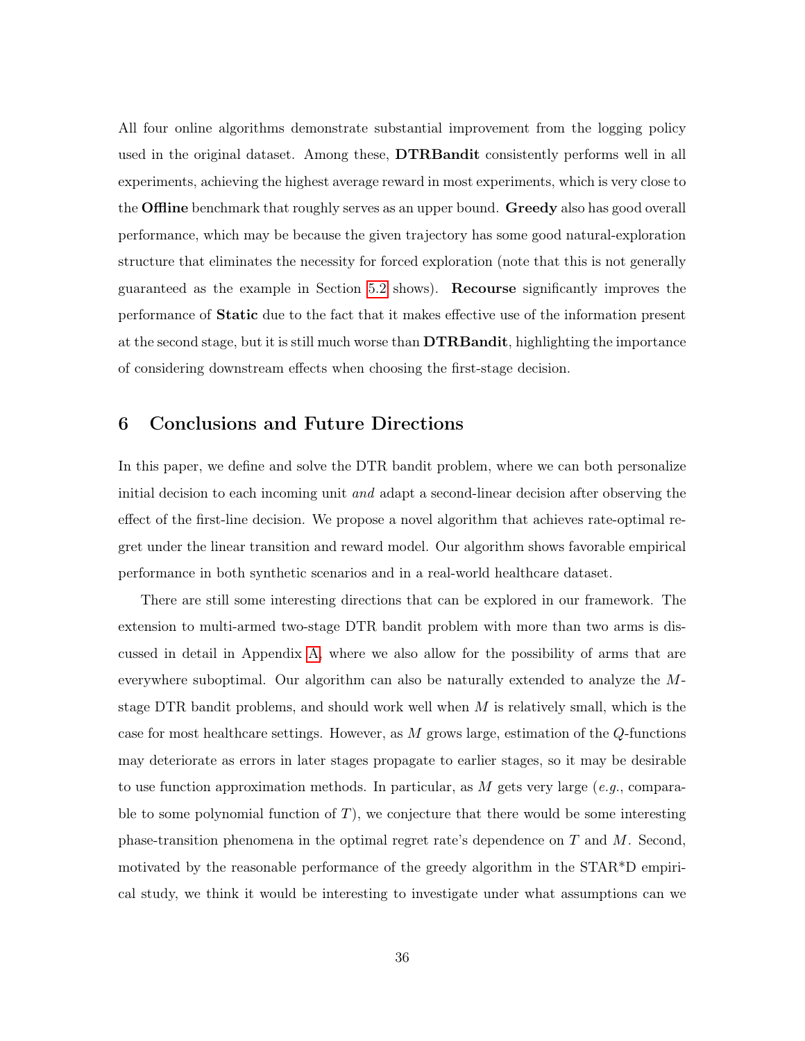All four online algorithms demonstrate substantial improvement from the logging policy used in the original dataset. Among these, **DTRBandit** consistently performs well in all experiments, achieving the highest average reward in most experiments, which is very close to the **Offline** benchmark that roughly serves as an upper bound. **Greedy** also has good overall performance, which may be because the given trajectory has some good natural-exploration structure that eliminates the necessity for forced exploration (note that this is not generally guaranteed as the example in Section 5.2 shows). **Recourse** significantly improves the performance of **Static** due to the fact that it makes effective use of the information present at the second stage, but it is still much worse than **DTRBandit**, highlighting the importance of considering downstream effects when choosing the first-stage decision.

# 6 Conclusions and Future Directions

In this paper, we define and solve the DTR bandit problem, where we can both personalize initial decision to each incoming unit *and* adapt a second-linear decision after observing the effect of the first-line decision. We propose a novel algorithm that achieves rate-optimal regret under the linear transition and reward model. Our algorithm shows favorable empirical performance in both synthetic scenarios and in a real-world healthcare dataset.

There are still some interesting directions that can be explored in our framework. The extension to multi-armed two-stage DTR bandit problem with more than two arms is discussed in detail in Appendix A, where we also allow for the possibility of arms that are everywhere suboptimal. Our algorithm can also be naturally extended to analyze the $M$-stage DTR bandit problems, and should work well when $M$ is relatively small, which is the case for most healthcare settings. However, as $M$ grows large, estimation of the $Q$-functions may deteriorate as errors in later stages propagate to earlier stages, so it may be desirable to use function approximation methods. In particular, as $M$ gets very large (*e.g.*, comparable to some polynomial function of $T$), we conjecture that there would be some interesting phase-transition phenomena in the optimal regret rate's dependence on $T$ and $M$. Second, motivated by the reasonable performance of the greedy algorithm in the STAR*D empirical study, we think it would be interesting to investigate under what assumptions can we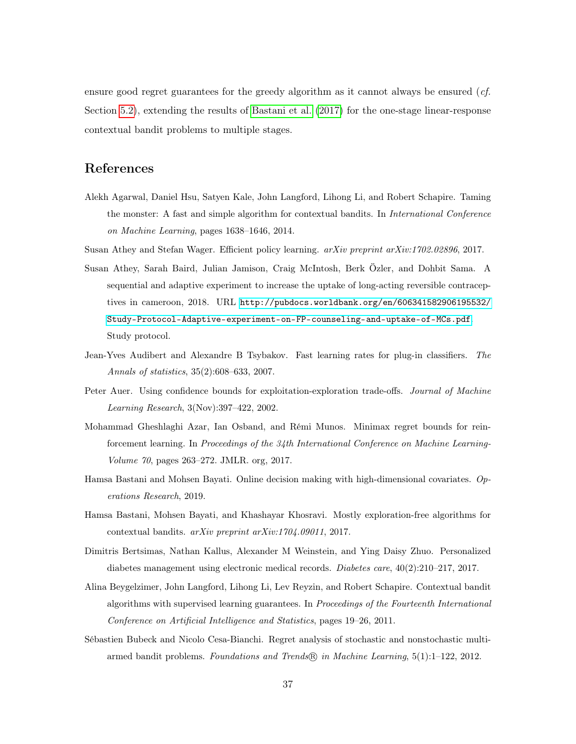ensure good regret guarantees for the greedy algorithm as it cannot always be ensured (*cf.* Section 5.2), extending the results of Bastani et al. (2017) for the one-stage linear-response contextual bandit problems to multiple stages.

# References

Alekh Agarwal, Daniel Hsu, Satyen Kale, John Langford, Lihong Li, and Robert Schapire. Taming the monster: A fast and simple algorithm for contextual bandits. In *International Conference on Machine Learning*, pages 1638–1646, 2014.

Susan Athey and Stefan Wager. Efficient policy learning. *arXiv preprint arXiv:1702.02896*, 2017.

Susan Athey, Sarah Baird, Julian Jamison, Craig McIntosh, Berk Özler, and Dohbit Sama. A sequential and adaptive experiment to increase the uptake of long-acting reversible contraceptives in cameroon, 2018. URL `http://pubdocs.worldbank.org/en/606341582906195532/Study-Protocol-Adaptive-experiment-on-FP-counseling-and-uptake-of-MCs.pdf`. Study protocol.

Jean-Yves Audibert and Alexandre B Tsybakov. Fast learning rates for plug-in classifiers. *The Annals of statistics*, 35(2):608–633, 2007.

Peter Auer. Using confidence bounds for exploitation-exploration trade-offs. *Journal of Machine Learning Research*, 3(Nov):397–422, 2002.

Mohammad Gheshlaghi Azar, Ian Osband, and Rémi Munos. Minimax regret bounds for reinforcement learning. In *Proceedings of the 34th International Conference on Machine Learning-Volume 70*, pages 263–272. JMLR. org, 2017.

Hamsa Bastani and Mohsen Bayati. Online decision making with high-dimensional covariates. *Operations Research*, 2019.

Hamsa Bastani, Mohsen Bayati, and Khashayar Khosravi. Mostly exploration-free algorithms for contextual bandits. *arXiv preprint arXiv:1704.09011*, 2017.

Dimitris Bertsimas, Nathan Kallus, Alexander M Weinstein, and Ying Daisy Zhuo. Personalized diabetes management using electronic medical records. *Diabetes care*, 40(2):210–217, 2017.

Alina Beygelzimer, John Langford, Lihong Li, Lev Reyzin, and Robert Schapire. Contextual bandit algorithms with supervised learning guarantees. In *Proceedings of the Fourteenth International Conference on Artificial Intelligence and Statistics*, pages 19–26, 2011.

Sébastien Bubeck and Nicolo Cesa-Bianchi. Regret analysis of stochastic and nonstochastic multi-armed bandit problems. *Foundations and Trends® in Machine Learning*, 5(1):1–122, 2012.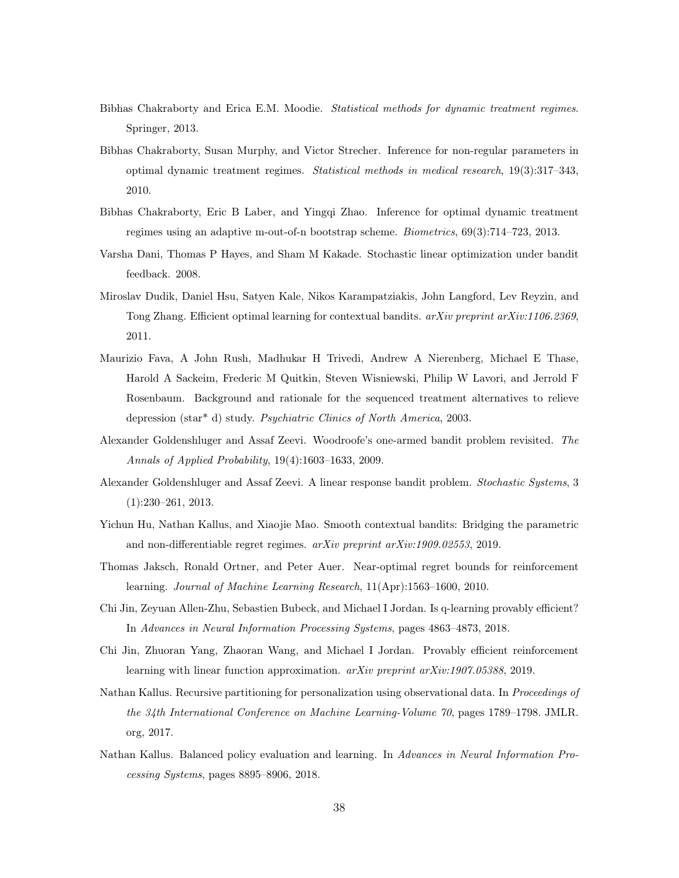Bibhas Chakraborty and Erica E.M. Moodie. *Statistical methods for dynamic treatment regimes*. Springer, 2013.

Bibhas Chakraborty, Susan Murphy, and Victor Strecher. Inference for non-regular parameters in optimal dynamic treatment regimes. *Statistical methods in medical research*, 19(3):317–343, 2010.

Bibhas Chakraborty, Eric B Laber, and Yingqi Zhao. Inference for optimal dynamic treatment regimes using an adaptive m-out-of-n bootstrap scheme. *Biometrics*, 69(3):714–723, 2013.

Varsha Dani, Thomas P Hayes, and Sham M Kakade. Stochastic linear optimization under bandit feedback. 2008.

Miroslav Dudik, Daniel Hsu, Satyen Kale, Nikos Karampatziakis, John Langford, Lev Reyzin, and Tong Zhang. Efficient optimal learning for contextual bandits. *arXiv preprint arXiv:1106.2369*, 2011.

Maurizio Fava, A John Rush, Madhukar H Trivedi, Andrew A Nierenberg, Michael E Thase, Harold A Sackeim, Frederic M Quitkin, Steven Wisniewski, Philip W Lavori, and Jerrold F Rosenbaum. Background and rationale for the sequenced treatment alternatives to relieve depression (star* d) study. *Psychiatric Clinics of North America*, 2003.

Alexander Goldenshluger and Assaf Zeevi. Woodroofe's one-armed bandit problem revisited. *The Annals of Applied Probability*, 19(4):1603–1633, 2009.

Alexander Goldenshluger and Assaf Zeevi. A linear response bandit problem. *Stochastic Systems*, 3 (1):230–261, 2013.

Yichun Hu, Nathan Kallus, and Xiaojie Mao. Smooth contextual bandits: Bridging the parametric and non-differentiable regret regimes. *arXiv preprint arXiv:1909.02553*, 2019.

Thomas Jaksch, Ronald Ortner, and Peter Auer. Near-optimal regret bounds for reinforcement learning. *Journal of Machine Learning Research*, 11(Apr):1563–1600, 2010.

Chi Jin, Zeyuan Allen-Zhu, Sebastien Bubeck, and Michael I Jordan. Is q-learning provably efficient? In *Advances in Neural Information Processing Systems*, pages 4863–4873, 2018.

Chi Jin, Zhuoran Yang, Zhaoran Wang, and Michael I Jordan. Provably efficient reinforcement learning with linear function approximation. *arXiv preprint arXiv:1907.05388*, 2019.

Nathan Kallus. Recursive partitioning for personalization using observational data. In *Proceedings of the 34th International Conference on Machine Learning-Volume 70*, pages 1789–1798. JMLR. org, 2017.

Nathan Kallus. Balanced policy evaluation and learning. In *Advances in Neural Information Processing Systems*, pages 8895–8906, 2018.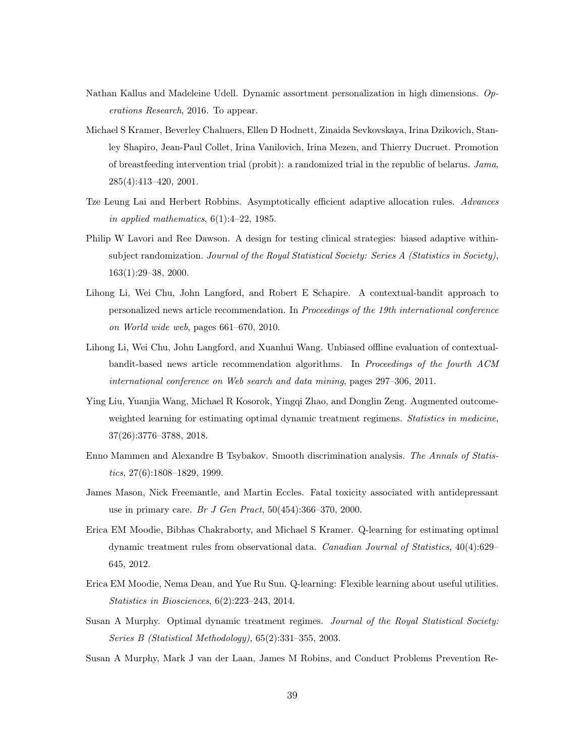Nathan Kallus and Madeleine Udell. Dynamic assortment personalization in high dimensions. *Operations Research*, 2016. To appear.

Michael S Kramer, Beverley Chalmers, Ellen D Hodnett, Zinaida Sevkovskaya, Irina Dzikovich, Stanley Shapiro, Jean-Paul Collet, Irina Vanilovich, Irina Mezen, and Thierry Ducruet. Promotion of breastfeeding intervention trial (probit): a randomized trial in the republic of belarus. *Jama*, 285(4):413–420, 2001.

Tze Leung Lai and Herbert Robbins. Asymptotically efficient adaptive allocation rules. *Advances in applied mathematics*, 6(1):4–22, 1985.

Philip W Lavori and Ree Dawson. A design for testing clinical strategies: biased adaptive within-subject randomization. *Journal of the Royal Statistical Society: Series A (Statistics in Society)*, 163(1):29–38, 2000.

Lihong Li, Wei Chu, John Langford, and Robert E Schapire. A contextual-bandit approach to personalized news article recommendation. In *Proceedings of the 19th international conference on World wide web*, pages 661–670, 2010.

Lihong Li, Wei Chu, John Langford, and Xuanhui Wang. Unbiased offline evaluation of contextual-bandit-based news article recommendation algorithms. In *Proceedings of the fourth ACM international conference on Web search and data mining*, pages 297–306, 2011.

Ying Liu, Yuanjia Wang, Michael R Kosorok, Yingqi Zhao, and Donglin Zeng. Augmented outcome-weighted learning for estimating optimal dynamic treatment regimens. *Statistics in medicine*, 37(26):3776–3788, 2018.

Enno Mammen and Alexandre B Tsybakov. Smooth discrimination analysis. *The Annals of Statistics*, 27(6):1808–1829, 1999.

James Mason, Nick Freemantle, and Martin Eccles. Fatal toxicity associated with antidepressant use in primary care. *Br J Gen Pract*, 50(454):366–370, 2000.

Erica EM Moodie, Bibhas Chakraborty, and Michael S Kramer. Q-learning for estimating optimal dynamic treatment rules from observational data. *Canadian Journal of Statistics*, 40(4):629–645, 2012.

Erica EM Moodie, Nema Dean, and Yue Ru Sun. Q-learning: Flexible learning about useful utilities. *Statistics in Biosciences*, 6(2):223–243, 2014.

Susan A Murphy. Optimal dynamic treatment regimes. *Journal of the Royal Statistical Society: Series B (Statistical Methodology)*, 65(2):331–355, 2003.

Susan A Murphy, Mark J van der Laan, James M Robins, and Conduct Problems Prevention Re-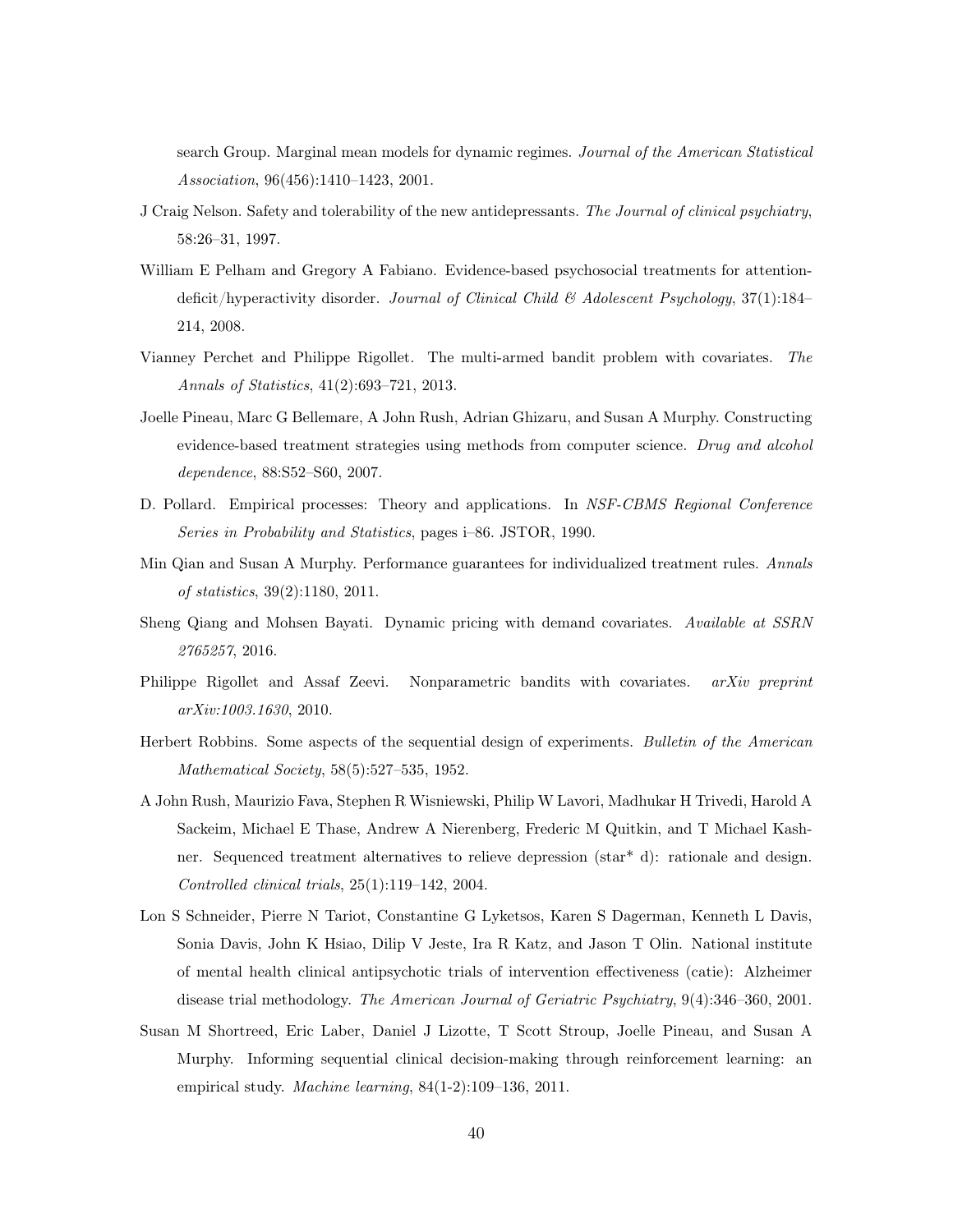search Group. Marginal mean models for dynamic regimes. *Journal of the American Statistical Association*, 96(456):1410–1423, 2001.

J Craig Nelson. Safety and tolerability of the new antidepressants. *The Journal of clinical psychiatry*, 58:26–31, 1997.

William E Pelham and Gregory A Fabiano. Evidence-based psychosocial treatments for attention-deficit/hyperactivity disorder. *Journal of Clinical Child & Adolescent Psychology*, 37(1):184–214, 2008.

Vianney Perchet and Philippe Rigollet. The multi-armed bandit problem with covariates. *The Annals of Statistics*, 41(2):693–721, 2013.

Joelle Pineau, Marc G Bellemare, A John Rush, Adrian Ghizaru, and Susan A Murphy. Constructing evidence-based treatment strategies using methods from computer science. *Drug and alcohol dependence*, 88:S52–S60, 2007.

D. Pollard. Empirical processes: Theory and applications. In *NSF-CBMS Regional Conference Series in Probability and Statistics*, pages i–86. JSTOR, 1990.

Min Qian and Susan A Murphy. Performance guarantees for individualized treatment rules. *Annals of statistics*, 39(2):1180, 2011.

Sheng Qiang and Mohsen Bayati. Dynamic pricing with demand covariates. *Available at SSRN 2765257*, 2016.

Philippe Rigollet and Assaf Zeevi. Nonparametric bandits with covariates. *arXiv preprint arXiv:1003.1630*, 2010.

Herbert Robbins. Some aspects of the sequential design of experiments. *Bulletin of the American Mathematical Society*, 58(5):527–535, 1952.

A John Rush, Maurizio Fava, Stephen R Wisniewski, Philip W Lavori, Madhukar H Trivedi, Harold A Sackeim, Michael E Thase, Andrew A Nierenberg, Frederic M Quitkin, and T Michael Kashner. Sequenced treatment alternatives to relieve depression (star* d): rationale and design. *Controlled clinical trials*, 25(1):119–142, 2004.

Lon S Schneider, Pierre N Tariot, Constantine G Lyketsos, Karen S Dagerman, Kenneth L Davis, Sonia Davis, John K Hsiao, Dilip V Jeste, Ira R Katz, and Jason T Olin. National institute of mental health clinical antipsychotic trials of intervention effectiveness (catie): Alzheimer disease trial methodology. *The American Journal of Geriatric Psychiatry*, 9(4):346–360, 2001.

Susan M Shortreed, Eric Laber, Daniel J Lizotte, T Scott Stroup, Joelle Pineau, and Susan A Murphy. Informing sequential clinical decision-making through reinforcement learning: an empirical study. *Machine learning*, 84(1-2):109–136, 2011.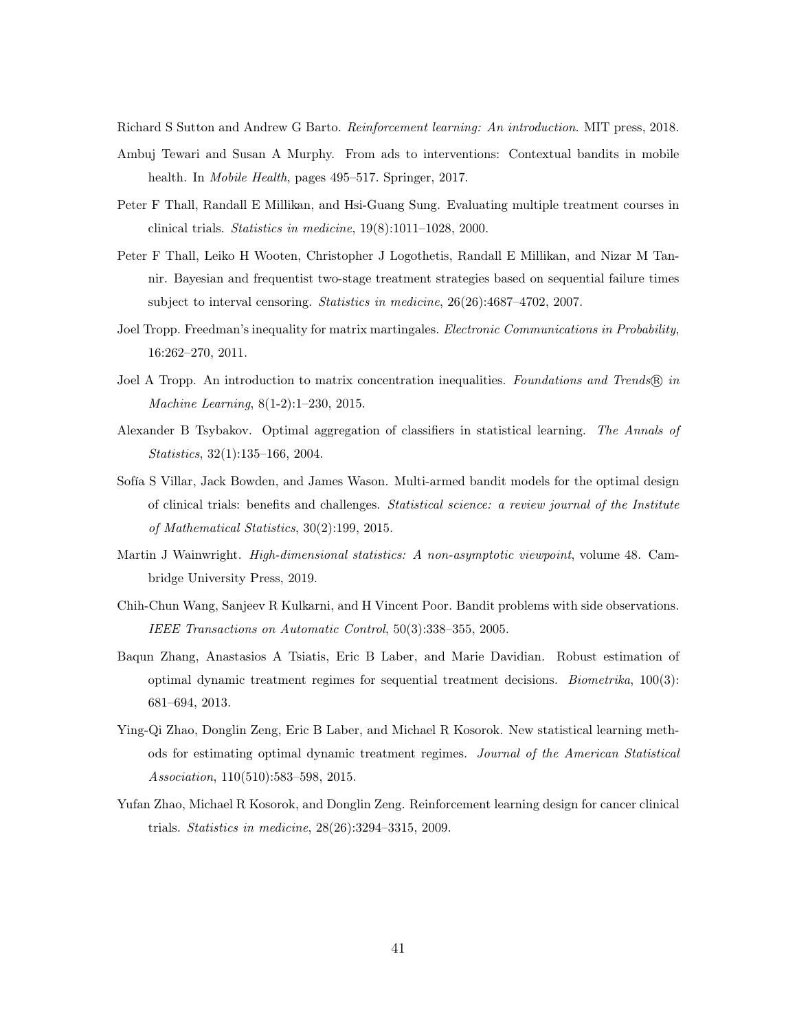Richard S Sutton and Andrew G Barto. *Reinforcement learning: An introduction*. MIT press, 2018.

Ambuj Tewari and Susan A Murphy. From ads to interventions: Contextual bandits in mobile health. In *Mobile Health*, pages 495–517. Springer, 2017.

Peter F Thall, Randall E Millikan, and Hsi-Guang Sung. Evaluating multiple treatment courses in clinical trials. *Statistics in medicine*, 19(8):1011–1028, 2000.

Peter F Thall, Leiko H Wooten, Christopher J Logothetis, Randall E Millikan, and Nizar M Tannir. Bayesian and frequentist two-stage treatment strategies based on sequential failure times subject to interval censoring. *Statistics in medicine*, 26(26):4687–4702, 2007.

Joel Tropp. Freedman's inequality for matrix martingales. *Electronic Communications in Probability*, 16:262–270, 2011.

Joel A Tropp. An introduction to matrix concentration inequalities. *Foundations and Trends® in Machine Learning*, 8(1-2):1–230, 2015.

Alexander B Tsybakov. Optimal aggregation of classifiers in statistical learning. *The Annals of Statistics*, 32(1):135–166, 2004.

Sofía S Villar, Jack Bowden, and James Wason. Multi-armed bandit models for the optimal design of clinical trials: benefits and challenges. *Statistical science: a review journal of the Institute of Mathematical Statistics*, 30(2):199, 2015.

Martin J Wainwright. *High-dimensional statistics: A non-asymptotic viewpoint*, volume 48. Cambridge University Press, 2019.

Chih-Chun Wang, Sanjeev R Kulkarni, and H Vincent Poor. Bandit problems with side observations. *IEEE Transactions on Automatic Control*, 50(3):338–355, 2005.

Baqun Zhang, Anastasios A Tsiatis, Eric B Laber, and Marie Davidian. Robust estimation of optimal dynamic treatment regimes for sequential treatment decisions. *Biometrika*, 100(3): 681–694, 2013.

Ying-Qi Zhao, Donglin Zeng, Eric B Laber, and Michael R Kosorok. New statistical learning methods for estimating optimal dynamic treatment regimes. *Journal of the American Statistical Association*, 110(510):583–598, 2015.

Yufan Zhao, Michael R Kosorok, and Donglin Zeng. Reinforcement learning design for cancer clinical trials. *Statistics in medicine*, 28(26):3294–3315, 2009.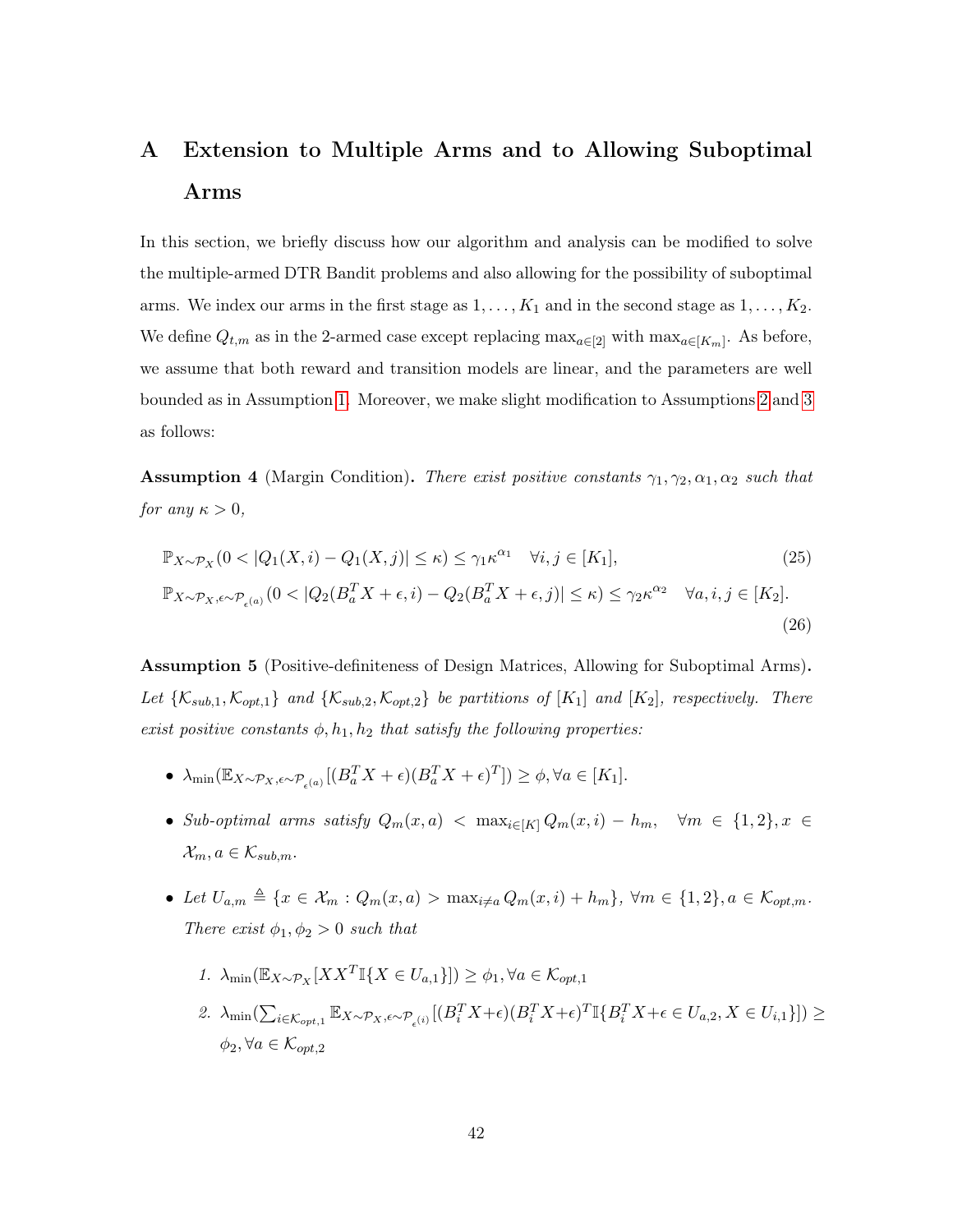# A Extension to Multiple Arms and to Allowing Suboptimal Arms

In this section, we briefly discuss how our algorithm and analysis can be modified to solve the multiple-armed DTR Bandit problems and also allowing for the possibility of suboptimal arms. We index our arms in the first stage as $1, \ldots, K_1$ and in the second stage as $1, \ldots, K_2$. We define $Q_{t,m}$ as in the 2-armed case except replacing $\max_{a \in [2]}$ with $\max_{a \in [K_m]}$. As before, we assume that both reward and transition models are linear, and the parameters are well bounded as in Assumption 1. Moreover, we make slight modification to Assumptions 2 and 3 as follows:

**Assumption 4** (Margin Condition)**.** *There exist positive constants $\gamma_1, \gamma_2, \alpha_1, \alpha_2$ such that for any $\kappa > 0$,*

$$\mathbb{P}_{X \sim \mathcal{P}_X}(0 < |Q_1(X, i) - Q_1(X, j)| \leq \kappa) \leq \gamma_1 \kappa^{\alpha_1} \quad \forall i, j \in [K_1], \tag{25}$$

$$\mathbb{P}_{X \sim \mathcal{P}_X, \epsilon \sim \mathcal{P}_{\epsilon^{(a)}}}(0 < |Q_2(B_a^T X + \epsilon, i) - Q_2(B_a^T X + \epsilon, j)| \leq \kappa) \leq \gamma_2 \kappa^{\alpha_2} \quad \forall a, i, j \in [K_2]. \tag{26}$$

**Assumption 5** (Positive-definiteness of Design Matrices, Allowing for Suboptimal Arms)**.** *Let $\{\mathcal{K}_{sub,1}, \mathcal{K}_{opt,1}\}$ and $\{\mathcal{K}_{sub,2}, \mathcal{K}_{opt,2}\}$ be partitions of $[K_1]$ and $[K_2]$, respectively. There exist positive constants $\phi, h_1, h_2$ that satisfy the following properties:*

- $\lambda_{\min}(\mathbb{E}_{X \sim \mathcal{P}_X, \epsilon \sim \mathcal{P}_{\epsilon^{(a)}}}[(B_a^T X + \epsilon)(B_a^T X + \epsilon)^T]) \geq \phi, \forall a \in [K_1]$.
- *Sub-optimal arms satisfy $Q_m(x, a) < \max_{i \in [K]} Q_m(x, i) - h_m, \quad \forall m \in \{1, 2\}, x \in \mathcal{X}_m, a \in \mathcal{K}_{sub,m}$.*
- *Let $U_{a,m} \triangleq \{x \in \mathcal{X}_m : Q_m(x, a) > \max_{i \neq a} Q_m(x, i) + h_m\}$, $\forall m \in \{1, 2\}, a \in \mathcal{K}_{opt,m}$. There exist $\phi_1, \phi_2 > 0$ such that*
  1. $\lambda_{\min}(\mathbb{E}_{X \sim \mathcal{P}_X}[XX^T \mathbb{I}\{X \in U_{a,1}\}]) \geq \phi_1, \forall a \in \mathcal{K}_{opt,1}$
  2. $\lambda_{\min}(\sum_{i \in \mathcal{K}_{opt,1}} \mathbb{E}_{X \sim \mathcal{P}_X, \epsilon \sim \mathcal{P}_{\epsilon^{(i)}}}[(B_i^T X + \epsilon)(B_i^T X + \epsilon)^T \mathbb{I}\{B_i^T X + \epsilon \in U_{a,2}, X \in U_{i,1}\}]) \geq \phi_2, \forall a \in \mathcal{K}_{opt,2}$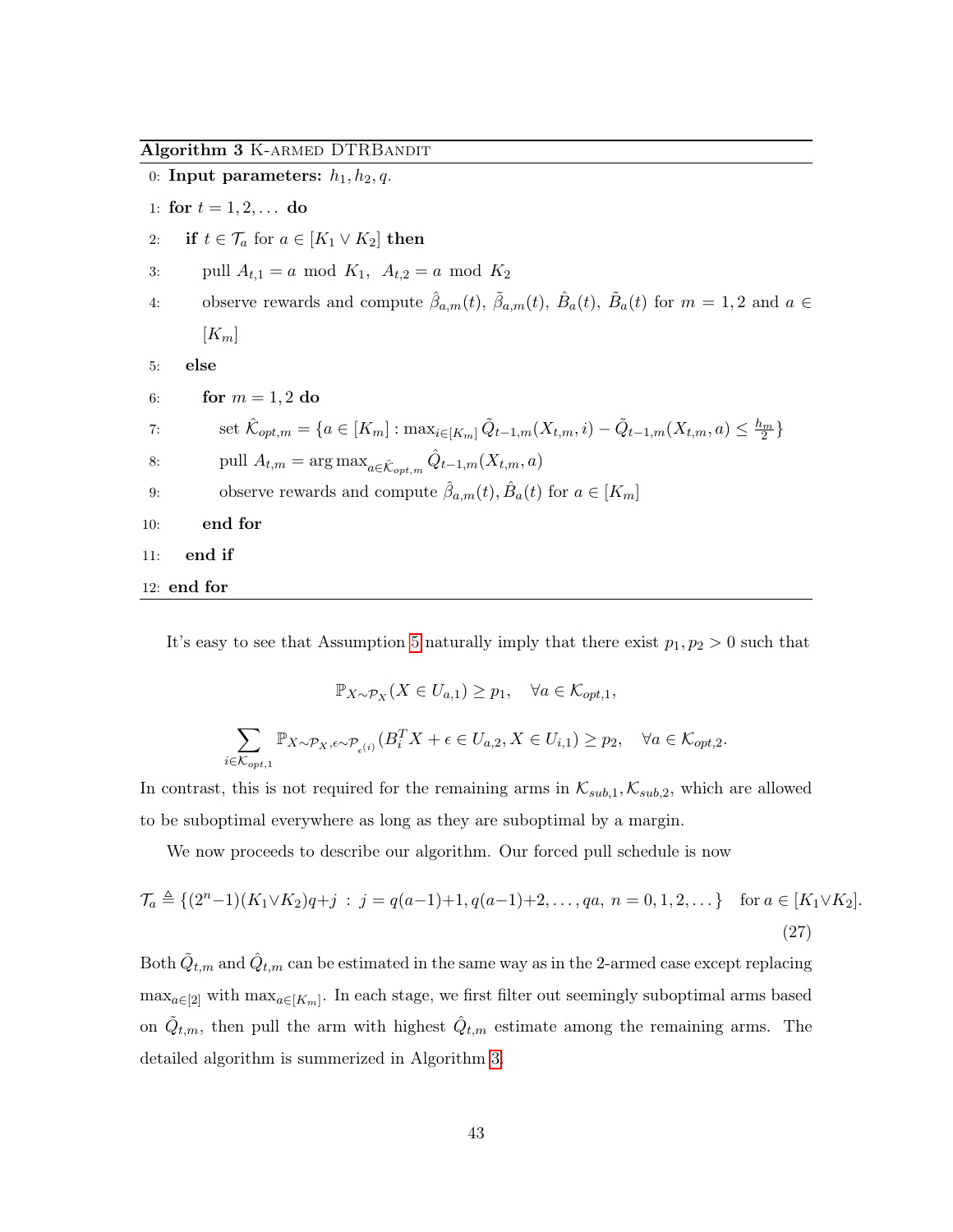**Algorithm 3** K-ARMED DTRBANDIT

```
0: Input parameters: h_1, h_2, q.
1: for t = 1, 2, ... do
2:   if t ∈ T_a for a ∈ [K_1 ∨ K_2] then
3:     pull A_{t,1} = a mod K_1,  A_{t,2} = a mod K_2
4:     observe rewards and compute β̂_{a,m}(t), β̃_{a,m}(t), B̂_a(t), B̃_a(t) for m = 1, 2 and a ∈ [K_m]
5:   else
6:     for m = 1, 2 do
7:       set K̂_{opt,m} = {a ∈ [K_m] : max_{i∈[K_m]} Q̃_{t-1,m}(X_{t,m}, i) − Q̃_{t-1,m}(X_{t,m}, a) ≤ h_m/2}
8:       pull A_{t,m} = arg max_{a∈K̂_{opt,m}} Q̂_{t-1,m}(X_{t,m}, a)
9:       observe rewards and compute β̂_{a,m}(t), B̂_a(t) for a ∈ [K_m]
10:    end for
11:  end if
12: end for
```

It's easy to see that Assumption 5 naturally imply that there exist $p_1, p_2 > 0$ such that

$$\mathbb{P}_{X\sim\mathcal{P}_X}(X \in U_{a,1}) \geq p_1, \quad \forall a \in \mathcal{K}_{opt,1},$$

$$\sum_{i\in\mathcal{K}_{opt,1}} \mathbb{P}_{X\sim\mathcal{P}_X,\epsilon\sim\mathcal{P}_{\epsilon^{(i)}}}(B_i^T X + \epsilon \in U_{a,2}, X \in U_{i,1}) \geq p_2, \quad \forall a \in \mathcal{K}_{opt,2}.$$

In contrast, this is not required for the remaining arms in $\mathcal{K}_{sub,1}, \mathcal{K}_{sub,2}$, which are allowed to be suboptimal everywhere as long as they are suboptimal by a margin.

We now proceeds to describe our algorithm. Our forced pull schedule is now

$$\mathcal{T}_a \triangleq \{(2^n-1)(K_1\vee K_2)q+j \ : \ j = q(a-1)+1, q(a-1)+2, \ldots, qa, \ n = 0, 1, 2, \ldots\} \quad \text{for } a \in [K_1\vee K_2]. \tag{27}$$

Both $\tilde{Q}_{t,m}$ and $\hat{Q}_{t,m}$ can be estimated in the same way as in the 2-armed case except replacing $\max_{a\in[2]}$ with $\max_{a\in[K_m]}$. In each stage, we first filter out seemingly suboptimal arms based on $\tilde{Q}_{t,m}$, then pull the arm with highest $\hat{Q}_{t,m}$ estimate among the remaining arms. The detailed algorithm is summerized in Algorithm 3.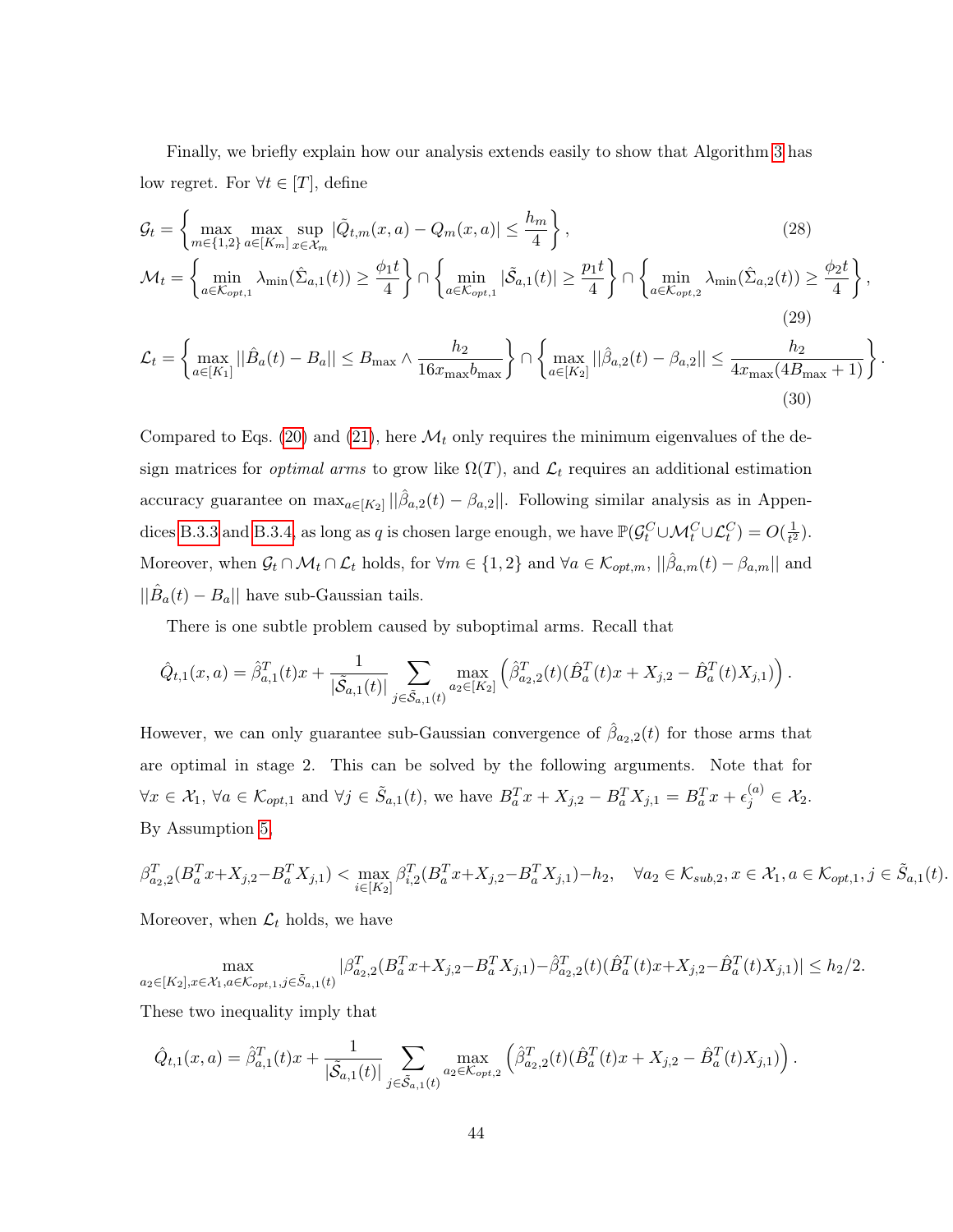Finally, we briefly explain how our analysis extends easily to show that Algorithm 3 has low regret. For $\forall t \in [T]$, define

$$\mathcal{G}_t = \left\{ \max_{m\in\{1,2\}} \max_{a\in[K_m]} \sup_{x\in\mathcal{X}_m} |\tilde{Q}_{t,m}(x,a) - Q_m(x,a)| \le \frac{h_m}{4} \right\}, \tag{28}$$

$$\mathcal{M}_t = \left\{ \min_{a\in\mathcal{K}_{opt,1}} \lambda_{\min}(\hat{\Sigma}_{a,1}(t)) \ge \frac{\phi_1 t}{4} \right\} \cap \left\{ \min_{a\in\mathcal{K}_{opt,1}} |\tilde{\mathcal{S}}_{a,1}(t)| \ge \frac{p_1 t}{4} \right\} \cap \left\{ \min_{a\in\mathcal{K}_{opt,2}} \lambda_{\min}(\hat{\Sigma}_{a,2}(t)) \ge \frac{\phi_2 t}{4} \right\}, \tag{29}$$

$$\mathcal{L}_t = \left\{ \max_{a\in[K_1]} ||\hat{B}_a(t) - B_a|| \le B_{\max} \wedge \frac{h_2}{16 x_{\max} b_{\max}} \right\} \cap \left\{ \max_{a\in[K_2]} ||\hat{\beta}_{a,2}(t) - \beta_{a,2}|| \le \frac{h_2}{4 x_{\max}(4B_{\max}+1)} \right\}. \tag{30}$$

Compared to Eqs. (20) and (21), here $\mathcal{M}_t$ only requires the minimum eigenvalues of the design matrices for *optimal arms* to grow like $\Omega(T)$, and $\mathcal{L}_t$ requires an additional estimation accuracy guarantee on $\max_{a\in[K_2]} ||\hat{\beta}_{a,2}(t) - \beta_{a,2}||$. Following similar analysis as in Appendices B.3.3 and B.3.4, as long as $q$ is chosen large enough, we have $\mathbb{P}(\mathcal{G}_t^C \cup \mathcal{M}_t^C \cup \mathcal{L}_t^C) = O(\frac{1}{t^2})$. Moreover, when $\mathcal{G}_t \cap \mathcal{M}_t \cap \mathcal{L}_t$ holds, for $\forall m \in \{1,2\}$ and $\forall a \in \mathcal{K}_{opt,m}$, $||\hat{\beta}_{a,m}(t) - \beta_{a,m}||$ and $||\hat{B}_a(t) - B_a||$ have sub-Gaussian tails.

There is one subtle problem caused by suboptimal arms. Recall that

$$\hat{Q}_{t,1}(x,a) = \hat{\beta}_{a,1}^T(t)x + \frac{1}{|\tilde{\mathcal{S}}_{a,1}(t)|} \sum_{j\in\tilde{\mathcal{S}}_{a,1}(t)} \max_{a_2\in[K_2]} \left( \hat{\beta}_{a_2,2}^T(t)(\hat{B}_a^T(t)x + X_{j,2} - \hat{B}_a^T(t)X_{j,1}) \right).$$

However, we can only guarantee sub-Gaussian convergence of $\hat{\beta}_{a_2,2}(t)$ for those arms that are optimal in stage 2. This can be solved by the following arguments. Note that for $\forall x \in \mathcal{X}_1$, $\forall a \in \mathcal{K}_{opt,1}$ and $\forall j \in \tilde{S}_{a,1}(t)$, we have $B_a^T x + X_{j,2} - B_a^T X_{j,1} = B_a^T x + \epsilon_j^{(a)} \in \mathcal{X}_2$. By Assumption 5,

$$\beta_{a_2,2}^T(B_a^T x + X_{j,2} - B_a^T X_{j,1}) < \max_{i\in[K_2]} \beta_{i,2}^T(B_a^T x + X_{j,2} - B_a^T X_{j,1}) - h_2, \quad \forall a_2 \in \mathcal{K}_{sub,2}, x \in \mathcal{X}_1, a \in \mathcal{K}_{opt,1}, j \in \tilde{S}_{a,1}(t).$$

Moreover, when $\mathcal{L}_t$ holds, we have

$$\max_{a_2\in[K_2], x\in\mathcal{X}_1, a\in\mathcal{K}_{opt,1}, j\in\tilde{S}_{a,1}(t)} |\beta_{a_2,2}^T(B_a^T x + X_{j,2} - B_a^T X_{j,1}) - \hat{\beta}_{a_2,2}^T(t)(\hat{B}_a^T(t)x + X_{j,2} - \hat{B}_a^T(t)X_{j,1})| \le h_2/2.$$

These two inequality imply that

$$\hat{Q}_{t,1}(x,a) = \hat{\beta}_{a,1}^T(t)x + \frac{1}{|\tilde{\mathcal{S}}_{a,1}(t)|} \sum_{j\in\tilde{\mathcal{S}}_{a,1}(t)} \max_{a_2\in\mathcal{K}_{opt,2}} \left( \hat{\beta}_{a_2,2}^T(t)(\hat{B}_a^T(t)x + X_{j,2} - \hat{B}_a^T(t)X_{j,1}) \right).$$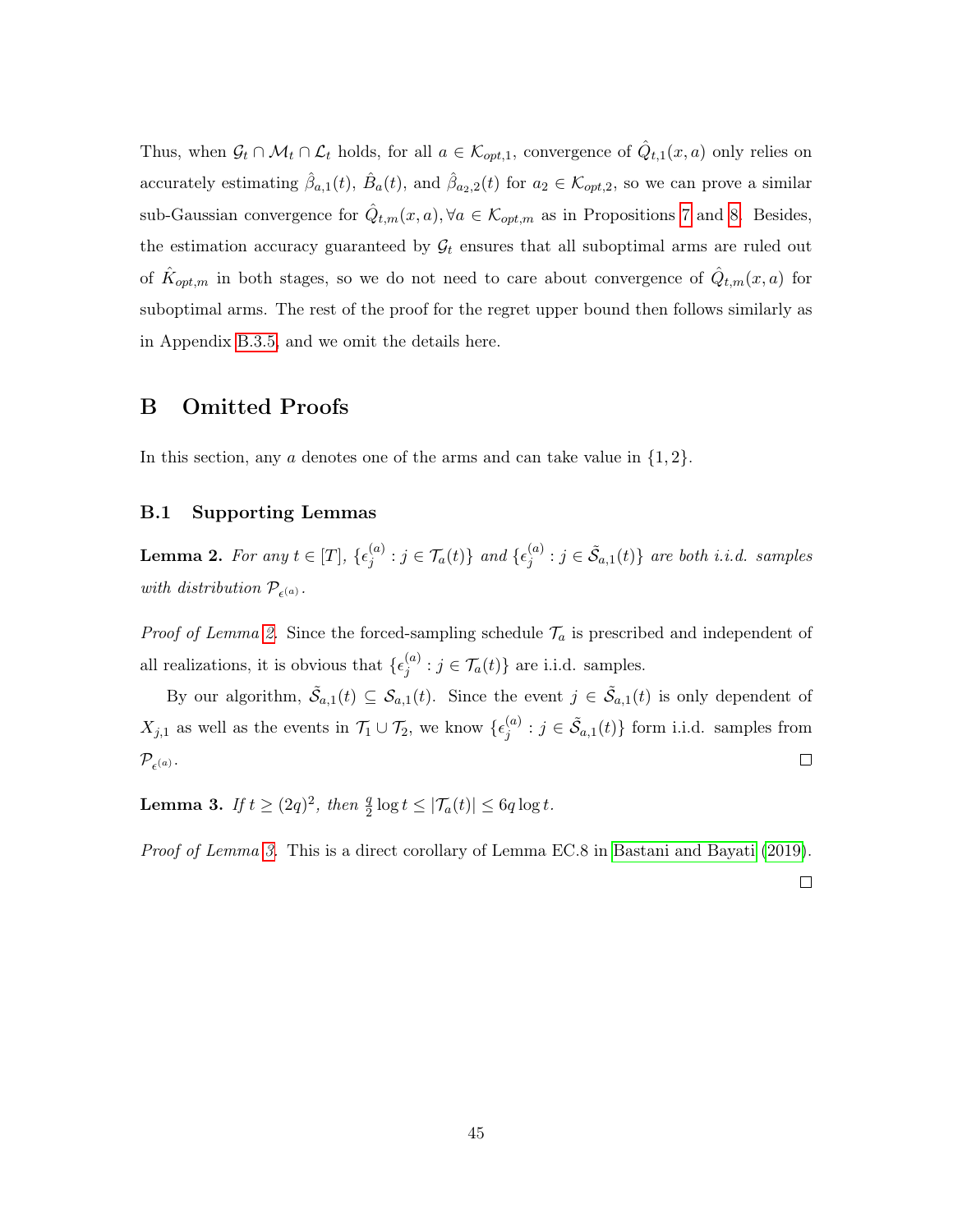Thus, when $\mathcal{G}_t \cap \mathcal{M}_t \cap \mathcal{L}_t$ holds, for all $a \in \mathcal{K}_{opt,1}$, convergence of $\hat{Q}_{t,1}(x,a)$ only relies on accurately estimating $\hat{\beta}_{a,1}(t)$, $\hat{B}_a(t)$, and $\hat{\beta}_{a_2,2}(t)$ for $a_2 \in \mathcal{K}_{opt,2}$, so we can prove a similar sub-Gaussian convergence for $\hat{Q}_{t,m}(x,a), \forall a \in \mathcal{K}_{opt,m}$ as in Propositions 7 and 8. Besides, the estimation accuracy guaranteed by $\mathcal{G}_t$ ensures that all suboptimal arms are ruled out of $\hat{K}_{opt,m}$ in both stages, so we do not need to care about convergence of $\hat{Q}_{t,m}(x,a)$ for suboptimal arms. The rest of the proof for the regret upper bound then follows similarly as in Appendix B.3.5, and we omit the details here.

# B Omitted Proofs

In this section, any $a$ denotes one of the arms and can take value in $\{1, 2\}$.

## B.1 Supporting Lemmas

**Lemma 2.** *For any $t \in [T]$, $\{\epsilon_j^{(a)} : j \in \mathcal{T}_a(t)\}$ and $\{\epsilon_j^{(a)} : j \in \tilde{\mathcal{S}}_{a,1}(t)\}$ are both i.i.d. samples with distribution $\mathcal{P}_{\epsilon^{(a)}}$.*

*Proof of Lemma 2.* Since the forced-sampling schedule $\mathcal{T}_a$ is prescribed and independent of all realizations, it is obvious that $\{\epsilon_j^{(a)} : j \in \mathcal{T}_a(t)\}$ are i.i.d. samples.

By our algorithm, $\tilde{\mathcal{S}}_{a,1}(t) \subseteq \mathcal{S}_{a,1}(t)$. Since the event $j \in \tilde{\mathcal{S}}_{a,1}(t)$ is only dependent of $X_{j,1}$ as well as the events in $\mathcal{T}_1 \cup \mathcal{T}_2$, we know $\{\epsilon_j^{(a)} : j \in \tilde{\mathcal{S}}_{a,1}(t)\}$ form i.i.d. samples from $\mathcal{P}_{\epsilon^{(a)}}$. ☐

**Lemma 3.** *If $t \geq (2q)^2$, then $\frac{q}{2} \log t \leq |\mathcal{T}_a(t)| \leq 6q \log t$.*

*Proof of Lemma 3.* This is a direct corollary of Lemma EC.8 in Bastani and Bayati (2019). ☐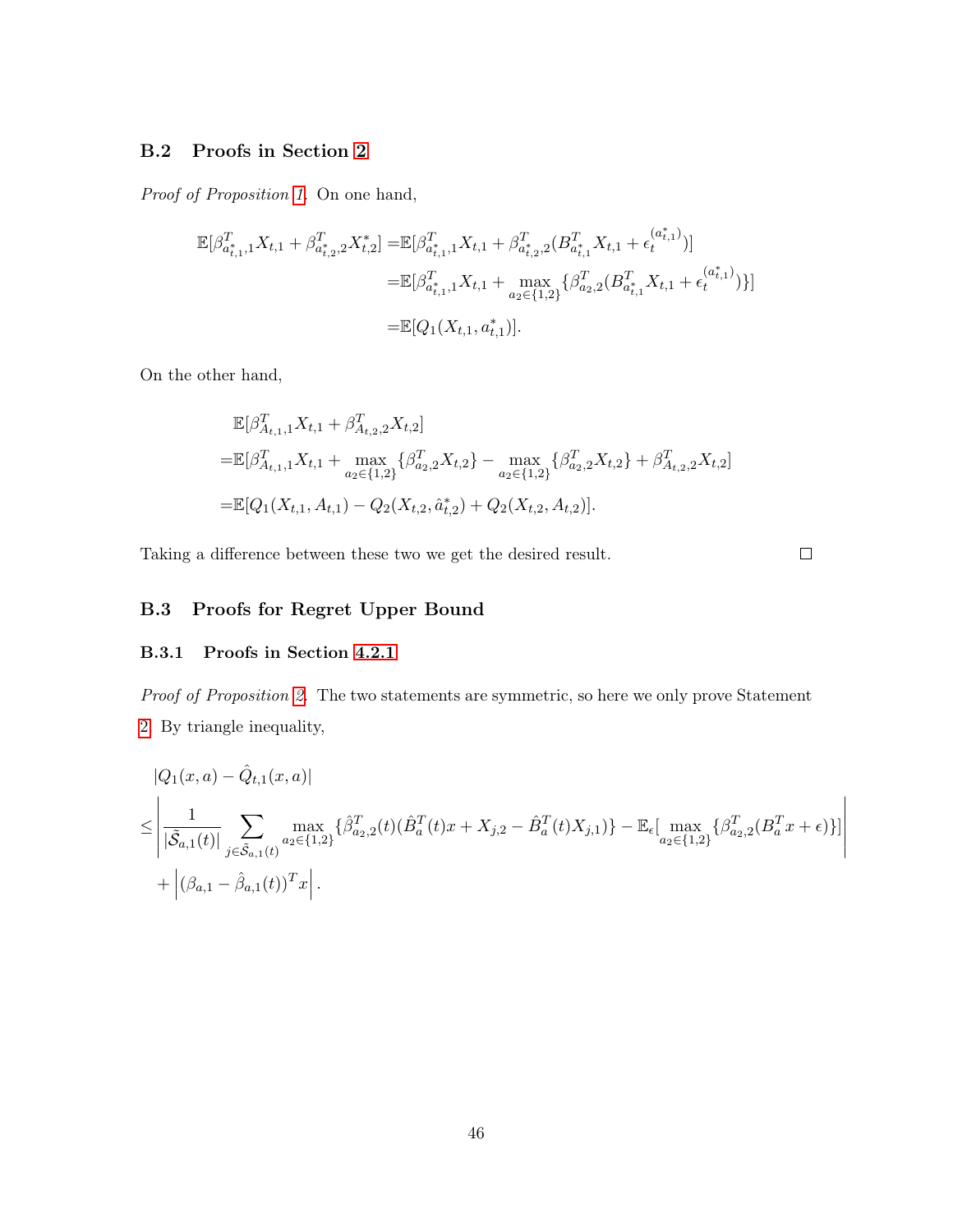### B.2 Proofs in Section 2

*Proof of Proposition 1.* On one hand,

$$
\begin{aligned}
\mathbb{E}[\beta^T_{a^*_{t,1},1}X_{t,1} + \beta^T_{a^*_{t,2},2}X^*_{t,2}] =& \mathbb{E}[\beta^T_{a^*_{t,1},1}X_{t,1} + \beta^T_{a^*_{t,2},2}(B^T_{a^*_{t,1}}X_{t,1} + \epsilon_t^{(a^*_{t,1})})] \\
=& \mathbb{E}[\beta^T_{a^*_{t,1},1}X_{t,1} + \max_{a_2\in\{1,2\}}\{\beta^T_{a_2,2}(B^T_{a^*_{t,1}}X_{t,1} + \epsilon_t^{(a^*_{t,1})})\}] \\
=& \mathbb{E}[Q_1(X_{t,1}, a^*_{t,1})].
\end{aligned}
$$

On the other hand,

$$
\begin{aligned}
&\mathbb{E}[\beta^T_{A_{t,1},1}X_{t,1} + \beta^T_{A_{t,2},2}X_{t,2}] \\
=& \mathbb{E}[\beta^T_{A_{t,1},1}X_{t,1} + \max_{a_2\in\{1,2\}}\{\beta^T_{a_2,2}X_{t,2}\} - \max_{a_2\in\{1,2\}}\{\beta^T_{a_2,2}X_{t,2}\} + \beta^T_{A_{t,2},2}X_{t,2}] \\
=& \mathbb{E}[Q_1(X_{t,1}, A_{t,1}) - Q_2(X_{t,2}, \hat{a}^*_{t,2}) + Q_2(X_{t,2}, A_{t,2})].
\end{aligned}
$$

Taking a difference between these two we get the desired result. ◻

### B.3 Proofs for Regret Upper Bound

#### B.3.1 Proofs in Section 4.2.1

*Proof of Proposition 2.* The two statements are symmetric, so here we only prove Statement 2. By triangle inequality,

$$
\begin{aligned}
&|Q_1(x, a) - \hat{Q}_{t,1}(x, a)| \\
\leq& \left| \frac{1}{|\tilde{\mathcal{S}}_{a,1}(t)|} \sum_{j\in\tilde{\mathcal{S}}_{a,1}(t)} \max_{a_2\in\{1,2\}}\{\hat{\beta}^T_{a_2,2}(t)(\hat{B}^T_a(t)x + X_{j,2} - \hat{B}^T_a(t)X_{j,1})\} - \mathbb{E}_\epsilon[\max_{a_2\in\{1,2\}}\{\beta^T_{a_2,2}(B^T_a x + \epsilon)\}] \right| \\
&+ \left| (\beta_{a,1} - \hat{\beta}_{a,1}(t))^T x \right|.
\end{aligned}
$$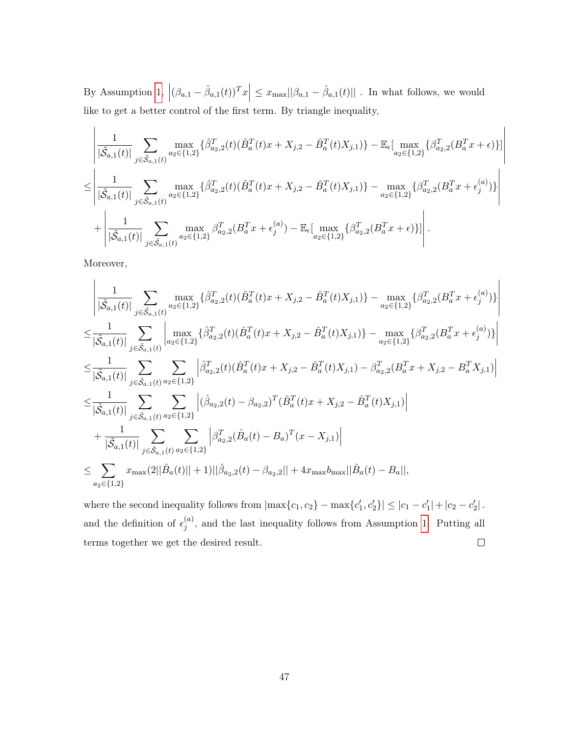By Assumption 1, $\left|(\beta_{a,1} - \hat{\beta}_{a,1}(t))^T x\right| \leq x_{\max}||\beta_{a,1} - \hat{\beta}_{a,1}(t)||$ . In what follows, we would like to get a better control of the first term. By triangle inequality,

$$
\begin{aligned}
&\left| \frac{1}{|\tilde{\mathcal{S}}_{a,1}(t)|} \sum_{j \in \tilde{\mathcal{S}}_{a,1}(t)} \max_{a_2 \in \{1,2\}} \{\hat{\beta}_{a_2,2}^T(t)(\hat{B}_a^T(t)x + X_{j,2} - \hat{B}_a^T(t)X_{j,1})\} - \mathbb{E}_\epsilon[\max_{a_2 \in \{1,2\}} \{\beta_{a_2,2}^T(B_a^T x + \epsilon)\}] \right| \\
\leq & \left| \frac{1}{|\tilde{\mathcal{S}}_{a,1}(t)|} \sum_{j \in \tilde{\mathcal{S}}_{a,1}(t)} \max_{a_2 \in \{1,2\}} \{\hat{\beta}_{a_2,2}^T(t)(\hat{B}_a^T(t)x + X_{j,2} - \hat{B}_a^T(t)X_{j,1})\} - \max_{a_2 \in \{1,2\}} \{\beta_{a_2,2}^T(B_a^T x + \epsilon_j^{(a)})\} \right| \\
& + \left| \frac{1}{|\tilde{\mathcal{S}}_{a,1}(t)|} \sum_{j \in \tilde{\mathcal{S}}_{a,1}(t)} \max_{a_2 \in \{1,2\}} \beta_{a_2,2}^T(B_a^T x + \epsilon_j^{(a)}) - \mathbb{E}_\epsilon[\max_{a_2 \in \{1,2\}} \{\beta_{a_2,2}^T(B_a^T x + \epsilon)\}] \right|.
\end{aligned}
$$

Moreover,

$$
\begin{aligned}
&\left| \frac{1}{|\tilde{\mathcal{S}}_{a,1}(t)|} \sum_{j \in \tilde{\mathcal{S}}_{a,1}(t)} \max_{a_2 \in \{1,2\}} \{\hat{\beta}_{a_2,2}^T(t)(\hat{B}_a^T(t)x + X_{j,2} - \hat{B}_a^T(t)X_{j,1})\} - \max_{a_2 \in \{1,2\}} \{\beta_{a_2,2}^T(B_a^T x + \epsilon_j^{(a)})\} \right| \\
\leq & \frac{1}{|\tilde{\mathcal{S}}_{a,1}(t)|} \sum_{j \in \tilde{\mathcal{S}}_{a,1}(t)} \left| \max_{a_2 \in \{1,2\}} \{\hat{\beta}_{a_2,2}^T(t)(\hat{B}_a^T(t)x + X_{j,2} - \hat{B}_a^T(t)X_{j,1})\} - \max_{a_2 \in \{1,2\}} \{\beta_{a_2,2}^T(B_a^T x + \epsilon_j^{(a)})\} \right| \\
\leq & \frac{1}{|\tilde{\mathcal{S}}_{a,1}(t)|} \sum_{j \in \tilde{\mathcal{S}}_{a,1}(t)} \sum_{a_2 \in \{1,2\}} \left| \hat{\beta}_{a_2,2}^T(t)(\hat{B}_a^T(t)x + X_{j,2} - \hat{B}_a^T(t)X_{j,1}) - \beta_{a_2,2}^T(B_a^T x + X_{j,2} - B_a^T X_{j,1}) \right| \\
\leq & \frac{1}{|\tilde{\mathcal{S}}_{a,1}(t)|} \sum_{j \in \tilde{\mathcal{S}}_{a,1}(t)} \sum_{a_2 \in \{1,2\}} \left| (\hat{\beta}_{a_2,2}(t) - \beta_{a_2,2})^T(\hat{B}_a^T(t)x + X_{j,2} - \hat{B}_a^T(t)X_{j,1}) \right| \\
& + \frac{1}{|\tilde{\mathcal{S}}_{a,1}(t)|} \sum_{j \in \tilde{\mathcal{S}}_{a,1}(t)} \sum_{a_2 \in \{1,2\}} \left| \beta_{a_2,2}^T(\hat{B}_a(t) - B_a)^T(x - X_{j,1}) \right| \\
\leq & \sum_{a_2 \in \{1,2\}} x_{\max}(2||\hat{B}_a(t)|| + 1)||\hat{\beta}_{a_2,2}(t) - \beta_{a_2,2}|| + 4x_{\max}b_{\max}||\hat{B}_a(t) - B_a||,
\end{aligned}
$$

where the second inequality follows from $|\max\{c_1, c_2\} - \max\{c_1', c_2'\}| \leq |c_1 - c_1'| + |c_2 - c_2'|$ . and the definition of $\epsilon_j^{(a)}$, and the last inequality follows from Assumption 1. Putting all terms together we get the desired result. $\square$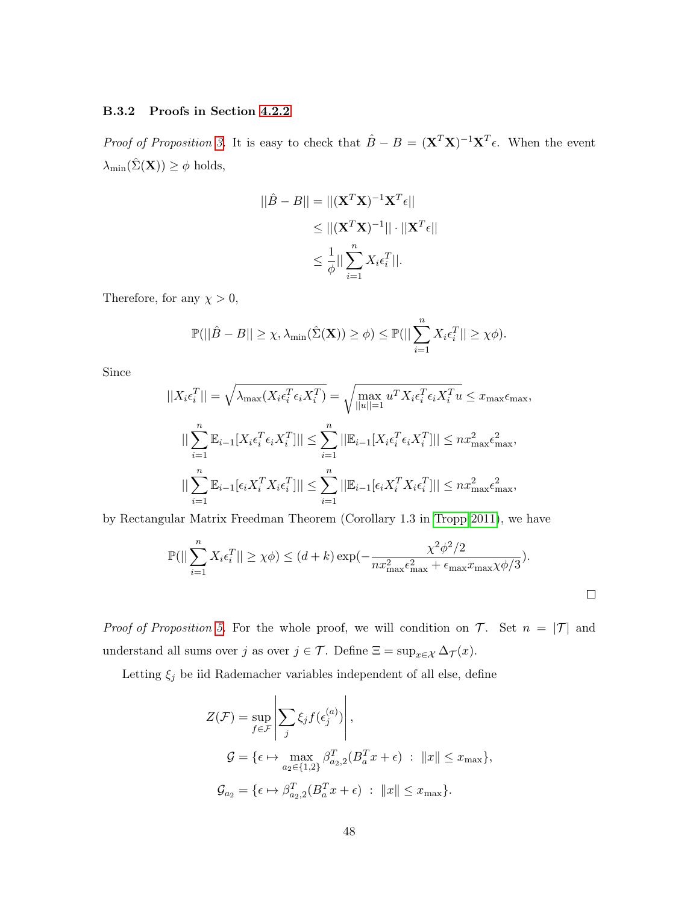### B.3.2 Proofs in Section 4.2.2

*Proof of Proposition 3.* It is easy to check that $\hat{B} - B = (\mathbf{X}^T\mathbf{X})^{-1}\mathbf{X}^T\epsilon$. When the event $\lambda_{\min}(\hat{\Sigma}(\mathbf{X})) \geq \phi$ holds,

$$
\begin{aligned}
||\hat{B} - B|| &= ||(\mathbf{X}^T\mathbf{X})^{-1}\mathbf{X}^T\epsilon|| \\
&\leq ||(\mathbf{X}^T\mathbf{X})^{-1}|| \cdot ||\mathbf{X}^T\epsilon|| \\
&\leq \frac{1}{\phi}||\sum_{i=1}^{n} X_i\epsilon_i^T||.
\end{aligned}
$$

Therefore, for any $\chi > 0$,

$$
\mathbb{P}(||\hat{B} - B|| \geq \chi, \lambda_{\min}(\hat{\Sigma}(\mathbf{X})) \geq \phi) \leq \mathbb{P}(||\sum_{i=1}^{n} X_i\epsilon_i^T|| \geq \chi\phi).
$$

Since

$$
||X_i\epsilon_i^T|| = \sqrt{\lambda_{\max}(X_i\epsilon_i^T\epsilon_iX_i^T)} = \sqrt{\max_{||u||=1} u^TX_i\epsilon_i^T\epsilon_iX_i^Tu} \leq x_{\max}\epsilon_{\max},
$$

$$
||\sum_{i=1}^{n}\mathbb{E}_{i-1}[X_i\epsilon_i^T\epsilon_iX_i^T]|| \leq \sum_{i=1}^{n}||\mathbb{E}_{i-1}[X_i\epsilon_i^T\epsilon_iX_i^T]|| \leq nx_{\max}^2\epsilon_{\max}^2,
$$

$$
||\sum_{i=1}^{n}\mathbb{E}_{i-1}[\epsilon_iX_i^TX_i\epsilon_i^T]|| \leq \sum_{i=1}^{n}||\mathbb{E}_{i-1}[\epsilon_iX_i^TX_i\epsilon_i^T]|| \leq nx_{\max}^2\epsilon_{\max}^2,
$$

by Rectangular Matrix Freedman Theorem (Corollary 1.3 in Tropp 2011), we have

$$
\mathbb{P}(||\sum_{i=1}^{n} X_i\epsilon_i^T|| \geq \chi\phi) \leq (d+k)\exp(-\frac{\chi^2\phi^2/2}{nx_{\max}^2\epsilon_{\max}^2 + \epsilon_{\max}x_{\max}\chi\phi/3}).
$$

□

*Proof of Proposition 5.* For the whole proof, we will condition on $\mathcal{T}$. Set $n = |\mathcal{T}|$ and understand all sums over $j$ as over $j \in \mathcal{T}$. Define $\Xi = \sup_{x\in\mathcal{X}} \Delta_{\mathcal{T}}(x)$.

Letting $\xi_j$ be iid Rademacher variables independent of all else, define

$$
\begin{aligned}
Z(\mathcal{F}) &= \sup_{f\in\mathcal{F}}\left|\sum_j \xi_j f(\epsilon_j^{(a)})\right|, \\
\mathcal{G} &= \{\epsilon \mapsto \max_{a_2\in\{1,2\}} \beta_{a_2,2}^T(B_a^Tx + \epsilon) \;:\; \|x\| \leq x_{\max}\}, \\
\mathcal{G}_{a_2} &= \{\epsilon \mapsto \beta_{a_2,2}^T(B_a^Tx + \epsilon) \;:\; \|x\| \leq x_{\max}\}.
\end{aligned}
$$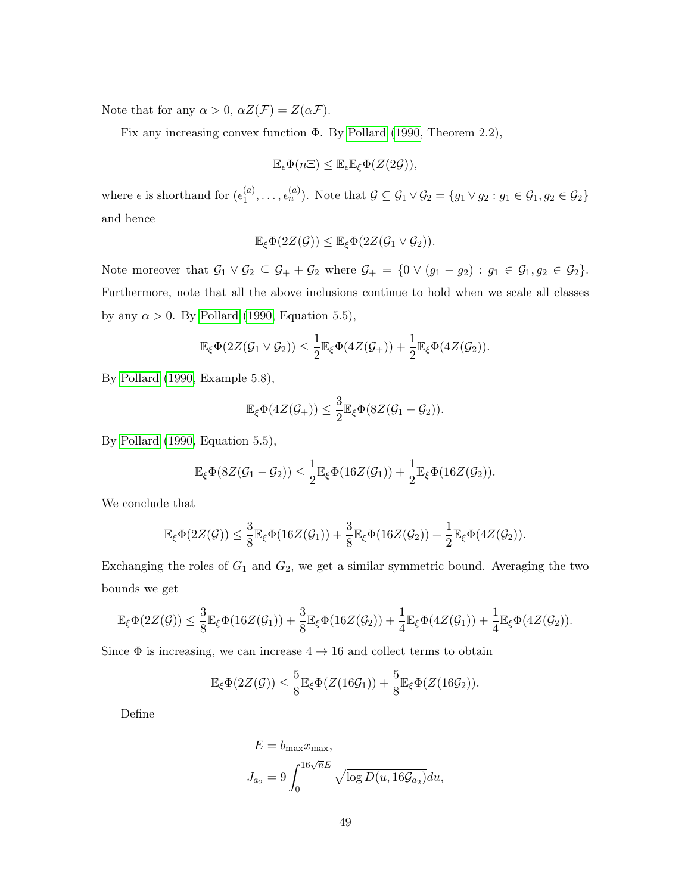Note that for any $\alpha > 0$, $\alpha Z(\mathcal{F}) = Z(\alpha\mathcal{F})$.

Fix any increasing convex function $\Phi$. By Pollard (1990, Theorem 2.2),

$$\mathbb{E}_\epsilon \Phi(n\Xi) \leq \mathbb{E}_\epsilon \mathbb{E}_\xi \Phi(Z(2\mathcal{G})),$$

where $\epsilon$ is shorthand for $(\epsilon_1^{(a)}, \ldots, \epsilon_n^{(a)})$. Note that $\mathcal{G} \subseteq \mathcal{G}_1 \vee \mathcal{G}_2 = \{g_1 \vee g_2 : g_1 \in \mathcal{G}_1, g_2 \in \mathcal{G}_2\}$ and hence

$$\mathbb{E}_\xi \Phi(2Z(\mathcal{G})) \leq \mathbb{E}_\xi \Phi(2Z(\mathcal{G}_1 \vee \mathcal{G}_2)).$$

Note moreover that $\mathcal{G}_1 \vee \mathcal{G}_2 \subseteq \mathcal{G}_+ + \mathcal{G}_2$ where $\mathcal{G}_+ = \{0 \vee (g_1 - g_2) : g_1 \in \mathcal{G}_1, g_2 \in \mathcal{G}_2\}$. Furthermore, note that all the above inclusions continue to hold when we scale all classes by any $\alpha > 0$. By Pollard (1990, Equation 5.5),

$$\mathbb{E}_\xi \Phi(2Z(\mathcal{G}_1 \vee \mathcal{G}_2)) \leq \frac{1}{2}\mathbb{E}_\xi \Phi(4Z(\mathcal{G}_+)) + \frac{1}{2}\mathbb{E}_\xi \Phi(4Z(\mathcal{G}_2)).$$

By Pollard (1990, Example 5.8),

$$\mathbb{E}_\xi \Phi(4Z(\mathcal{G}_+)) \leq \frac{3}{2}\mathbb{E}_\xi \Phi(8Z(\mathcal{G}_1 - \mathcal{G}_2)).$$

By Pollard (1990, Equation 5.5),

$$\mathbb{E}_\xi \Phi(8Z(\mathcal{G}_1 - \mathcal{G}_2)) \leq \frac{1}{2}\mathbb{E}_\xi \Phi(16Z(\mathcal{G}_1)) + \frac{1}{2}\mathbb{E}_\xi \Phi(16Z(\mathcal{G}_2)).$$

We conclude that

$$\mathbb{E}_\xi \Phi(2Z(\mathcal{G})) \leq \frac{3}{8}\mathbb{E}_\xi \Phi(16Z(\mathcal{G}_1)) + \frac{3}{8}\mathbb{E}_\xi \Phi(16Z(\mathcal{G}_2)) + \frac{1}{2}\mathbb{E}_\xi \Phi(4Z(\mathcal{G}_2)).$$

Exchanging the roles of $G_1$ and $G_2$, we get a similar symmetric bound. Averaging the two bounds we get

$$\mathbb{E}_\xi \Phi(2Z(\mathcal{G})) \leq \frac{3}{8}\mathbb{E}_\xi \Phi(16Z(\mathcal{G}_1)) + \frac{3}{8}\mathbb{E}_\xi \Phi(16Z(\mathcal{G}_2)) + \frac{1}{4}\mathbb{E}_\xi \Phi(4Z(\mathcal{G}_1)) + \frac{1}{4}\mathbb{E}_\xi \Phi(4Z(\mathcal{G}_2)).$$

Since $\Phi$ is increasing, we can increase $4 \to 16$ and collect terms to obtain

$$\mathbb{E}_\xi \Phi(2Z(\mathcal{G})) \leq \frac{5}{8}\mathbb{E}_\xi \Phi(Z(16\mathcal{G}_1)) + \frac{5}{8}\mathbb{E}_\xi \Phi(Z(16\mathcal{G}_2)).$$

Define

$$E = b_{\max} x_{\max},$$
$$J_{a_2} = 9\int_0^{16\sqrt{n}E} \sqrt{\log D(u, 16\mathcal{G}_{a_2})}du,$$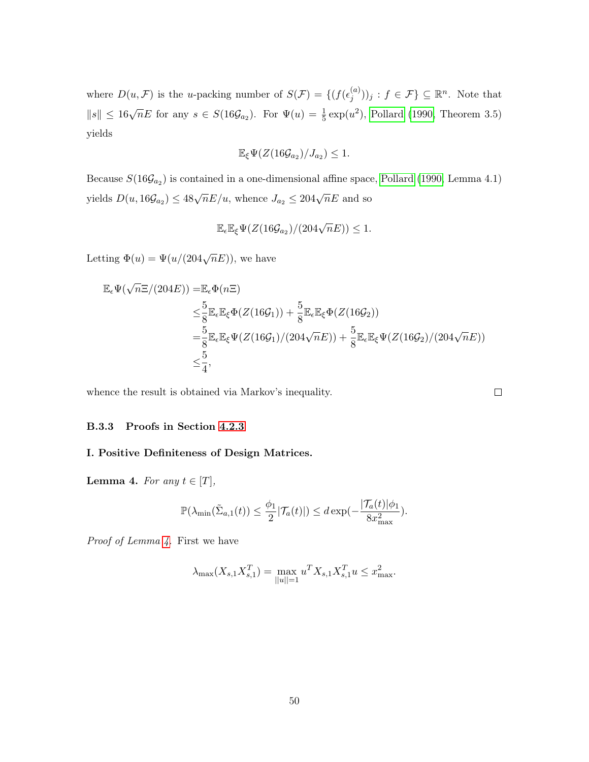where $D(u, \mathcal{F})$ is the $u$-packing number of $S(\mathcal{F}) = \{(f(\epsilon_j^{(a)}))_j : f \in \mathcal{F}\} \subseteq \mathbb{R}^n$. Note that $\|s\| \leq 16\sqrt{n}E$ for any $s \in S(16\mathcal{G}_{a_2})$. For $\Psi(u) = \frac{1}{5}\exp(u^2)$, Pollard (1990, Theorem 3.5) yields

$$\mathbb{E}_\xi \Psi(Z(16\mathcal{G}_{a_2})/J_{a_2}) \leq 1.$$

Because $S(16\mathcal{G}_{a_2})$ is contained in a one-dimensional affine space, Pollard (1990, Lemma 4.1) yields $D(u, 16\mathcal{G}_{a_2}) \leq 48\sqrt{n}E/u$, whence $J_{a_2} \leq 204\sqrt{n}E$ and so

$$\mathbb{E}_\epsilon \mathbb{E}_\xi \Psi(Z(16\mathcal{G}_{a_2})/(204\sqrt{n}E)) \leq 1.$$

Letting $\Phi(u) = \Psi(u/(204\sqrt{n}E))$, we have

$$\begin{aligned}
\mathbb{E}_\epsilon \Psi(\sqrt{n}\Xi/(204E)) =& \mathbb{E}_\epsilon \Phi(n\Xi) \\
\leq& \frac{5}{8}\mathbb{E}_\epsilon \mathbb{E}_\xi \Phi(Z(16\mathcal{G}_1)) + \frac{5}{8}\mathbb{E}_\epsilon \mathbb{E}_\xi \Phi(Z(16\mathcal{G}_2)) \\
=& \frac{5}{8}\mathbb{E}_\epsilon \mathbb{E}_\xi \Psi(Z(16\mathcal{G}_1)/(204\sqrt{n}E)) + \frac{5}{8}\mathbb{E}_\epsilon \mathbb{E}_\xi \Psi(Z(16\mathcal{G}_2)/(204\sqrt{n}E)) \\
\leq& \frac{5}{4},
\end{aligned}$$

whence the result is obtained via Markov's inequality. □

### B.3.3 Proofs in Section 4.2.3

**I. Positive Definiteness of Design Matrices.**

**Lemma 4.** *For any $t \in [T]$,*

$$\mathbb{P}(\lambda_{\min}(\tilde{\Sigma}_{a,1}(t)) \leq \frac{\phi_1}{2}|\mathcal{T}_a(t)|) \leq d\exp(-\frac{|\mathcal{T}_a(t)|\phi_1}{8x_{\max}^2}).$$

*Proof of Lemma 4.* First we have

$$\lambda_{\max}(X_{s,1}X_{s,1}^T) = \max_{||u||=1} u^T X_{s,1}X_{s,1}^T u \leq x_{\max}^2.$$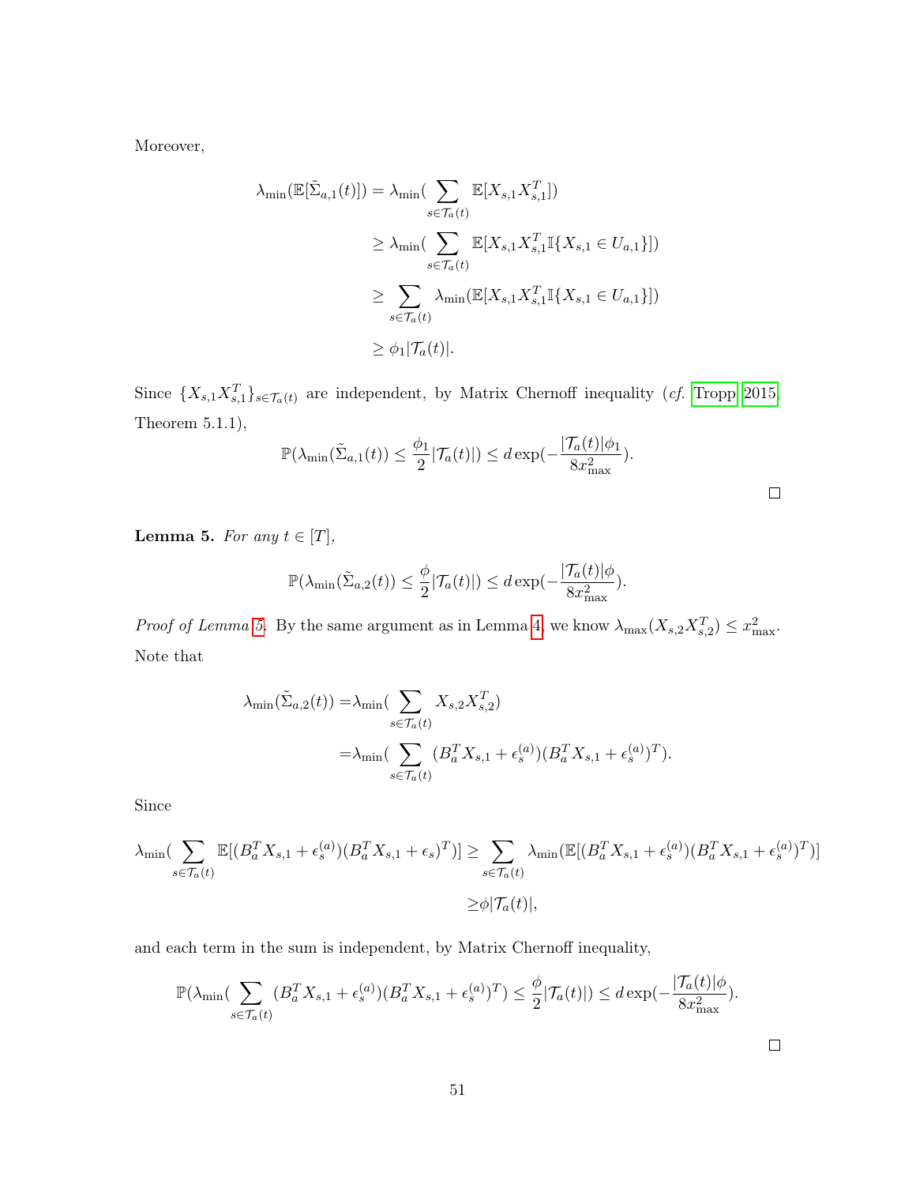Moreover,

$$
\begin{aligned}
\lambda_{\min}(\mathbb{E}[\tilde{\Sigma}_{a,1}(t)]) &= \lambda_{\min}(\sum_{s\in\mathcal{T}_a(t)} \mathbb{E}[X_{s,1}X_{s,1}^T]) \\
&\geq \lambda_{\min}(\sum_{s\in\mathcal{T}_a(t)} \mathbb{E}[X_{s,1}X_{s,1}^T \mathbb{I}\{X_{s,1} \in U_{a,1}\}]) \\
&\geq \sum_{s\in\mathcal{T}_a(t)} \lambda_{\min}(\mathbb{E}[X_{s,1}X_{s,1}^T \mathbb{I}\{X_{s,1} \in U_{a,1}\}]) \\
&\geq \phi_1 |\mathcal{T}_a(t)|.
\end{aligned}
$$

Since $\{X_{s,1}X_{s,1}^T\}_{s\in\mathcal{T}_a(t)}$ are independent, by Matrix Chernoff inequality (*cf.* Tropp 2015, Theorem 5.1.1),

$$
\mathbb{P}(\lambda_{\min}(\tilde{\Sigma}_{a,1}(t)) \leq \frac{\phi_1}{2}|\mathcal{T}_a(t)|) \leq d\exp(-\frac{|\mathcal{T}_a(t)|\phi_1}{8x_{\max}^2}).
$$

□

**Lemma 5.** *For any $t \in [T]$,*

$$
\mathbb{P}(\lambda_{\min}(\tilde{\Sigma}_{a,2}(t)) \leq \frac{\phi}{2}|\mathcal{T}_a(t)|) \leq d\exp(-\frac{|\mathcal{T}_a(t)|\phi}{8x_{\max}^2}).
$$

*Proof of Lemma 5.* By the same argument as in Lemma 4, we know $\lambda_{\max}(X_{s,2}X_{s,2}^T) \leq x_{\max}^2$. Note that

$$
\begin{aligned}
\lambda_{\min}(\tilde{\Sigma}_{a,2}(t)) =& \lambda_{\min}(\sum_{s\in\mathcal{T}_a(t)} X_{s,2}X_{s,2}^T) \\
=& \lambda_{\min}(\sum_{s\in\mathcal{T}_a(t)} (B_a^T X_{s,1} + \epsilon_s^{(a)})(B_a^T X_{s,1} + \epsilon_s^{(a)})^T).
\end{aligned}
$$

Since

$$
\begin{aligned}
\lambda_{\min}(\sum_{s\in\mathcal{T}_a(t)} \mathbb{E}[(B_a^T X_{s,1} + \epsilon_s^{(a)})(B_a^T X_{s,1} + \epsilon_s)^T)] &\geq \sum_{s\in\mathcal{T}_a(t)} \lambda_{\min}(\mathbb{E}[(B_a^T X_{s,1} + \epsilon_s^{(a)})(B_a^T X_{s,1} + \epsilon_s^{(a)})^T)] \\
&\geq \phi |\mathcal{T}_a(t)|,
\end{aligned}
$$

and each term in the sum is independent, by Matrix Chernoff inequality,

$$
\mathbb{P}(\lambda_{\min}(\sum_{s\in\mathcal{T}_a(t)} (B_a^T X_{s,1} + \epsilon_s^{(a)})(B_a^T X_{s,1} + \epsilon_s^{(a)})^T) \leq \frac{\phi}{2}|\mathcal{T}_a(t)|) \leq d\exp(-\frac{|\mathcal{T}_a(t)|\phi}{8x_{\max}^2}).
$$

□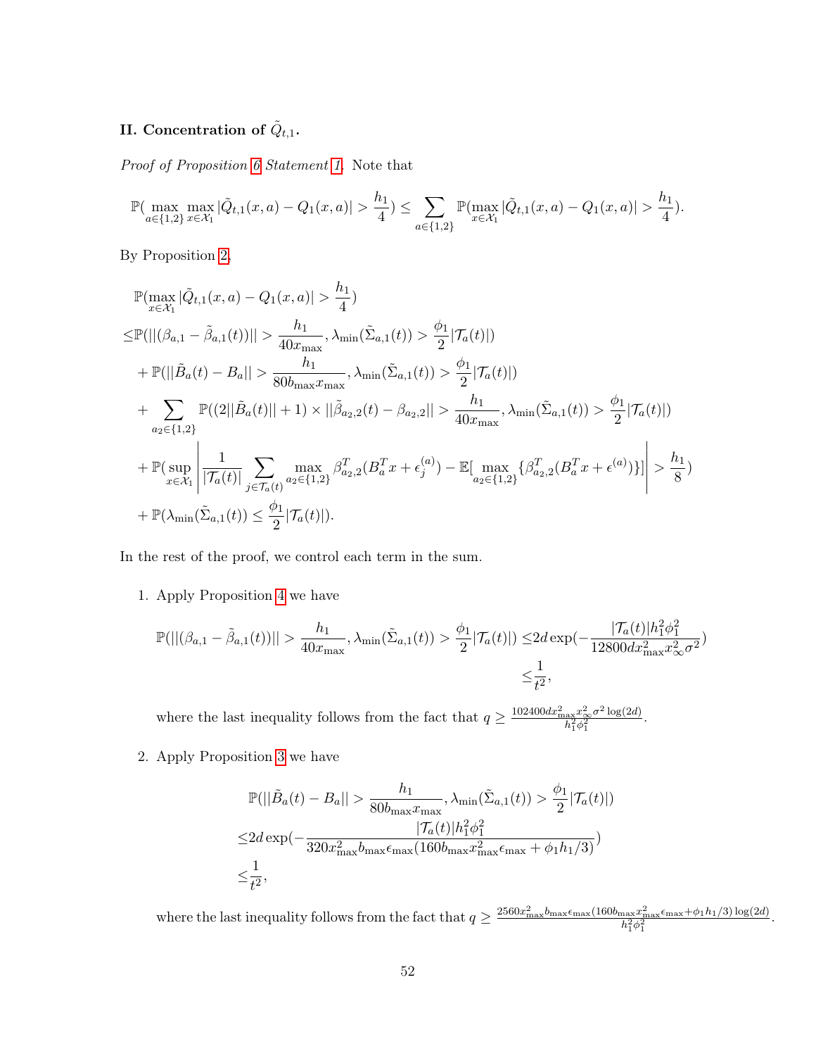**II. Concentration of $\tilde{Q}_{t,1}$.**

*Proof of Proposition 6 Statement 1.* Note that

$$\mathbb{P}(\max_{a\in\{1,2\}}\max_{x\in\mathcal{X}_1}|\tilde{Q}_{t,1}(x,a)-Q_1(x,a)|>\frac{h_1}{4}) \leq \sum_{a\in\{1,2\}}\mathbb{P}(\max_{x\in\mathcal{X}_1}|\tilde{Q}_{t,1}(x,a)-Q_1(x,a)|>\frac{h_1}{4}).$$

By Proposition 2,

$$\begin{aligned}
&\mathbb{P}(\max_{x\in\mathcal{X}_1}|\tilde{Q}_{t,1}(x,a)-Q_1(x,a)|>\frac{h_1}{4})\\
\leq&\mathbb{P}(||(\beta_{a,1}-\tilde{\beta}_{a,1}(t))||>\frac{h_1}{40x_{\max}},\lambda_{\min}(\tilde{\Sigma}_{a,1}(t))>\frac{\phi_1}{2}|\mathcal{T}_a(t)|)\\
&+\mathbb{P}(||\tilde{B}_a(t)-B_a||>\frac{h_1}{80b_{\max}x_{\max}},\lambda_{\min}(\tilde{\Sigma}_{a,1}(t))>\frac{\phi_1}{2}|\mathcal{T}_a(t)|)\\
&+\sum_{a_2\in\{1,2\}}\mathbb{P}((2||\tilde{B}_a(t)||+1)\times||\tilde{\beta}_{a_2,2}(t)-\beta_{a_2,2}||>\frac{h_1}{40x_{\max}},\lambda_{\min}(\tilde{\Sigma}_{a,1}(t))>\frac{\phi_1}{2}|\mathcal{T}_a(t)|)\\
&+\mathbb{P}(\sup_{x\in\mathcal{X}_1}\left|\frac{1}{|\mathcal{T}_a(t)|}\sum_{j\in\mathcal{T}_a(t)}\max_{a_2\in\{1,2\}}\beta_{a_2,2}^T(B_a^Tx+\epsilon_j^{(a)})-\mathbb{E}[\max_{a_2\in\{1,2\}}\{\beta_{a_2,2}^T(B_a^Tx+\epsilon^{(a)})\}]\right|>\frac{h_1}{8})\\
&+\mathbb{P}(\lambda_{\min}(\tilde{\Sigma}_{a,1}(t))\leq\frac{\phi_1}{2}|\mathcal{T}_a(t)|).
\end{aligned}$$

In the rest of the proof, we control each term in the sum.

1. Apply Proposition 4 we have

$$\begin{aligned}
\mathbb{P}(||(\beta_{a,1}-\tilde{\beta}_{a,1}(t))||>\frac{h_1}{40x_{\max}},\lambda_{\min}(\tilde{\Sigma}_{a,1}(t))>\frac{\phi_1}{2}|\mathcal{T}_a(t)|)\leq&2d\exp(-\frac{|\mathcal{T}_a(t)|h_1^2\phi_1^2}{12800dx_{\max}^2x_\infty^2\sigma^2})\\
\leq&\frac{1}{t^2},
\end{aligned}$$

   where the last inequality follows from the fact that $q\geq\frac{102400dx_{\max}^2x_\infty^2\sigma^2\log(2d)}{h_1^2\phi_1^2}$.

2. Apply Proposition 3 we have

$$\begin{aligned}
&\mathbb{P}(||\tilde{B}_a(t)-B_a||>\frac{h_1}{80b_{\max}x_{\max}},\lambda_{\min}(\tilde{\Sigma}_{a,1}(t))>\frac{\phi_1}{2}|\mathcal{T}_a(t)|)\\
\leq&2d\exp(-\frac{|\mathcal{T}_a(t)|h_1^2\phi_1^2}{320x_{\max}^2b_{\max}\epsilon_{\max}(160b_{\max}x_{\max}^2\epsilon_{\max}+\phi_1h_1/3)})\\
\leq&\frac{1}{t^2},
\end{aligned}$$

   where the last inequality follows from the fact that $q\geq\frac{2560x_{\max}^2b_{\max}\epsilon_{\max}(160b_{\max}x_{\max}^2\epsilon_{\max}+\phi_1h_1/3)\log(2d)}{h_1^2\phi_1^2}$.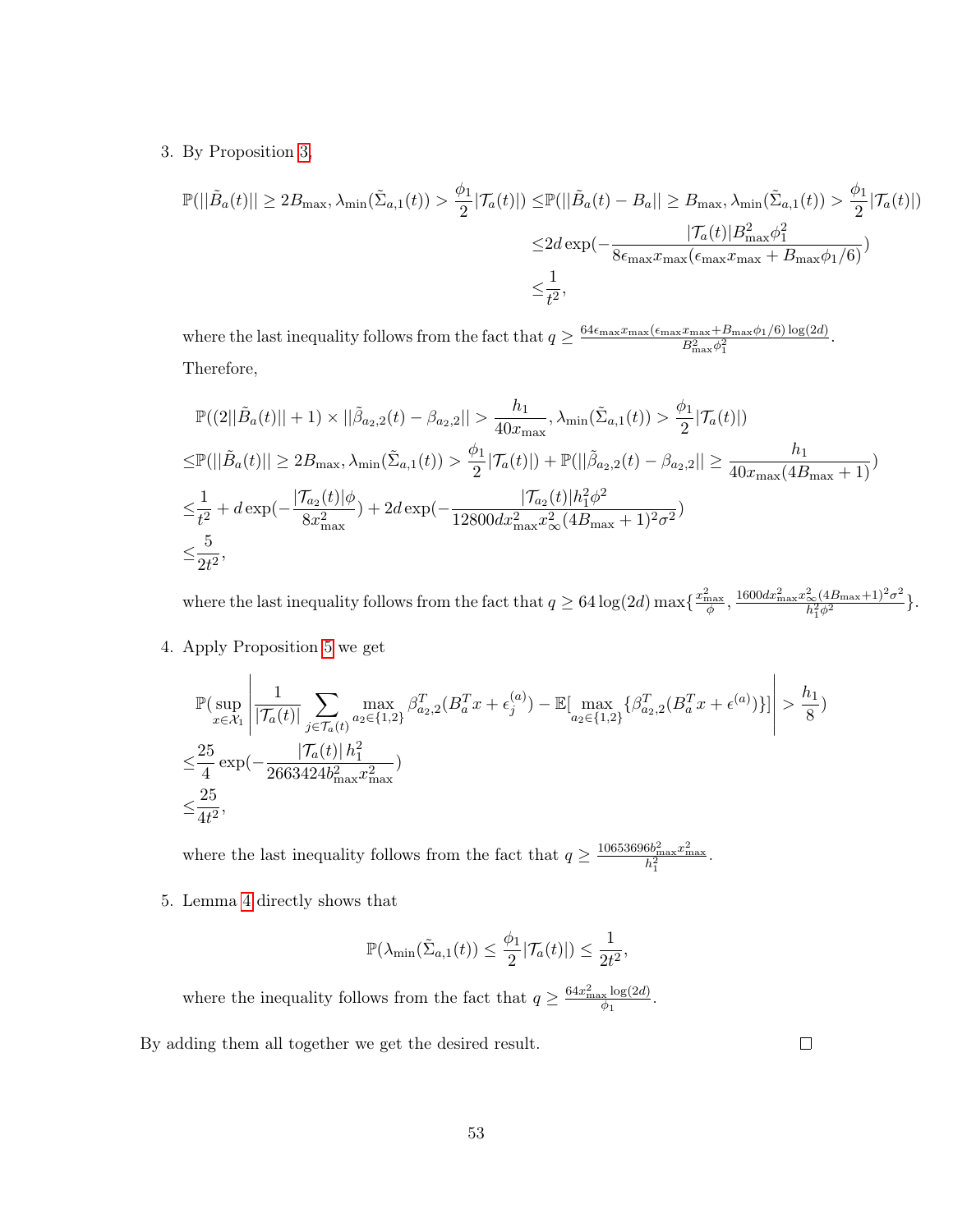3. By Proposition 3,

$$
\begin{aligned}
\mathbb{P}(||\tilde{B}_a(t)|| \geq 2B_{\max}, \lambda_{\min}(\tilde{\Sigma}_{a,1}(t)) > \frac{\phi_1}{2}|\mathcal{T}_a(t)|) \leq & \mathbb{P}(||\tilde{B}_a(t) - B_a|| \geq B_{\max}, \lambda_{\min}(\tilde{\Sigma}_{a,1}(t)) > \frac{\phi_1}{2}|\mathcal{T}_a(t)|) \\
\leq & 2d \exp(-\frac{|\mathcal{T}_a(t)| B_{\max}^2 \phi_1^2}{8\epsilon_{\max} x_{\max}(\epsilon_{\max} x_{\max} + B_{\max}\phi_1/6)}) \\
\leq & \frac{1}{t^2},
\end{aligned}
$$

where the last inequality follows from the fact that $q \geq \frac{64\epsilon_{\max} x_{\max}(\epsilon_{\max} x_{\max} + B_{\max}\phi_1/6)\log(2d)}{B_{\max}^2 \phi_1^2}$.

Therefore,

$$
\begin{aligned}
& \mathbb{P}((2||\tilde{B}_a(t)|| + 1) \times ||\tilde{\beta}_{a_2,2}(t) - \beta_{a_2,2}|| > \frac{h_1}{40x_{\max}}, \lambda_{\min}(\tilde{\Sigma}_{a,1}(t)) > \frac{\phi_1}{2}|\mathcal{T}_a(t)|) \\
\leq & \mathbb{P}(||\tilde{B}_a(t)|| \geq 2B_{\max}, \lambda_{\min}(\tilde{\Sigma}_{a,1}(t)) > \frac{\phi_1}{2}|\mathcal{T}_a(t)|) + \mathbb{P}(||\tilde{\beta}_{a_2,2}(t) - \beta_{a_2,2}|| \geq \frac{h_1}{40x_{\max}(4B_{\max}+1)}) \\
\leq & \frac{1}{t^2} + d\exp(-\frac{|\mathcal{T}_{a_2}(t)|\phi}{8x_{\max}^2}) + 2d\exp(-\frac{|\mathcal{T}_{a_2}(t)| h_1^2 \phi^2}{12800 d x_{\max}^2 x_\infty^2 (4B_{\max}+1)^2 \sigma^2}) \\
\leq & \frac{5}{2t^2},
\end{aligned}
$$

where the last inequality follows from the fact that $q \geq 64\log(2d)\max\{\frac{x_{\max}^2}{\phi}, \frac{1600 d x_{\max}^2 x_\infty^2 (4B_{\max}+1)^2 \sigma^2}{h_1^2 \phi^2}\}$.

4. Apply Proposition 5 we get

$$
\begin{aligned}
& \mathbb{P}(\sup_{x \in \mathcal{X}_1} \left| \frac{1}{|\mathcal{T}_a(t)|} \sum_{j \in \mathcal{T}_a(t)} \max_{a_2 \in \{1,2\}} \beta_{a_2,2}^T (B_a^T x + \epsilon_j^{(a)}) - \mathbb{E}[\max_{a_2 \in \{1,2\}} \{\beta_{a_2,2}^T (B_a^T x + \epsilon^{(a)})\}] \right| > \frac{h_1}{8}) \\
\leq & \frac{25}{4} \exp(-\frac{|\mathcal{T}_a(t)| h_1^2}{2663424 b_{\max}^2 x_{\max}^2}) \\
\leq & \frac{25}{4t^2},
\end{aligned}
$$

where the last inequality follows from the fact that $q \geq \frac{10653696 b_{\max}^2 x_{\max}^2}{h_1^2}$.

5. Lemma 4 directly shows that

$$
\mathbb{P}(\lambda_{\min}(\tilde{\Sigma}_{a,1}(t)) \leq \frac{\phi_1}{2}|\mathcal{T}_a(t)|) \leq \frac{1}{2t^2},
$$

where the inequality follows from the fact that $q \geq \frac{64x_{\max}^2 \log(2d)}{\phi_1}$.

By adding them all together we get the desired result. $\square$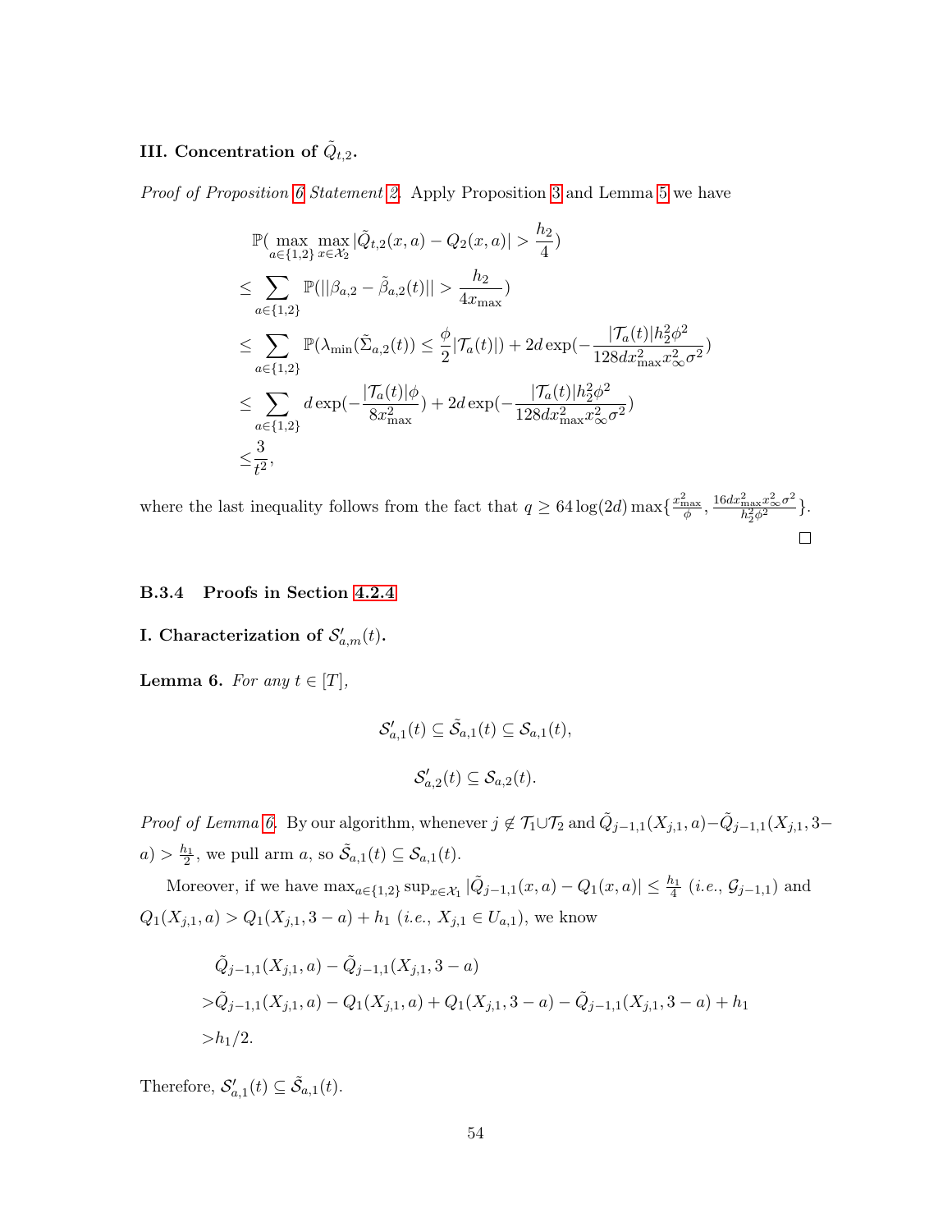**III. Concentration of $\tilde{Q}_{t,2}$.**

*Proof of Proposition 6 Statement 2.* Apply Proposition 3 and Lemma 5 we have

$$
\begin{aligned}
&\mathbb{P}(\max_{a\in\{1,2\}}\max_{x\in\mathcal{X}_2}|\tilde{Q}_{t,2}(x,a)-Q_2(x,a)|>\frac{h_2}{4})\\
\leq&\sum_{a\in\{1,2\}}\mathbb{P}(||\beta_{a,2}-\tilde{\beta}_{a,2}(t)||>\frac{h_2}{4x_{\max}})\\
\leq&\sum_{a\in\{1,2\}}\mathbb{P}(\lambda_{\min}(\tilde{\Sigma}_{a,2}(t))\leq\frac{\phi}{2}|\mathcal{T}_a(t)|)+2d\exp(-\frac{|\mathcal{T}_a(t)|h_2^2\phi^2}{128dx_{\max}^2x_\infty^2\sigma^2})\\
\leq&\sum_{a\in\{1,2\}}d\exp(-\frac{|\mathcal{T}_a(t)|\phi}{8x_{\max}^2})+2d\exp(-\frac{|\mathcal{T}_a(t)|h_2^2\phi^2}{128dx_{\max}^2x_\infty^2\sigma^2})\\
\leq&\frac{3}{t^2},
\end{aligned}
$$

where the last inequality follows from the fact that $q\geq 64\log(2d)\max\{\frac{x_{\max}^2}{\phi},\frac{16dx_{\max}^2x_\infty^2\sigma^2}{h_2^2\phi^2}\}$. ◻

### B.3.4 Proofs in Section 4.2.4

**I. Characterization of $\mathcal{S}'_{a,m}(t)$.**

**Lemma 6.** *For any $t\in[T]$,*

$$\mathcal{S}'_{a,1}(t)\subseteq\tilde{\mathcal{S}}_{a,1}(t)\subseteq\mathcal{S}_{a,1}(t),$$

$$\mathcal{S}'_{a,2}(t)\subseteq\mathcal{S}_{a,2}(t).$$

*Proof of Lemma 6.* By our algorithm, whenever $j\notin\mathcal{T}_1\cup\mathcal{T}_2$ and $\tilde{Q}_{j-1,1}(X_{j,1},a)-\tilde{Q}_{j-1,1}(X_{j,1},3-a)>\frac{h_1}{2}$, we pull arm $a$, so $\tilde{\mathcal{S}}_{a,1}(t)\subseteq\mathcal{S}_{a,1}(t)$.

Moreover, if we have $\max_{a\in\{1,2\}}\sup_{x\in\mathcal{X}_1}|\tilde{Q}_{j-1,1}(x,a)-Q_1(x,a)|\leq\frac{h_1}{4}$ (*i.e.*, $\mathcal{G}_{j-1,1}$) and $Q_1(X_{j,1},a)>Q_1(X_{j,1},3-a)+h_1$ (*i.e.*, $X_{j,1}\in U_{a,1}$), we know

$$
\begin{aligned}
&\tilde{Q}_{j-1,1}(X_{j,1},a)-\tilde{Q}_{j-1,1}(X_{j,1},3-a)\\
>&\tilde{Q}_{j-1,1}(X_{j,1},a)-Q_1(X_{j,1},a)+Q_1(X_{j,1},3-a)-\tilde{Q}_{j-1,1}(X_{j,1},3-a)+h_1\\
>&h_1/2.
\end{aligned}
$$

Therefore, $\mathcal{S}'_{a,1}(t)\subseteq\tilde{\mathcal{S}}_{a,1}(t)$.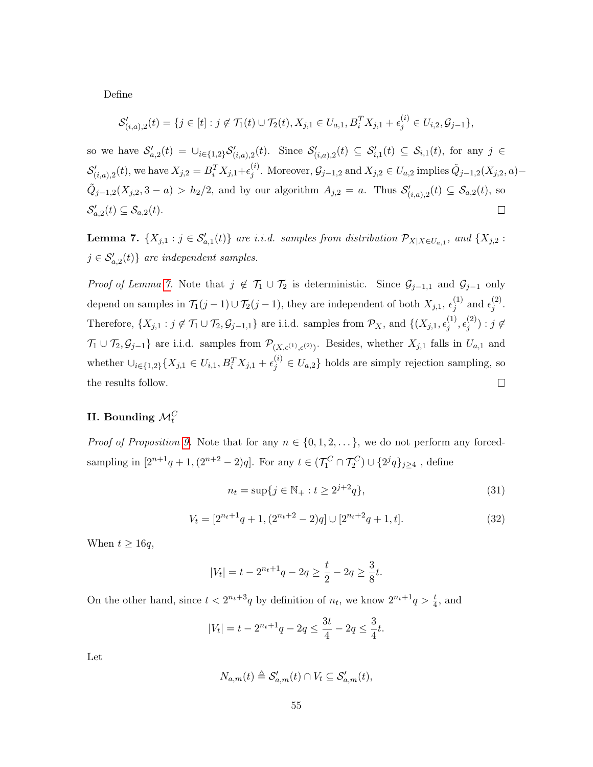Define

$$\mathcal{S}'_{(i,a),2}(t) = \{j \in [t] : j \notin \mathcal{T}_1(t) \cup \mathcal{T}_2(t), X_{j,1} \in U_{a,1}, B_i^T X_{j,1} + \epsilon_j^{(i)} \in U_{i,2}, \mathcal{G}_{j-1}\},$$

so we have $\mathcal{S}'_{a,2}(t) = \cup_{i \in \{1,2\}} \mathcal{S}'_{(i,a),2}(t)$. Since $\mathcal{S}'_{(i,a),2}(t) \subseteq \mathcal{S}'_{i,1}(t) \subseteq \mathcal{S}_{i,1}(t)$, for any $j \in \mathcal{S}'_{(i,a),2}(t)$, we have $X_{j,2} = B_i^T X_{j,1} + \epsilon_j^{(i)}$. Moreover, $\mathcal{G}_{j-1,2}$ and $X_{j,2} \in U_{a,2}$ implies $\tilde{Q}_{j-1,2}(X_{j,2}, a) - \tilde{Q}_{j-1,2}(X_{j,2}, 3-a) > h_2/2$, and by our algorithm $A_{j,2} = a$. Thus $\mathcal{S}'_{(i,a),2}(t) \subseteq \mathcal{S}_{a,2}(t)$, so $\mathcal{S}'_{a,2}(t) \subseteq \mathcal{S}_{a,2}(t)$. □

**Lemma 7.** *$\{X_{j,1} : j \in \mathcal{S}'_{a,1}(t)\}$ are i.i.d. samples from distribution $\mathcal{P}_{X|X \in U_{a,1}}$, and $\{X_{j,2} : j \in \mathcal{S}'_{a,2}(t)\}$ are independent samples.*

*Proof of Lemma 7.* Note that $j \notin \mathcal{T}_1 \cup \mathcal{T}_2$ is deterministic. Since $\mathcal{G}_{j-1,1}$ and $\mathcal{G}_{j-1}$ only depend on samples in $\mathcal{T}_1(j-1) \cup \mathcal{T}_2(j-1)$, they are independent of both $X_{j,1}$, $\epsilon_j^{(1)}$ and $\epsilon_j^{(2)}$. Therefore, $\{X_{j,1} : j \notin \mathcal{T}_1 \cup \mathcal{T}_2, \mathcal{G}_{j-1,1}\}$ are i.i.d. samples from $\mathcal{P}_X$, and $\{(X_{j,1}, \epsilon_j^{(1)}, \epsilon_j^{(2)}) : j \notin \mathcal{T}_1 \cup \mathcal{T}_2, \mathcal{G}_{j-1}\}$ are i.i.d. samples from $\mathcal{P}_{(X,\epsilon^{(1)},\epsilon^{(2)})}$. Besides, whether $X_{j,1}$ falls in $U_{a,1}$ and whether $\cup_{i \in \{1,2\}} \{X_{j,1} \in U_{i,1}, B_i^T X_{j,1} + \epsilon_j^{(i)} \in U_{a,2}\}$ holds are simply rejection sampling, so the results follow. □

### II. Bounding $\mathcal{M}_t^C$

*Proof of Proposition 9.* Note that for any $n \in \{0, 1, 2, \dots\}$, we do not perform any forced-sampling in $[2^{n+1}q + 1, (2^{n+2} - 2)q]$. For any $t \in (\mathcal{T}_1^C \cap \mathcal{T}_2^C) \cup \{2^j q\}_{j \geq 4}$ , define

$$n_t = \sup\{j \in \mathbb{N}_+ : t \geq 2^{j+2} q\}, \tag{31}$$

$$V_t = [2^{n_t+1} q + 1, (2^{n_t+2} - 2)q] \cup [2^{n_t+2} q + 1, t]. \tag{32}$$

When $t \geq 16q$,

$$|V_t| = t - 2^{n_t+1} q - 2q \geq \frac{t}{2} - 2q \geq \frac{3}{8} t.$$

On the other hand, since $t < 2^{n_t+3} q$ by definition of $n_t$, we know $2^{n_t+1} q > \frac{t}{4}$, and

$$|V_t| = t - 2^{n_t+1} q - 2q \leq \frac{3t}{4} - 2q \leq \frac{3}{4} t.$$

Let

$$N_{a,m}(t) \triangleq \mathcal{S}'_{a,m}(t) \cap V_t \subseteq \mathcal{S}'_{a,m}(t),$$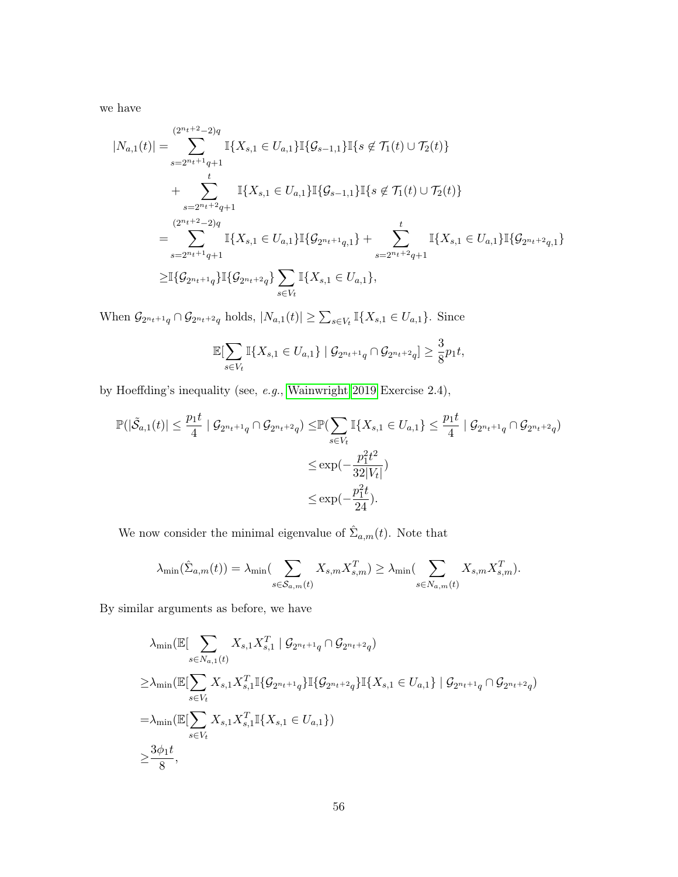we have

$$
\begin{aligned}
|N_{a,1}(t)| =& \sum_{s=2^{n_t+1}q+1}^{(2^{n_t+2}-2)q} \mathbb{I}\{X_{s,1} \in U_{a,1}\}\mathbb{I}\{\mathcal{G}_{s-1,1}\}\mathbb{I}\{s \notin \mathcal{T}_1(t) \cup \mathcal{T}_2(t)\} \\
&+ \sum_{s=2^{n_t+2}q+1}^{t} \mathbb{I}\{X_{s,1} \in U_{a,1}\}\mathbb{I}\{\mathcal{G}_{s-1,1}\}\mathbb{I}\{s \notin \mathcal{T}_1(t) \cup \mathcal{T}_2(t)\} \\
=& \sum_{s=2^{n_t+1}q+1}^{(2^{n_t+2}-2)q} \mathbb{I}\{X_{s,1} \in U_{a,1}\}\mathbb{I}\{\mathcal{G}_{2^{n_t+1}q,1}\} + \sum_{s=2^{n_t+2}q+1}^{t} \mathbb{I}\{X_{s,1} \in U_{a,1}\}\mathbb{I}\{\mathcal{G}_{2^{n_t+2}q,1}\} \\
\geq& \mathbb{I}\{\mathcal{G}_{2^{n_t+1}q}\}\mathbb{I}\{\mathcal{G}_{2^{n_t+2}q}\} \sum_{s \in V_t} \mathbb{I}\{X_{s,1} \in U_{a,1}\},
\end{aligned}
$$

When $\mathcal{G}_{2^{n_t+1}q} \cap \mathcal{G}_{2^{n_t+2}q}$ holds, $|N_{a,1}(t)| \geq \sum_{s \in V_t} \mathbb{I}\{X_{s,1} \in U_{a,1}\}$. Since

$$
\mathbb{E}[\sum_{s \in V_t} \mathbb{I}\{X_{s,1} \in U_{a,1}\} \mid \mathcal{G}_{2^{n_t+1}q} \cap \mathcal{G}_{2^{n_t+2}q}] \geq \frac{3}{8}p_1 t,
$$

by Hoeffding's inequality (see, *e.g.*, Wainwright 2019 Exercise 2.4),

$$
\begin{aligned}
\mathbb{P}(|\tilde{\mathcal{S}}_{a,1}(t)| \leq \frac{p_1 t}{4} \mid \mathcal{G}_{2^{n_t+1}q} \cap \mathcal{G}_{2^{n_t+2}q}) \leq& \mathbb{P}(\sum_{s \in V_t} \mathbb{I}\{X_{s,1} \in U_{a,1}\} \leq \frac{p_1 t}{4} \mid \mathcal{G}_{2^{n_t+1}q} \cap \mathcal{G}_{2^{n_t+2}q}) \\
\leq& \exp(-\frac{p_1^2 t^2}{32|V_t|}) \\
\leq& \exp(-\frac{p_1^2 t}{24}).
\end{aligned}
$$

We now consider the minimal eigenvalue of $\hat{\Sigma}_{a,m}(t)$. Note that

$$
\lambda_{\min}(\hat{\Sigma}_{a,m}(t)) = \lambda_{\min}(\sum_{s \in \mathcal{S}_{a,m}(t)} X_{s,m}X_{s,m}^T) \geq \lambda_{\min}(\sum_{s \in N_{a,m}(t)} X_{s,m}X_{s,m}^T).
$$

By similar arguments as before, we have

$$
\begin{aligned}
&\lambda_{\min}(\mathbb{E}[\sum_{s \in N_{a,1}(t)} X_{s,1}X_{s,1}^T \mid \mathcal{G}_{2^{n_t+1}q} \cap \mathcal{G}_{2^{n_t+2}q}) \\
\geq& \lambda_{\min}(\mathbb{E}[\sum_{s \in V_t} X_{s,1}X_{s,1}^T \mathbb{I}\{\mathcal{G}_{2^{n_t+1}q}\}\mathbb{I}\{\mathcal{G}_{2^{n_t+2}q}\}\mathbb{I}\{X_{s,1} \in U_{a,1}\} \mid \mathcal{G}_{2^{n_t+1}q} \cap \mathcal{G}_{2^{n_t+2}q}) \\
=& \lambda_{\min}(\mathbb{E}[\sum_{s \in V_t} X_{s,1}X_{s,1}^T \mathbb{I}\{X_{s,1} \in U_{a,1}\}) \\
\geq& \frac{3\phi_1 t}{8},
\end{aligned}
$$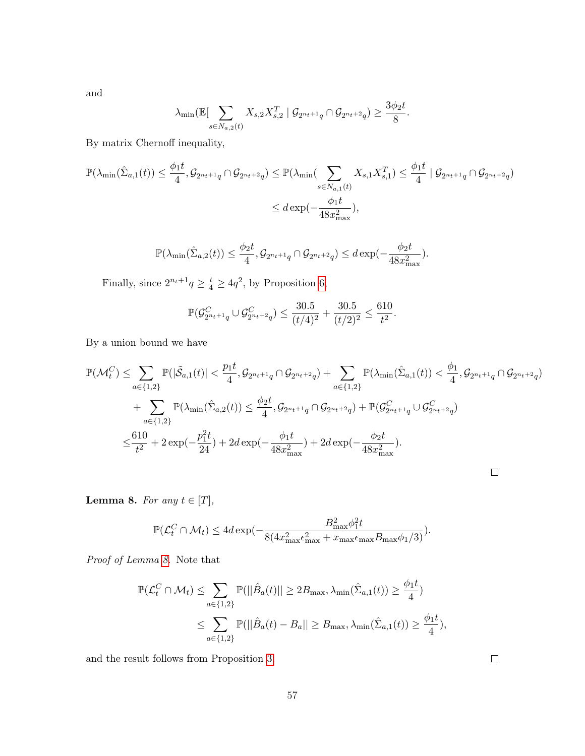and

$$\lambda_{\min}(\mathbb{E}[\sum_{s \in N_{a,2}(t)} X_{s,2}X_{s,2}^T \mid \mathcal{G}_{2^{n_t+1}q} \cap \mathcal{G}_{2^{n_t+2}q}) \geq \frac{3\phi_2 t}{8}.$$

By matrix Chernoff inequality,

$$\begin{aligned}
\mathbb{P}(\lambda_{\min}(\hat{\Sigma}_{a,1}(t)) \leq \frac{\phi_1 t}{4}, \mathcal{G}_{2^{n_t+1}q} \cap \mathcal{G}_{2^{n_t+2}q}) &\leq \mathbb{P}(\lambda_{\min}(\sum_{s \in N_{a,1}(t)} X_{s,1}X_{s,1}^T) \leq \frac{\phi_1 t}{4} \mid \mathcal{G}_{2^{n_t+1}q} \cap \mathcal{G}_{2^{n_t+2}q}) \\
&\leq d \exp(-\frac{\phi_1 t}{48 x_{\max}^2}),
\end{aligned}$$

$$\mathbb{P}(\lambda_{\min}(\hat{\Sigma}_{a,2}(t)) \leq \frac{\phi_2 t}{4}, \mathcal{G}_{2^{n_t+1}q} \cap \mathcal{G}_{2^{n_t+2}q}) \leq d \exp(-\frac{\phi_2 t}{48 x_{\max}^2}).$$

Finally, since $2^{n_t+1}q \geq \frac{t}{4} \geq 4q^2$, by Proposition 6,

$$\mathbb{P}(\mathcal{G}_{2^{n_t+1}q}^C \cup \mathcal{G}_{2^{n_t+2}q}^C) \leq \frac{30.5}{(t/4)^2} + \frac{30.5}{(t/2)^2} \leq \frac{610}{t^2}.$$

By a union bound we have

$$\begin{aligned}
\mathbb{P}(\mathcal{M}_t^C) \leq& \sum_{a \in \{1,2\}} \mathbb{P}(|\tilde{\mathcal{S}}_{a,1}(t)| < \frac{p_1 t}{4}, \mathcal{G}_{2^{n_t+1}q} \cap \mathcal{G}_{2^{n_t+2}q}) + \sum_{a \in \{1,2\}} \mathbb{P}(\lambda_{\min}(\hat{\Sigma}_{a,1}(t)) < \frac{\phi_1}{4}, \mathcal{G}_{2^{n_t+1}q} \cap \mathcal{G}_{2^{n_t+2}q}) \\
&+ \sum_{a \in \{1,2\}} \mathbb{P}(\lambda_{\min}(\hat{\Sigma}_{a,2}(t)) \leq \frac{\phi_2 t}{4}, \mathcal{G}_{2^{n_t+1}q} \cap \mathcal{G}_{2^{n_t+2}q}) + \mathbb{P}(\mathcal{G}_{2^{n_t+1}q}^C \cup \mathcal{G}_{2^{n_t+2}q}^C) \\
\leq& \frac{610}{t^2} + 2\exp(-\frac{p_1^2 t}{24}) + 2d \exp(-\frac{\phi_1 t}{48 x_{\max}^2}) + 2d \exp(-\frac{\phi_2 t}{48 x_{\max}^2}).
\end{aligned}$$

□

**Lemma 8.** *For any $t \in [T]$,*

$$\mathbb{P}(\mathcal{L}_t^C \cap \mathcal{M}_t) \leq 4d \exp(-\frac{B_{\max}^2 \phi_1^2 t}{8(4x_{\max}^2 \epsilon_{\max}^2 + x_{\max}\epsilon_{\max}B_{\max}\phi_1/3)}).$$

*Proof of Lemma 8.* Note that

$$\begin{aligned}
\mathbb{P}(\mathcal{L}_t^C \cap \mathcal{M}_t) &\leq \sum_{a \in \{1,2\}} \mathbb{P}(||\hat{B}_a(t)|| \geq 2B_{\max}, \lambda_{\min}(\hat{\Sigma}_{a,1}(t)) \geq \frac{\phi_1 t}{4}) \\
&\leq \sum_{a \in \{1,2\}} \mathbb{P}(||\hat{B}_a(t) - B_a|| \geq B_{\max}, \lambda_{\min}(\hat{\Sigma}_{a,1}(t)) \geq \frac{\phi_1 t}{4}),
\end{aligned}$$

and the result follows from Proposition 3.

□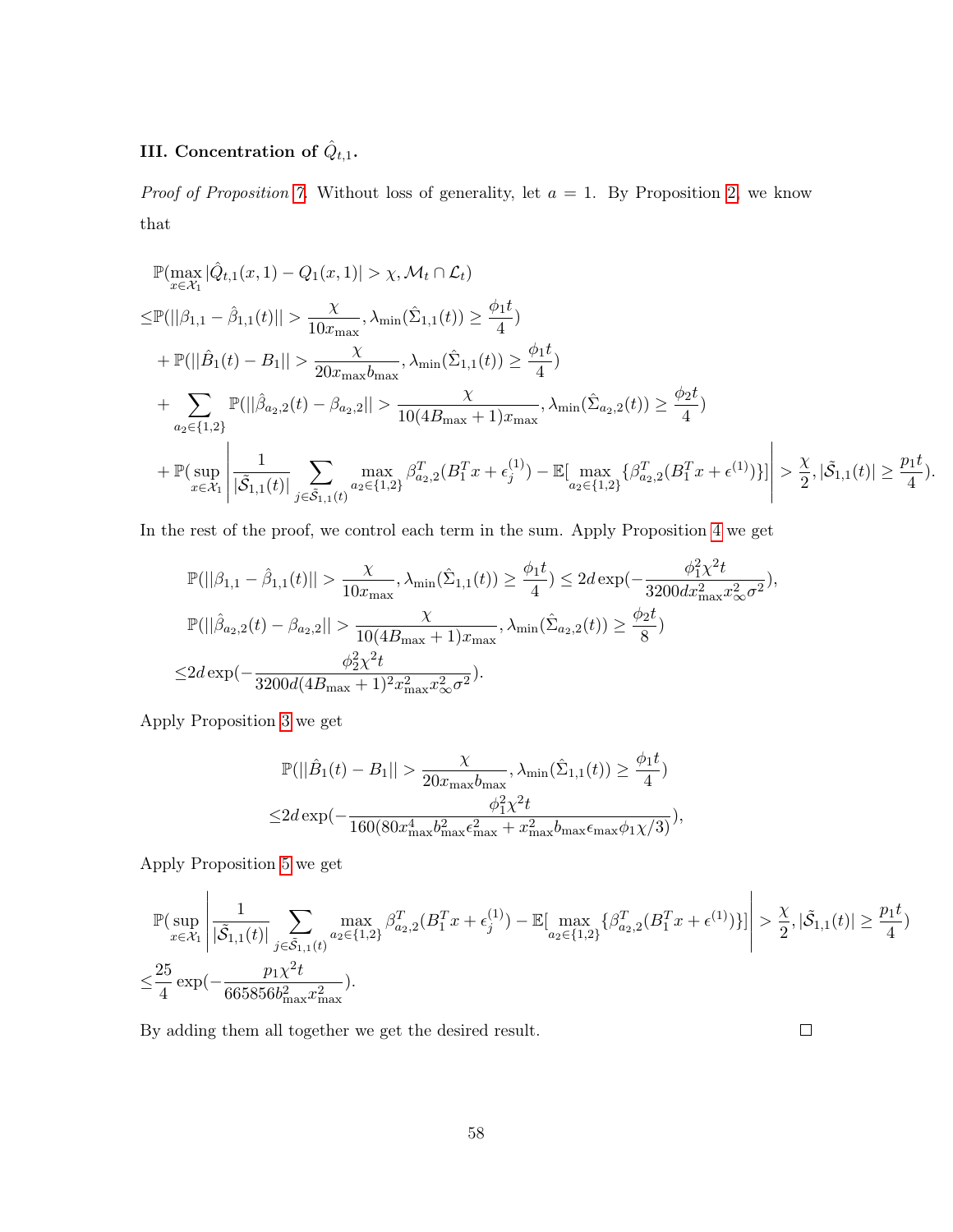**III. Concentration of $\hat{Q}_{t,1}$.**

*Proof of Proposition 7.* Without loss of generality, let $a = 1$. By Proposition 2, we know that

$$
\begin{aligned}
&\mathbb{P}(\max_{x\in\mathcal{X}_1} |\hat{Q}_{t,1}(x,1) - Q_1(x,1)| > \chi, \mathcal{M}_t \cap \mathcal{L}_t) \\
\leq& \mathbb{P}(||\beta_{1,1} - \hat{\beta}_{1,1}(t)|| > \frac{\chi}{10x_{\max}}, \lambda_{\min}(\hat{\Sigma}_{1,1}(t)) \geq \frac{\phi_1 t}{4}) \\
&+ \mathbb{P}(||\hat{B}_1(t) - B_1|| > \frac{\chi}{20x_{\max}b_{\max}}, \lambda_{\min}(\hat{\Sigma}_{1,1}(t)) \geq \frac{\phi_1 t}{4}) \\
&+ \sum_{a_2\in\{1,2\}} \mathbb{P}(||\hat{\beta}_{a_2,2}(t) - \beta_{a_2,2}|| > \frac{\chi}{10(4B_{\max}+1)x_{\max}}, \lambda_{\min}(\hat{\Sigma}_{a_2,2}(t)) \geq \frac{\phi_2 t}{4}) \\
&+ \mathbb{P}(\sup_{x\in\mathcal{X}_1} \left| \frac{1}{|\tilde{\mathcal{S}}_{1,1}(t)|} \sum_{j\in\tilde{\mathcal{S}}_{1,1}(t)} \max_{a_2\in\{1,2\}} \beta_{a_2,2}^T(B_1^T x + \epsilon_j^{(1)}) - \mathbb{E}[\max_{a_2\in\{1,2\}} \{\beta_{a_2,2}^T(B_1^T x + \epsilon^{(1)})\}] \right| > \frac{\chi}{2}, |\tilde{\mathcal{S}}_{1,1}(t)| \geq \frac{p_1 t}{4}).
\end{aligned}
$$

In the rest of the proof, we control each term in the sum. Apply Proposition 4 we get

$$
\begin{aligned}
&\mathbb{P}(||\beta_{1,1} - \hat{\beta}_{1,1}(t)|| > \frac{\chi}{10x_{\max}}, \lambda_{\min}(\hat{\Sigma}_{1,1}(t)) \geq \frac{\phi_1 t}{4}) \leq 2d\exp(-\frac{\phi_1^2\chi^2 t}{3200dx_{\max}^2 x_\infty^2\sigma^2}), \\
&\mathbb{P}(||\hat{\beta}_{a_2,2}(t) - \beta_{a_2,2}|| > \frac{\chi}{10(4B_{\max}+1)x_{\max}}, \lambda_{\min}(\hat{\Sigma}_{a_2,2}(t)) \geq \frac{\phi_2 t}{8}) \\
\leq& 2d\exp(-\frac{\phi_2^2\chi^2 t}{3200d(4B_{\max}+1)^2 x_{\max}^2 x_\infty^2\sigma^2}).
\end{aligned}
$$

Apply Proposition 3 we get

$$
\begin{aligned}
&\mathbb{P}(||\hat{B}_1(t) - B_1|| > \frac{\chi}{20x_{\max}b_{\max}}, \lambda_{\min}(\hat{\Sigma}_{1,1}(t)) \geq \frac{\phi_1 t}{4}) \\
\leq& 2d\exp(-\frac{\phi_1^2\chi^2 t}{160(80x_{\max}^4 b_{\max}^2\epsilon_{\max}^2 + x_{\max}^2 b_{\max}\epsilon_{\max}\phi_1\chi/3)}),
\end{aligned}
$$

Apply Proposition 5 we get

$$
\begin{aligned}
&\mathbb{P}(\sup_{x\in\mathcal{X}_1} \left| \frac{1}{|\tilde{\mathcal{S}}_{1,1}(t)|} \sum_{j\in\tilde{\mathcal{S}}_{1,1}(t)} \max_{a_2\in\{1,2\}} \beta_{a_2,2}^T(B_1^T x + \epsilon_j^{(1)}) - \mathbb{E}[\max_{a_2\in\{1,2\}} \{\beta_{a_2,2}^T(B_1^T x + \epsilon^{(1)})\}] \right| > \frac{\chi}{2}, |\tilde{\mathcal{S}}_{1,1}(t)| \geq \frac{p_1 t}{4}) \\
\leq& \frac{25}{4}\exp(-\frac{p_1\chi^2 t}{665856 b_{\max}^2 x_{\max}^2}).
\end{aligned}
$$

By adding them all together we get the desired result. □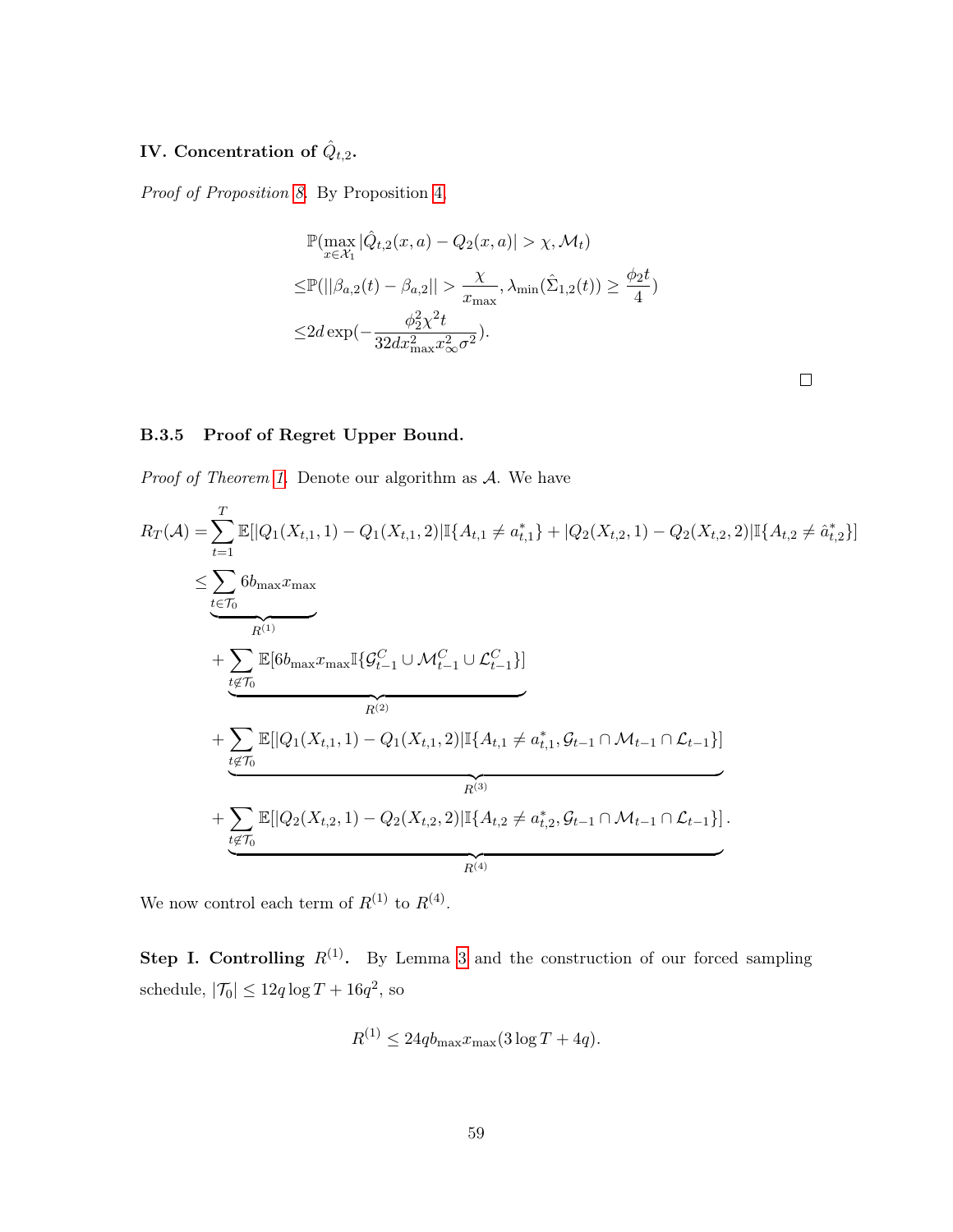**IV. Concentration of $\hat{Q}_{t,2}$.**

*Proof of Proposition 8.* By Proposition 4,

$$
\begin{aligned}
&\mathbb{P}(\max_{x\in\mathcal{X}_1} |\hat{Q}_{t,2}(x,a) - Q_2(x,a)| > \chi, \mathcal{M}_t) \\
\leq &\mathbb{P}(||\beta_{a,2}(t) - \beta_{a,2}|| > \frac{\chi}{x_{\max}}, \lambda_{\min}(\hat{\Sigma}_{1,2}(t)) \geq \frac{\phi_2 t}{4}) \\
\leq &2d\exp(-\frac{\phi_2^2\chi^2 t}{32 d x_{\max}^2 x_\infty^2 \sigma^2}).
\end{aligned}
$$

□

### B.3.5 Proof of Regret Upper Bound.

*Proof of Theorem 1.* Denote our algorithm as $\mathcal{A}$. We have

$$
\begin{aligned}
R_T(\mathcal{A}) = &\sum_{t=1}^{T} \mathbb{E}[|Q_1(X_{t,1},1) - Q_1(X_{t,1},2)|\mathbb{I}\{A_{t,1} \neq a^*_{t,1}\} + |Q_2(X_{t,2},1) - Q_2(X_{t,2},2)|\mathbb{I}\{A_{t,2} \neq \hat{a}^*_{t,2}\}] \\
\leq &\underbrace{\sum_{t\in\mathcal{T}_0} 6 b_{\max} x_{\max}}_{R^{(1)}} \\
&+ \underbrace{\sum_{t\notin\mathcal{T}_0} \mathbb{E}[6 b_{\max} x_{\max} \mathbb{I}\{\mathcal{G}^C_{t-1} \cup \mathcal{M}^C_{t-1} \cup \mathcal{L}^C_{t-1}\}]}_{R^{(2)}} \\
&+ \underbrace{\sum_{t\notin\mathcal{T}_0} \mathbb{E}[|Q_1(X_{t,1},1) - Q_1(X_{t,1},2)|\mathbb{I}\{A_{t,1} \neq a^*_{t,1}, \mathcal{G}_{t-1} \cap \mathcal{M}_{t-1} \cap \mathcal{L}_{t-1}\}]}_{R^{(3)}} \\
&+ \underbrace{\sum_{t\notin\mathcal{T}_0} \mathbb{E}[|Q_2(X_{t,2},1) - Q_2(X_{t,2},2)|\mathbb{I}\{A_{t,2} \neq a^*_{t,2}, \mathcal{G}_{t-1} \cap \mathcal{M}_{t-1} \cap \mathcal{L}_{t-1}\}]}_{R^{(4)}}.
\end{aligned}
$$

We now control each term of $R^{(1)}$ to $R^{(4)}$.

**Step I. Controlling $R^{(1)}$.** By Lemma 3 and the construction of our forced sampling schedule, $|\mathcal{T}_0| \leq 12q\log T + 16q^2$, so

$$
R^{(1)} \leq 24 q b_{\max} x_{\max}(3\log T + 4q).
$$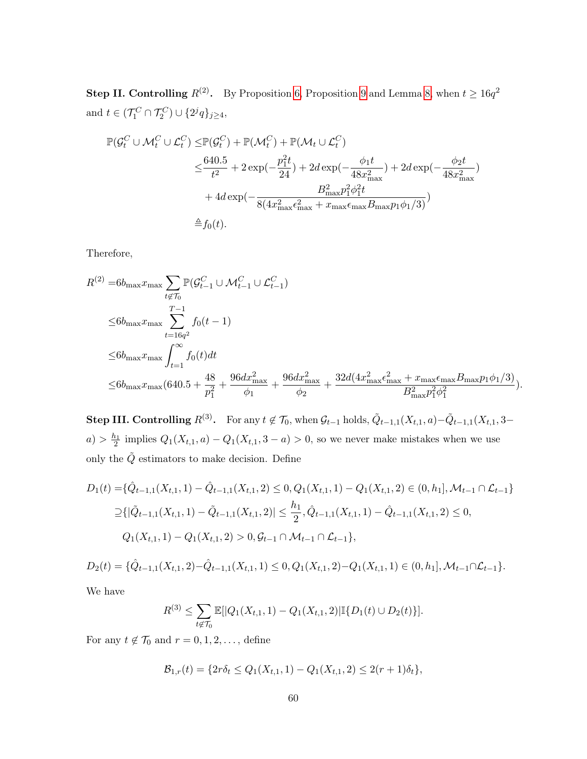**Step II. Controlling $R^{(2)}$.** By Proposition 6, Proposition 9 and Lemma 8, when $t \geq 16q^2$ and $t \in (\mathcal{T}_1^C \cap \mathcal{T}_2^C) \cup \{2^j q\}_{j\geq 4}$,

$$
\begin{aligned}
\mathbb{P}(\mathcal{G}_t^C \cup \mathcal{M}_t^C \cup \mathcal{L}_t^C) \leq & \mathbb{P}(\mathcal{G}_t^C) + \mathbb{P}(\mathcal{M}_t^C) + \mathbb{P}(\mathcal{M}_t \cup \mathcal{L}_t^C) \\
\leq & \frac{640.5}{t^2} + 2\exp(-\frac{p_1^2 t}{24}) + 2d\exp(-\frac{\phi_1 t}{48 x_{\max}^2}) + 2d\exp(-\frac{\phi_2 t}{48 x_{\max}^2}) \\
& + 4d\exp(-\frac{B_{\max}^2 p_1^2 \phi_1^2 t}{8(4x_{\max}^2\epsilon_{\max}^2 + x_{\max}\epsilon_{\max}B_{\max}p_1\phi_1/3)}) \\
\triangleq & f_0(t).
\end{aligned}
$$

Therefore,

$$
\begin{aligned}
R^{(2)} = & 6b_{\max}x_{\max}\sum_{t\notin\mathcal{T}_0}\mathbb{P}(\mathcal{G}_{t-1}^C \cup \mathcal{M}_{t-1}^C \cup \mathcal{L}_{t-1}^C) \\
\leq & 6b_{\max}x_{\max}\sum_{t=16q^2}^{T-1} f_0(t-1) \\
\leq & 6b_{\max}x_{\max}\int_{t=1}^{\infty} f_0(t)dt \\
\leq & 6b_{\max}x_{\max}(640.5 + \frac{48}{p_1^2} + \frac{96dx_{\max}^2}{\phi_1} + \frac{96dx_{\max}^2}{\phi_2} + \frac{32d(4x_{\max}^2\epsilon_{\max}^2 + x_{\max}\epsilon_{\max}B_{\max}p_1\phi_1/3)}{B_{\max}^2 p_1^2\phi_1^2}).
\end{aligned}
$$

**Step III. Controlling $R^{(3)}$.** For any $t \notin \mathcal{T}_0$, when $\mathcal{G}_{t-1}$ holds, $\tilde{Q}_{t-1,1}(X_{t,1}, a) - \tilde{Q}_{t-1,1}(X_{t,1}, 3-a) > \frac{h_1}{2}$ implies $Q_1(X_{t,1}, a) - Q_1(X_{t,1}, 3-a) > 0$, so we never make mistakes when we use only the $\tilde{Q}$ estimators to make decision. Define

$$
\begin{aligned}
D_1(t) = & \{\hat{Q}_{t-1,1}(X_{t,1}, 1) - \hat{Q}_{t-1,1}(X_{t,1}, 2) \leq 0, Q_1(X_{t,1}, 1) - Q_1(X_{t,1}, 2) \in (0, h_1], \mathcal{M}_{t-1} \cap \mathcal{L}_{t-1}\} \\
\supseteq & \{|\tilde{Q}_{t-1,1}(X_{t,1}, 1) - \tilde{Q}_{t-1,1}(X_{t,1}, 2)| \leq \frac{h_1}{2}, \hat{Q}_{t-1,1}(X_{t,1}, 1) - \hat{Q}_{t-1,1}(X_{t,1}, 2) \leq 0, \\
& Q_1(X_{t,1}, 1) - Q_1(X_{t,1}, 2) > 0, \mathcal{G}_{t-1} \cap \mathcal{M}_{t-1} \cap \mathcal{L}_{t-1}\},
\end{aligned}
$$

$$
D_2(t) = \{\hat{Q}_{t-1,1}(X_{t,1}, 2) - \hat{Q}_{t-1,1}(X_{t,1}, 1) \leq 0, Q_1(X_{t,1}, 2) - Q_1(X_{t,1}, 1) \in (0, h_1], \mathcal{M}_{t-1} \cap \mathcal{L}_{t-1}\}.
$$

We have

$$
R^{(3)} \leq \sum_{t\notin\mathcal{T}_0}\mathbb{E}[|Q_1(X_{t,1}, 1) - Q_1(X_{t,1}, 2)|\mathbb{I}\{D_1(t) \cup D_2(t)\}].
$$

For any $t \notin \mathcal{T}_0$ and $r = 0, 1, 2, \ldots$, define

$$
\mathcal{B}_{1,r}(t) = \{2r\delta_t \leq Q_1(X_{t,1}, 1) - Q_1(X_{t,1}, 2) \leq 2(r+1)\delta_t\},
$$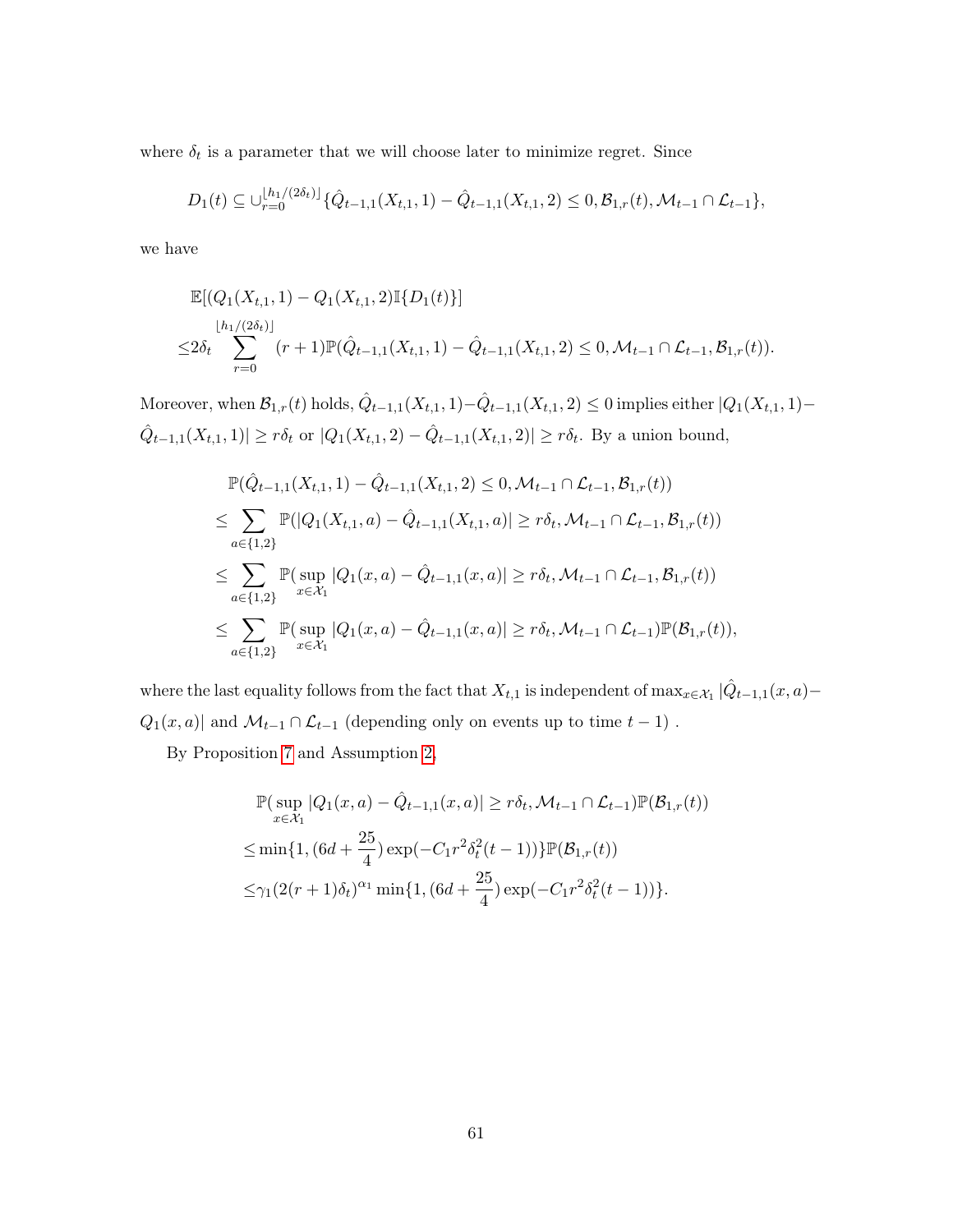where $\delta_t$ is a parameter that we will choose later to minimize regret. Since

$$D_1(t) \subseteq \cup_{r=0}^{\lfloor h_1/(2\delta_t)\rfloor} \{\hat{Q}_{t-1,1}(X_{t,1}, 1) - \hat{Q}_{t-1,1}(X_{t,1}, 2) \leq 0, \mathcal{B}_{1,r}(t), \mathcal{M}_{t-1} \cap \mathcal{L}_{t-1}\},$$

we have

$$\begin{aligned}
&\mathbb{E}[(Q_1(X_{t,1}, 1) - Q_1(X_{t,1}, 2)\mathbb{I}\{D_1(t)\}] \\
\leq& 2\delta_t \sum_{r=0}^{\lfloor h_1/(2\delta_t)\rfloor} (r+1)\mathbb{P}(\hat{Q}_{t-1,1}(X_{t,1}, 1) - \hat{Q}_{t-1,1}(X_{t,1}, 2) \leq 0, \mathcal{M}_{t-1} \cap \mathcal{L}_{t-1}, \mathcal{B}_{1,r}(t)).
\end{aligned}$$

Moreover, when $\mathcal{B}_{1,r}(t)$ holds, $\hat{Q}_{t-1,1}(X_{t,1}, 1) - \hat{Q}_{t-1,1}(X_{t,1}, 2) \leq 0$ implies either $|Q_1(X_{t,1}, 1) - \hat{Q}_{t-1,1}(X_{t,1}, 1)| \geq r\delta_t$ or $|Q_1(X_{t,1}, 2) - \hat{Q}_{t-1,1}(X_{t,1}, 2)| \geq r\delta_t$. By a union bound,

$$\begin{aligned}
&\mathbb{P}(\hat{Q}_{t-1,1}(X_{t,1}, 1) - \hat{Q}_{t-1,1}(X_{t,1}, 2) \leq 0, \mathcal{M}_{t-1} \cap \mathcal{L}_{t-1}, \mathcal{B}_{1,r}(t)) \\
\leq& \sum_{a\in\{1,2\}} \mathbb{P}(|Q_1(X_{t,1}, a) - \hat{Q}_{t-1,1}(X_{t,1}, a)| \geq r\delta_t, \mathcal{M}_{t-1} \cap \mathcal{L}_{t-1}, \mathcal{B}_{1,r}(t)) \\
\leq& \sum_{a\in\{1,2\}} \mathbb{P}(\sup_{x\in\mathcal{X}_1} |Q_1(x, a) - \hat{Q}_{t-1,1}(x, a)| \geq r\delta_t, \mathcal{M}_{t-1} \cap \mathcal{L}_{t-1}, \mathcal{B}_{1,r}(t)) \\
\leq& \sum_{a\in\{1,2\}} \mathbb{P}(\sup_{x\in\mathcal{X}_1} |Q_1(x, a) - \hat{Q}_{t-1,1}(x, a)| \geq r\delta_t, \mathcal{M}_{t-1} \cap \mathcal{L}_{t-1})\mathbb{P}(\mathcal{B}_{1,r}(t)),
\end{aligned}$$

where the last equality follows from the fact that $X_{t,1}$ is independent of $\max_{x\in\mathcal{X}_1} |\hat{Q}_{t-1,1}(x, a) - Q_1(x, a)|$ and $\mathcal{M}_{t-1} \cap \mathcal{L}_{t-1}$ (depending only on events up to time $t-1$) .

By Proposition 7 and Assumption 2,

$$\begin{aligned}
&\mathbb{P}(\sup_{x\in\mathcal{X}_1} |Q_1(x, a) - \hat{Q}_{t-1,1}(x, a)| \geq r\delta_t, \mathcal{M}_{t-1} \cap \mathcal{L}_{t-1})\mathbb{P}(\mathcal{B}_{1,r}(t)) \\
\leq& \min\{1, (6d + \frac{25}{4}) \exp(-C_1 r^2 \delta_t^2 (t-1))\}\mathbb{P}(\mathcal{B}_{1,r}(t)) \\
\leq& \gamma_1 (2(r+1)\delta_t)^{\alpha_1} \min\{1, (6d + \frac{25}{4}) \exp(-C_1 r^2 \delta_t^2 (t-1))\}.
\end{aligned}$$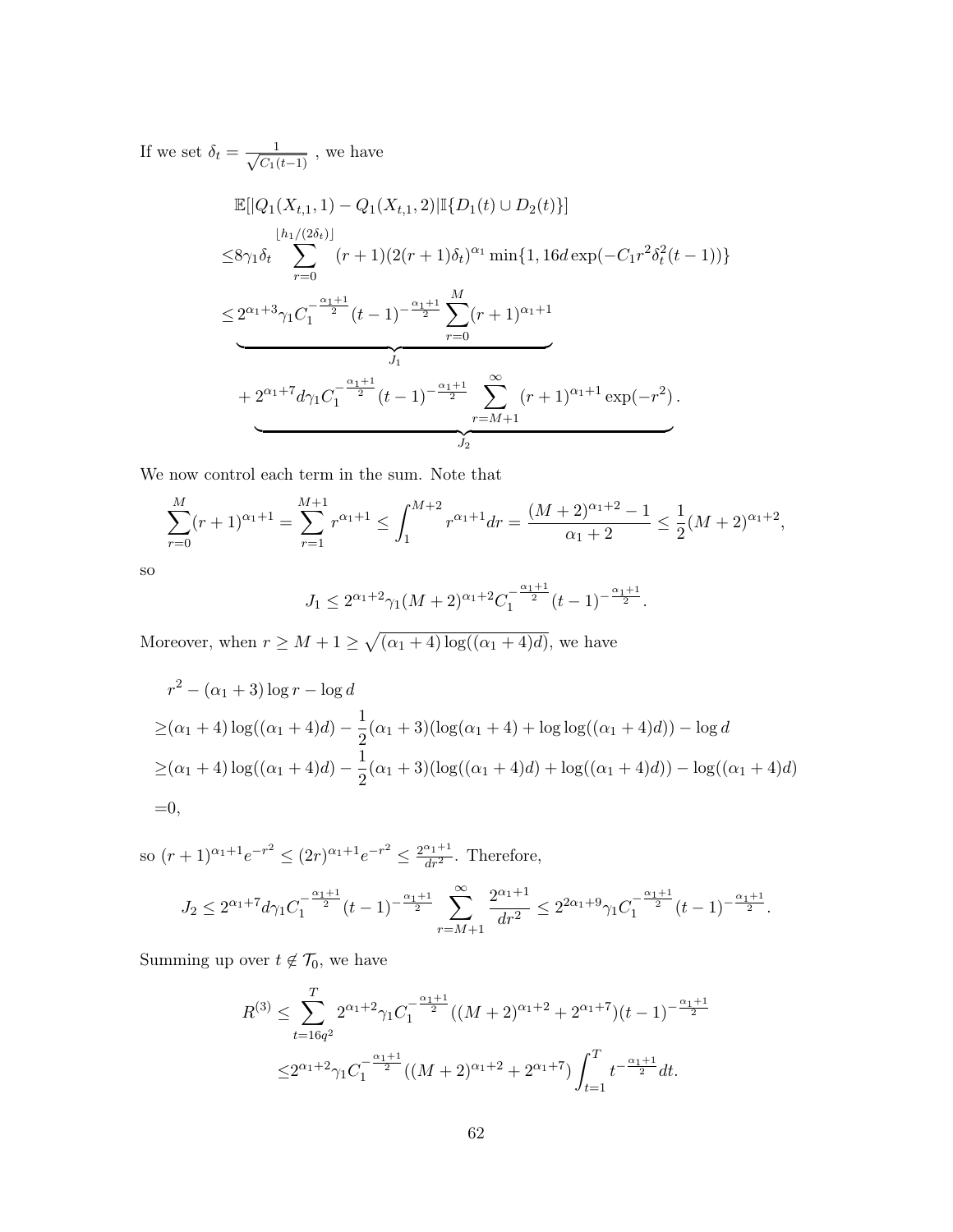If we set $\delta_t = \frac{1}{\sqrt{C_1(t-1)}}$ , we have

$$
\begin{aligned}
&\mathbb{E}[|Q_1(X_{t,1},1) - Q_1(X_{t,1},2)|\mathbb{I}\{D_1(t) \cup D_2(t)\}] \\
\le& 8\gamma_1\delta_t \sum_{r=0}^{\lfloor h_1/(2\delta_t)\rfloor} (r+1)(2(r+1)\delta_t)^{\alpha_1} \min\{1, 16d\exp(-C_1 r^2\delta_t^2(t-1))\} \\
\le& \underbrace{2^{\alpha_1+3}\gamma_1 C_1^{-\frac{\alpha_1+1}{2}}(t-1)^{-\frac{\alpha_1+1}{2}} \sum_{r=0}^{M}(r+1)^{\alpha_1+1}}_{J_1} \\
&+ \underbrace{2^{\alpha_1+7}d\gamma_1 C_1^{-\frac{\alpha_1+1}{2}}(t-1)^{-\frac{\alpha_1+1}{2}} \sum_{r=M+1}^{\infty}(r+1)^{\alpha_1+1}\exp(-r^2)}_{J_2}.
\end{aligned}
$$

We now control each term in the sum. Note that

$$
\sum_{r=0}^{M}(r+1)^{\alpha_1+1} = \sum_{r=1}^{M+1} r^{\alpha_1+1} \le \int_1^{M+2} r^{\alpha_1+1}dr = \frac{(M+2)^{\alpha_1+2}-1}{\alpha_1+2} \le \frac{1}{2}(M+2)^{\alpha_1+2},
$$

so

$$
J_1 \le 2^{\alpha_1+2}\gamma_1(M+2)^{\alpha_1+2}C_1^{-\frac{\alpha_1+1}{2}}(t-1)^{-\frac{\alpha_1+1}{2}}.
$$

Moreover, when $r \ge M+1 \ge \sqrt{(\alpha_1+4)\log((\alpha_1+4)d)}$, we have

$$
\begin{aligned}
&r^2 - (\alpha_1+3)\log r - \log d \\
\ge& (\alpha_1+4)\log((\alpha_1+4)d) - \frac{1}{2}(\alpha_1+3)(\log(\alpha_1+4) + \log\log((\alpha_1+4)d)) - \log d \\
\ge& (\alpha_1+4)\log((\alpha_1+4)d) - \frac{1}{2}(\alpha_1+3)(\log((\alpha_1+4)d) + \log((\alpha_1+4)d)) - \log((\alpha_1+4)d) \\
=& 0,
\end{aligned}
$$

so $(r+1)^{\alpha_1+1}e^{-r^2} \le (2r)^{\alpha_1+1}e^{-r^2} \le \frac{2^{\alpha_1+1}}{dr^2}$. Therefore,

$$
J_2 \le 2^{\alpha_1+7}d\gamma_1 C_1^{-\frac{\alpha_1+1}{2}}(t-1)^{-\frac{\alpha_1+1}{2}} \sum_{r=M+1}^{\infty} \frac{2^{\alpha_1+1}}{dr^2} \le 2^{2\alpha_1+9}\gamma_1 C_1^{-\frac{\alpha_1+1}{2}}(t-1)^{-\frac{\alpha_1+1}{2}}.
$$

Summing up over $t \notin \mathcal{T}_0$, we have

$$
\begin{aligned}
R^{(3)} \le& \sum_{t=16q^2}^{T} 2^{\alpha_1+2}\gamma_1 C_1^{-\frac{\alpha_1+1}{2}}((M+2)^{\alpha_1+2} + 2^{\alpha_1+7})(t-1)^{-\frac{\alpha_1+1}{2}} \\
\le& 2^{\alpha_1+2}\gamma_1 C_1^{-\frac{\alpha_1+1}{2}}((M+2)^{\alpha_1+2} + 2^{\alpha_1+7}) \int_{t=1}^{T} t^{-\frac{\alpha_1+1}{2}}dt.
\end{aligned}
$$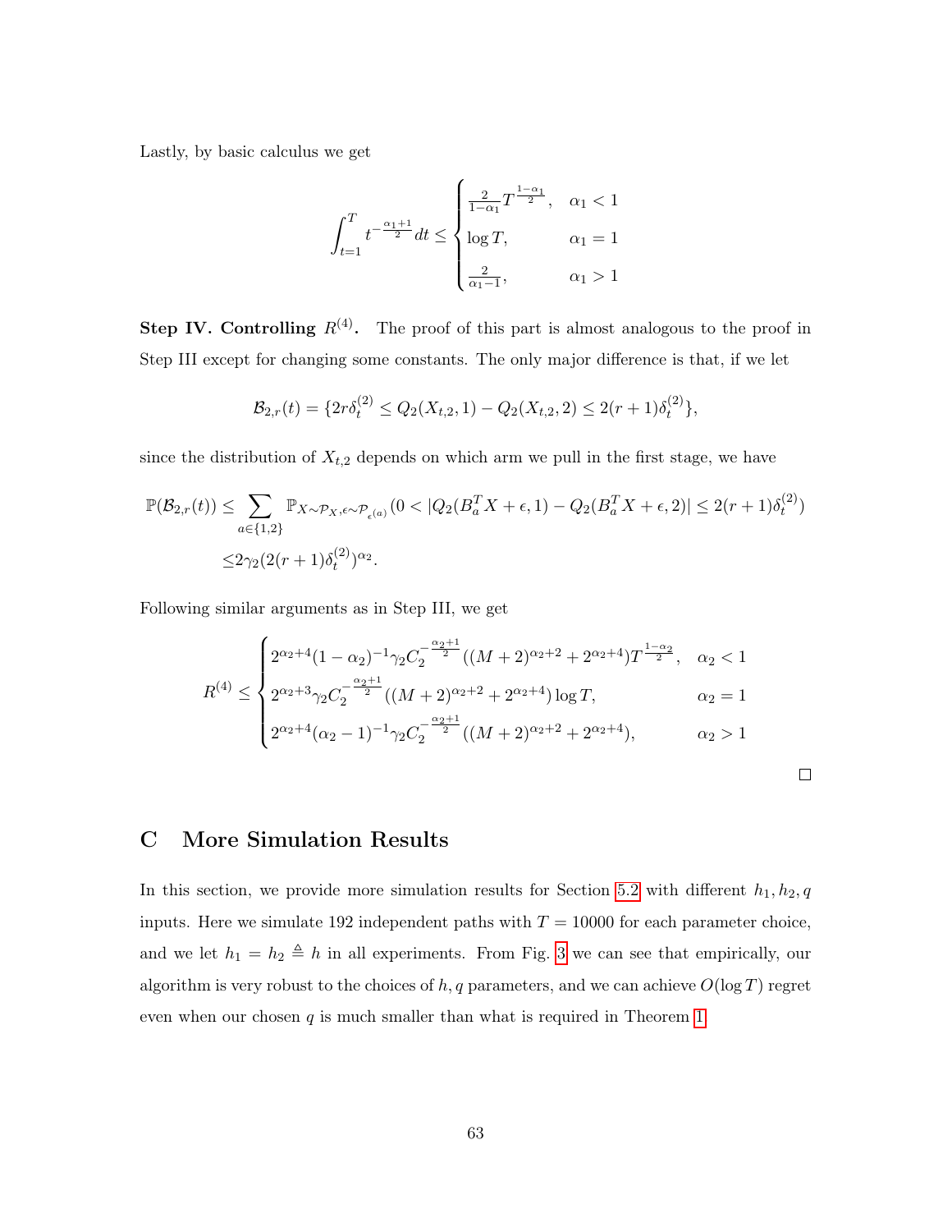Lastly, by basic calculus we get

$$\int_{t=1}^{T} t^{-\frac{\alpha_1+1}{2}} dt \le \begin{cases} \frac{2}{1-\alpha_1} T^{\frac{1-\alpha_1}{2}}, & \alpha_1 < 1 \\ \log T, & \alpha_1 = 1 \\ \frac{2}{\alpha_1 - 1}, & \alpha_1 > 1 \end{cases}$$

**Step IV. Controlling $R^{(4)}$.** The proof of this part is almost analogous to the proof in Step III except for changing some constants. The only major difference is that, if we let

$$\mathcal{B}_{2,r}(t) = \{2r\delta_t^{(2)} \le Q_2(X_{t,2}, 1) - Q_2(X_{t,2}, 2) \le 2(r+1)\delta_t^{(2)}\},$$

since the distribution of $X_{t,2}$ depends on which arm we pull in the first stage, we have

$$\begin{aligned} \mathbb{P}(\mathcal{B}_{2,r}(t)) \le & \sum_{a \in \{1,2\}} \mathbb{P}_{X \sim \mathcal{P}_X, \epsilon \sim \mathcal{P}_{\epsilon^{(a)}}} (0 < |Q_2(B_a^T X + \epsilon, 1) - Q_2(B_a^T X + \epsilon, 2)| \le 2(r+1)\delta_t^{(2)}) \\ \le & 2\gamma_2 (2(r+1)\delta_t^{(2)})^{\alpha_2}. \end{aligned}$$

Following similar arguments as in Step III, we get

$$R^{(4)} \le \begin{cases} 2^{\alpha_2+4}(1-\alpha_2)^{-1}\gamma_2 C_2^{-\frac{\alpha_2+1}{2}}((M+2)^{\alpha_2+2} + 2^{\alpha_2+4}) T^{\frac{1-\alpha_2}{2}}, & \alpha_2 < 1 \\ 2^{\alpha_2+3}\gamma_2 C_2^{-\frac{\alpha_2+1}{2}}((M+2)^{\alpha_2+2} + 2^{\alpha_2+4}) \log T, & \alpha_2 = 1 \\ 2^{\alpha_2+4}(\alpha_2-1)^{-1}\gamma_2 C_2^{-\frac{\alpha_2+1}{2}}((M+2)^{\alpha_2+2} + 2^{\alpha_2+4}), & \alpha_2 > 1 \end{cases}$$

□

# C More Simulation Results

In this section, we provide more simulation results for Section 5.2 with different $h_1, h_2, q$ inputs. Here we simulate 192 independent paths with $T = 10000$ for each parameter choice, and we let $h_1 = h_2 \triangleq h$ in all experiments. From Fig. 3 we can see that empirically, our algorithm is very robust to the choices of $h, q$ parameters, and we can achieve $O(\log T)$ regret even when our chosen $q$ is much smaller than what is required in Theorem 1.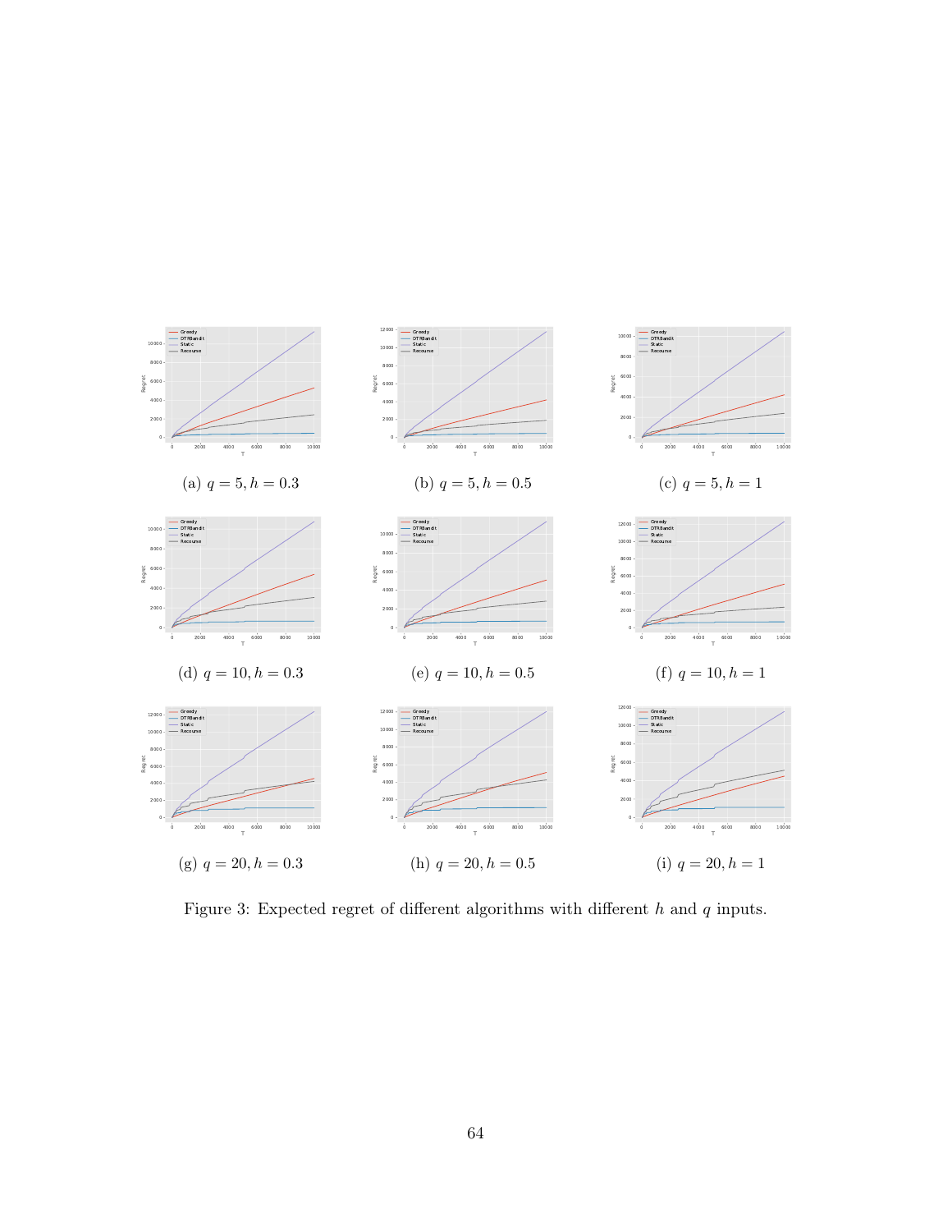Greedy
DTRBandit
Static
Recourse

(a) $q = 5, h = 0.3$

(b) $q = 5, h = 0.5$

(c) $q = 5, h = 1$

(d) $q = 10, h = 0.3$

(e) $q = 10, h = 0.5$

(f) $q = 10, h = 1$

(g) $q = 20, h = 0.3$

(h) $q = 20, h = 0.5$

(i) $q = 20, h = 1$

Figure 3: Expected regret of different algorithms with different $h$ and $q$ inputs.